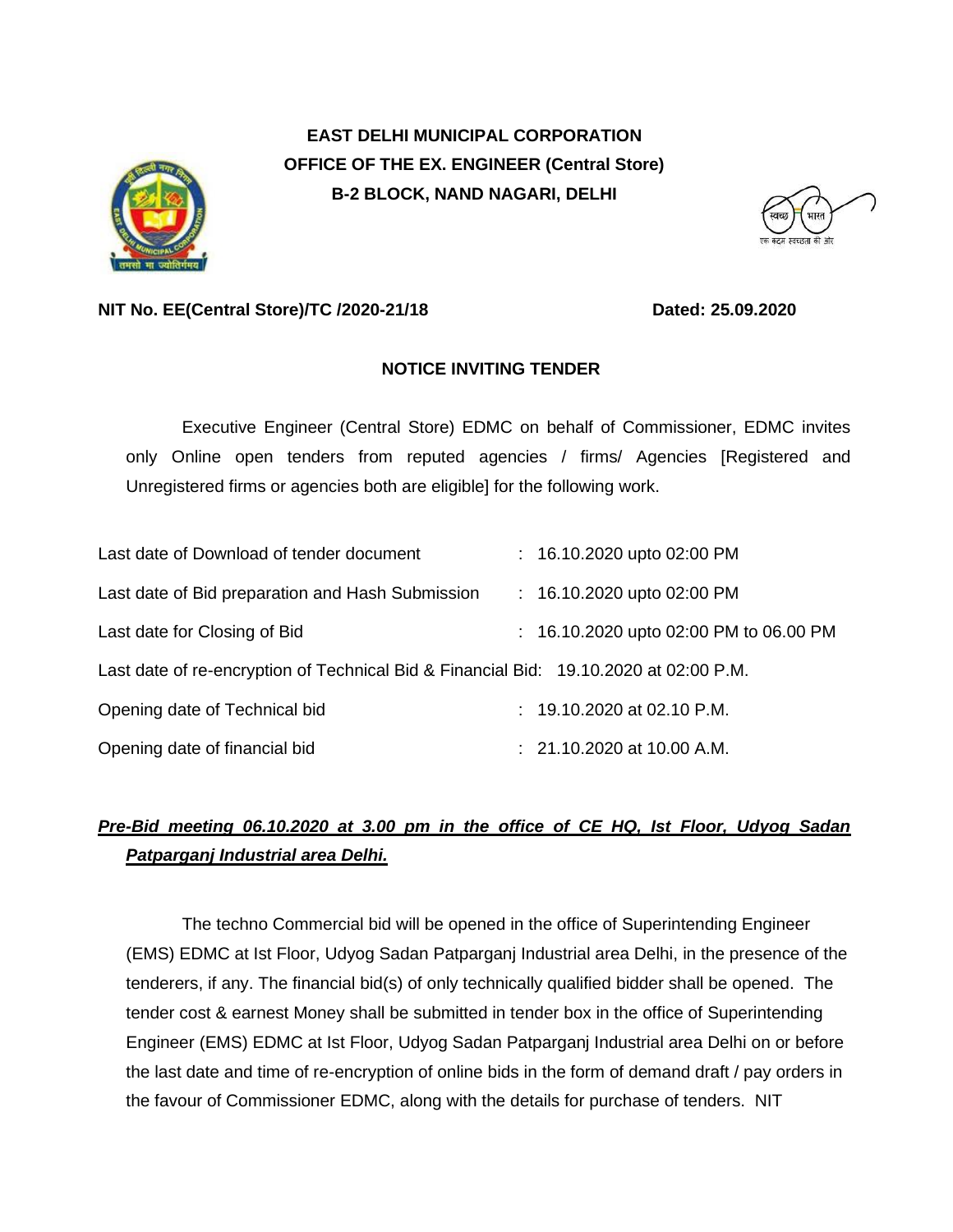**EAST DELHI MUNICIPAL CORPORATION**
**OFFICE OF THE EX. ENGINEER (Central Store)**
**B-2 BLOCK, NAND NAGARI, DELHI**

**NIT No. EE(Central Store)/TC /2020-21/18** **Dated: 25.09.2020**

## NOTICE INVITING TENDER

Executive Engineer (Central Store) EDMC on behalf of Commissioner, EDMC invites only Online open tenders from reputed agencies / firms/ Agencies [Registered and Unregistered firms or agencies both are eligible] for the following work.

| | | |
|---|---|---|
| Last date of Download of tender document | : | 16.10.2020 upto 02:00 PM |
| Last date of Bid preparation and Hash Submission | : | 16.10.2020 upto 02:00 PM |
| Last date for Closing of Bid | : | 16.10.2020 upto 02:00 PM to 06.00 PM |
| Last date of re-encryption of Technical Bid & Financial Bid: | | 19.10.2020 at 02:00 P.M. |
| Opening date of Technical bid | : | 19.10.2020 at 02.10 P.M. |
| Opening date of financial bid | : | 21.10.2020 at 10.00 A.M. |

***Pre-Bid meeting 06.10.2020 at 3.00 pm in the office of CE HQ, Ist Floor, Udyog Sadan Patparganj Industrial area Delhi.***

The techno Commercial bid will be opened in the office of Superintending Engineer (EMS) EDMC at Ist Floor, Udyog Sadan Patparganj Industrial area Delhi, in the presence of the tenderers, if any. The financial bid(s) of only technically qualified bidder shall be opened. The tender cost & earnest Money shall be submitted in tender box in the office of Superintending Engineer (EMS) EDMC at Ist Floor, Udyog Sadan Patparganj Industrial area Delhi on or before the last date and time of re-encryption of online bids in the form of demand draft / pay orders in the favour of Commissioner EDMC, along with the details for purchase of tenders. NIT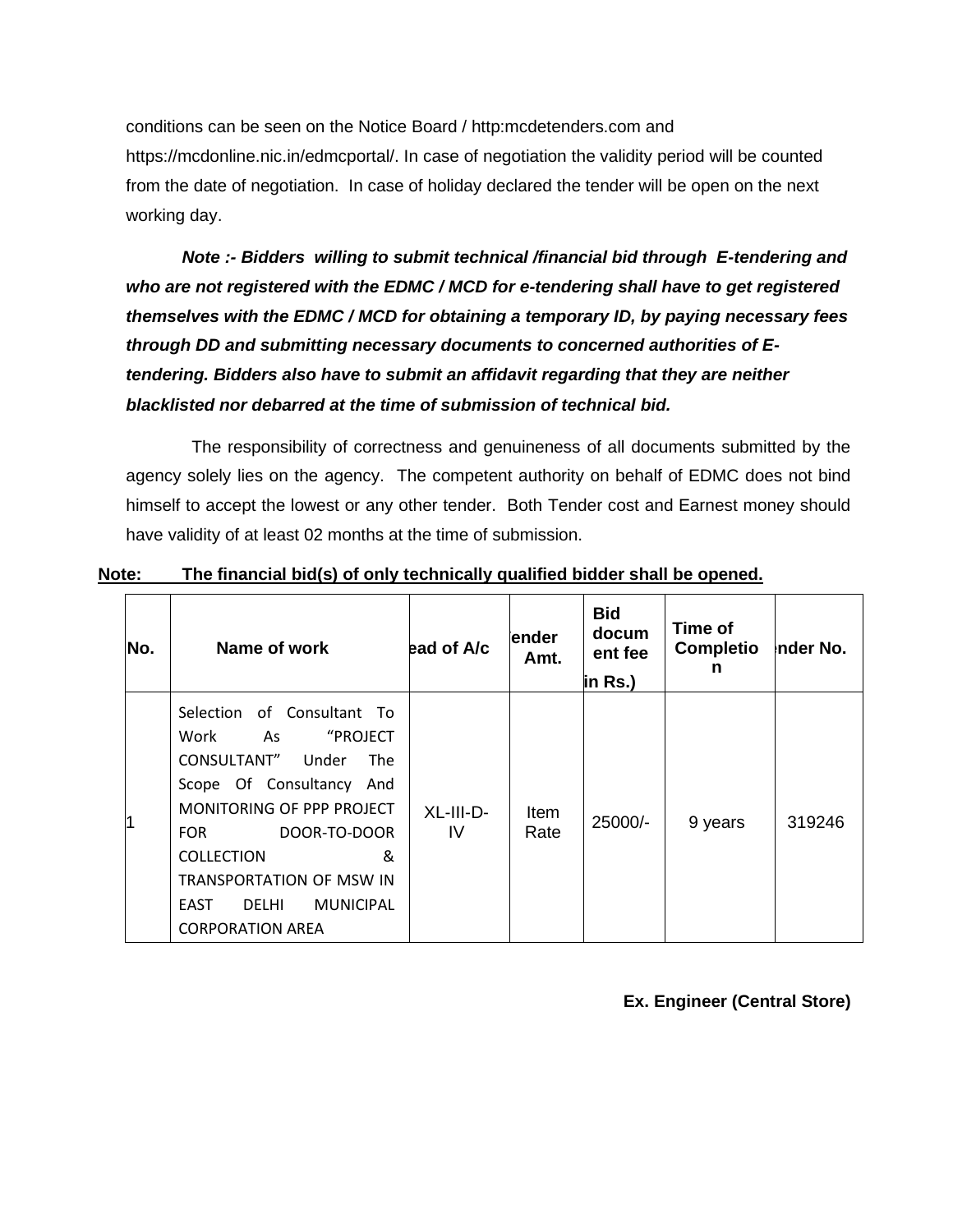conditions can be seen on the Notice Board / http:mcdetenders.com and https://mcdonline.nic.in/edmcportal/. In case of negotiation the validity period will be counted from the date of negotiation. In case of holiday declared the tender will be open on the next working day.

***Note :- Bidders willing to submit technical /financial bid through E-tendering and who are not registered with the EDMC / MCD for e-tendering shall have to get registered themselves with the EDMC / MCD for obtaining a temporary ID, by paying necessary fees through DD and submitting necessary documents to concerned authorities of E-tendering. Bidders also have to submit an affidavit regarding that they are neither blacklisted nor debarred at the time of submission of technical bid.***

The responsibility of correctness and genuineness of all documents submitted by the agency solely lies on the agency. The competent authority on behalf of EDMC does not bind himself to accept the lowest or any other tender. Both Tender cost and Earnest money should have validity of at least 02 months at the time of submission.

**Note: The financial bid(s) of only technically qualified bidder shall be opened.**

| No. | Name of work | ead of A/c | ender Amt. | Bid document fee in Rs.) | Time of Completion | nder No. |
|---|---|---|---|---|---|---|
| 1 | Selection of Consultant To Work As "PROJECT CONSULTANT" Under The Scope Of Consultancy And MONITORING OF PPP PROJECT FOR DOOR-TO-DOOR COLLECTION & TRANSPORTATION OF MSW IN EAST DELHI MUNICIPAL CORPORATION AREA | XL-III-D-IV | Item Rate | 25000/- | 9 years | 319246 |

**Ex. Engineer (Central Store)**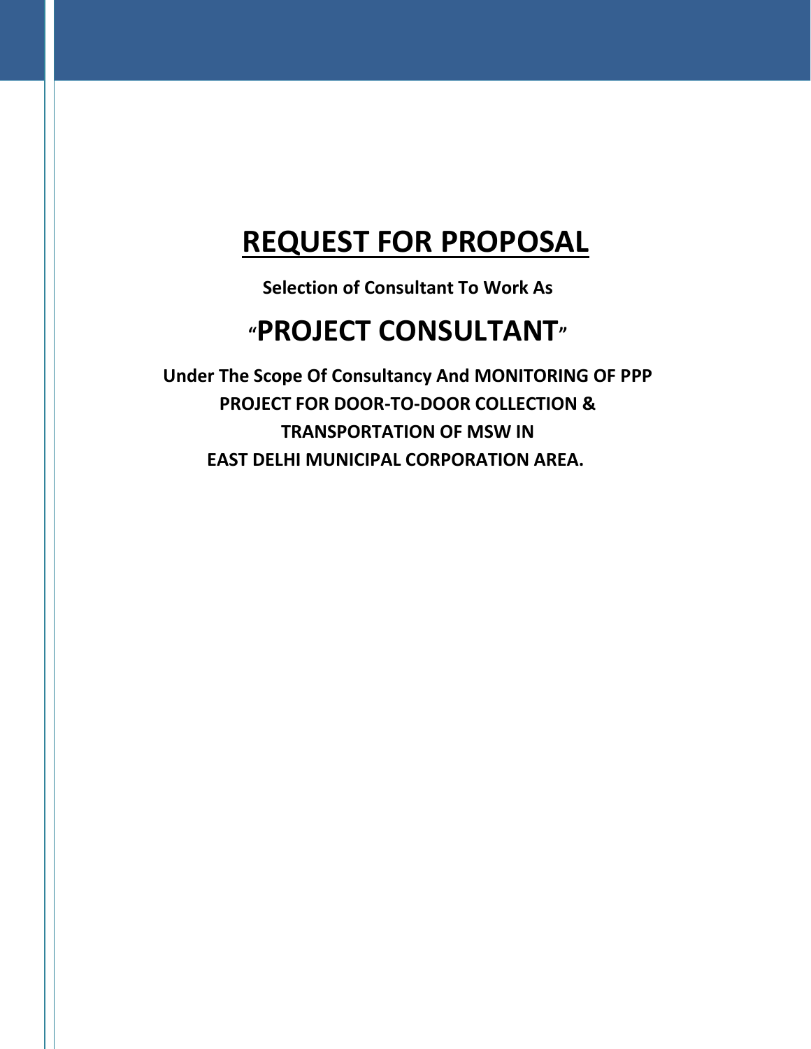# REQUEST FOR PROPOSAL

**Selection of Consultant To Work As**

## "PROJECT CONSULTANT"

**Under The Scope Of Consultancy And MONITORING OF PPP PROJECT FOR DOOR-TO-DOOR COLLECTION & TRANSPORTATION OF MSW IN EAST DELHI MUNICIPAL CORPORATION AREA.**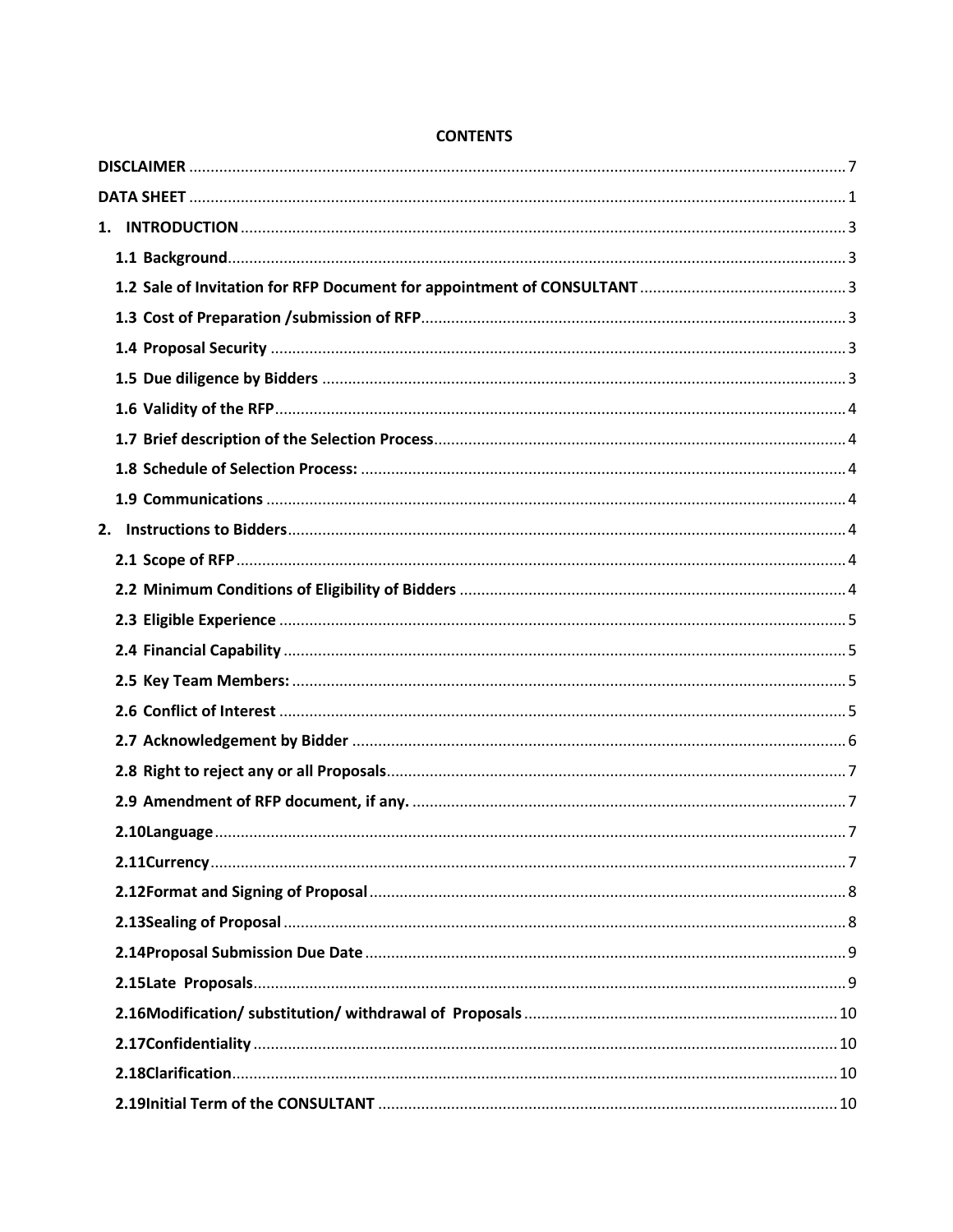**CONTENTS**

**DISCLAIMER** .......... 7

**DATA SHEET** .......... 1

**1. INTRODUCTION** .......... 3

- **1.1 Background** .......... 3
- **1.2 Sale of Invitation for RFP Document for appointment of CONSULTANT** .......... 3
- **1.3 Cost of Preparation /submission of RFP** .......... 3
- **1.4 Proposal Security** .......... 3
- **1.5 Due diligence by Bidders** .......... 3
- **1.6 Validity of the RFP** .......... 4
- **1.7 Brief description of the Selection Process** .......... 4
- **1.8 Schedule of Selection Process:** .......... 4
- **1.9 Communications** .......... 4

**2. Instructions to Bidders** .......... 4

- **2.1 Scope of RFP** .......... 4
- **2.2 Minimum Conditions of Eligibility of Bidders** .......... 4
- **2.3 Eligible Experience** .......... 5
- **2.4 Financial Capability** .......... 5
- **2.5 Key Team Members:** .......... 5
- **2.6 Conflict of Interest** .......... 5
- **2.7 Acknowledgement by Bidder** .......... 6
- **2.8 Right to reject any or all Proposals** .......... 7
- **2.9 Amendment of RFP document, if any.** .......... 7
- **2.10Language** .......... 7
- **2.11Currency** .......... 7
- **2.12Format and Signing of Proposal** .......... 8
- **2.13Sealing of Proposal** .......... 8
- **2.14Proposal Submission Due Date** .......... 9
- **2.15Late Proposals** .......... 9
- **2.16Modification/ substitution/ withdrawal of Proposals** .......... 10
- **2.17Confidentiality** .......... 10
- **2.18Clarification** .......... 10
- **2.19Initial Term of the CONSULTANT** .......... 10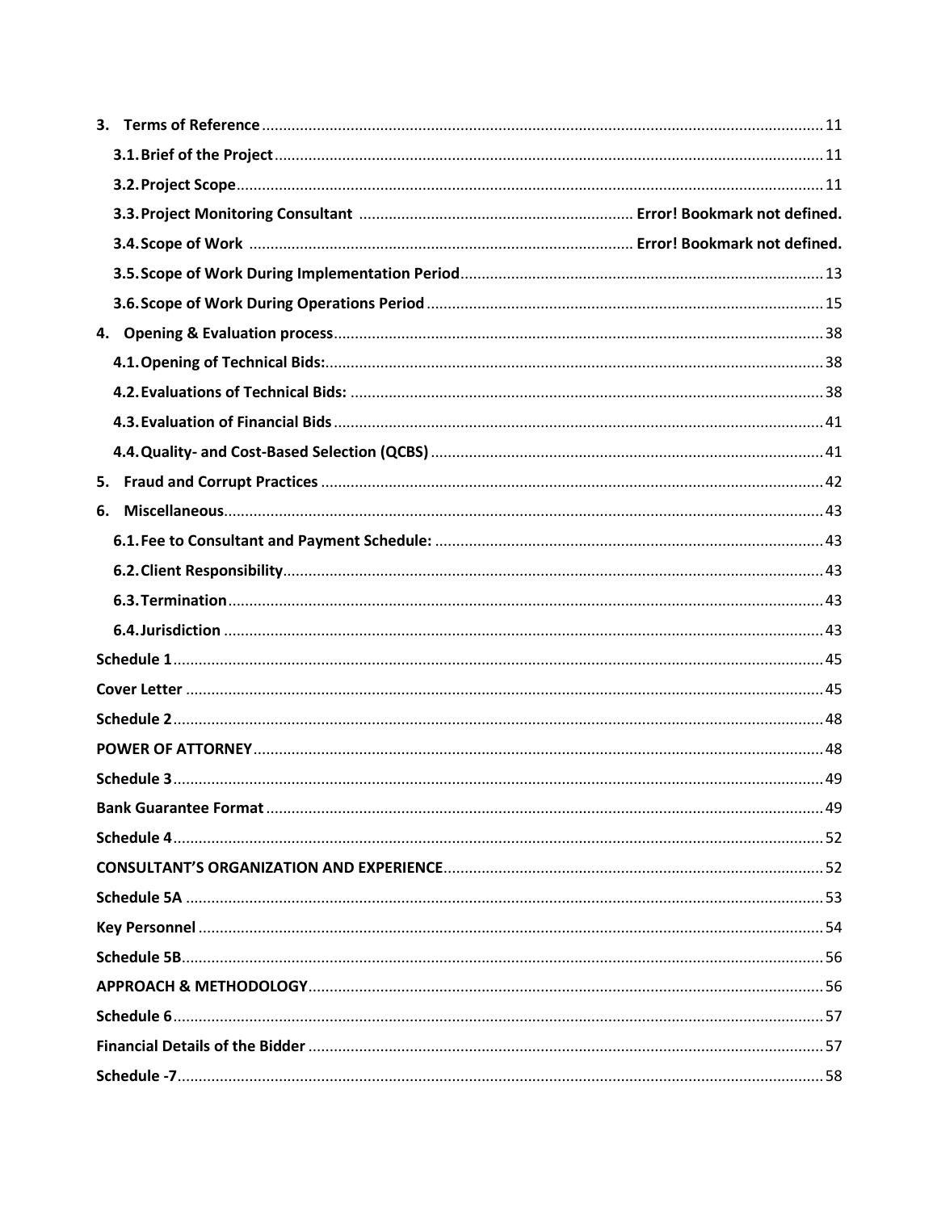**3. Terms of Reference** ........ 11

**3.1. Brief of the Project** ........ 11

**3.2. Project Scope** ........ 11

**3.3. Project Monitoring Consultant** ........ **Error! Bookmark not defined.**

**3.4. Scope of Work** ........ **Error! Bookmark not defined.**

**3.5. Scope of Work During Implementation Period** ........ 13

**3.6. Scope of Work During Operations Period** ........ 15

**4. Opening & Evaluation process** ........ 38

**4.1. Opening of Technical Bids:** ........ 38

**4.2. Evaluations of Technical Bids:** ........ 38

**4.3. Evaluation of Financial Bids** ........ 41

**4.4. Quality- and Cost-Based Selection (QCBS)** ........ 41

**5. Fraud and Corrupt Practices** ........ 42

**6. Miscellaneous** ........ 43

**6.1. Fee to Consultant and Payment Schedule:** ........ 43

**6.2. Client Responsibility** ........ 43

**6.3. Termination** ........ 43

**6.4. Jurisdiction** ........ 43

**Schedule 1** ........ 45

**Cover Letter** ........ 45

**Schedule 2** ........ 48

**POWER OF ATTORNEY** ........ 48

**Schedule 3** ........ 49

**Bank Guarantee Format** ........ 49

**Schedule 4** ........ 52

**CONSULTANT'S ORGANIZATION AND EXPERIENCE** ........ 52

**Schedule 5A** ........ 53

**Key Personnel** ........ 54

**Schedule 5B** ........ 56

**APPROACH & METHODOLOGY** ........ 56

**Schedule 6** ........ 57

**Financial Details of the Bidder** ........ 57

**Schedule -7** ........ 58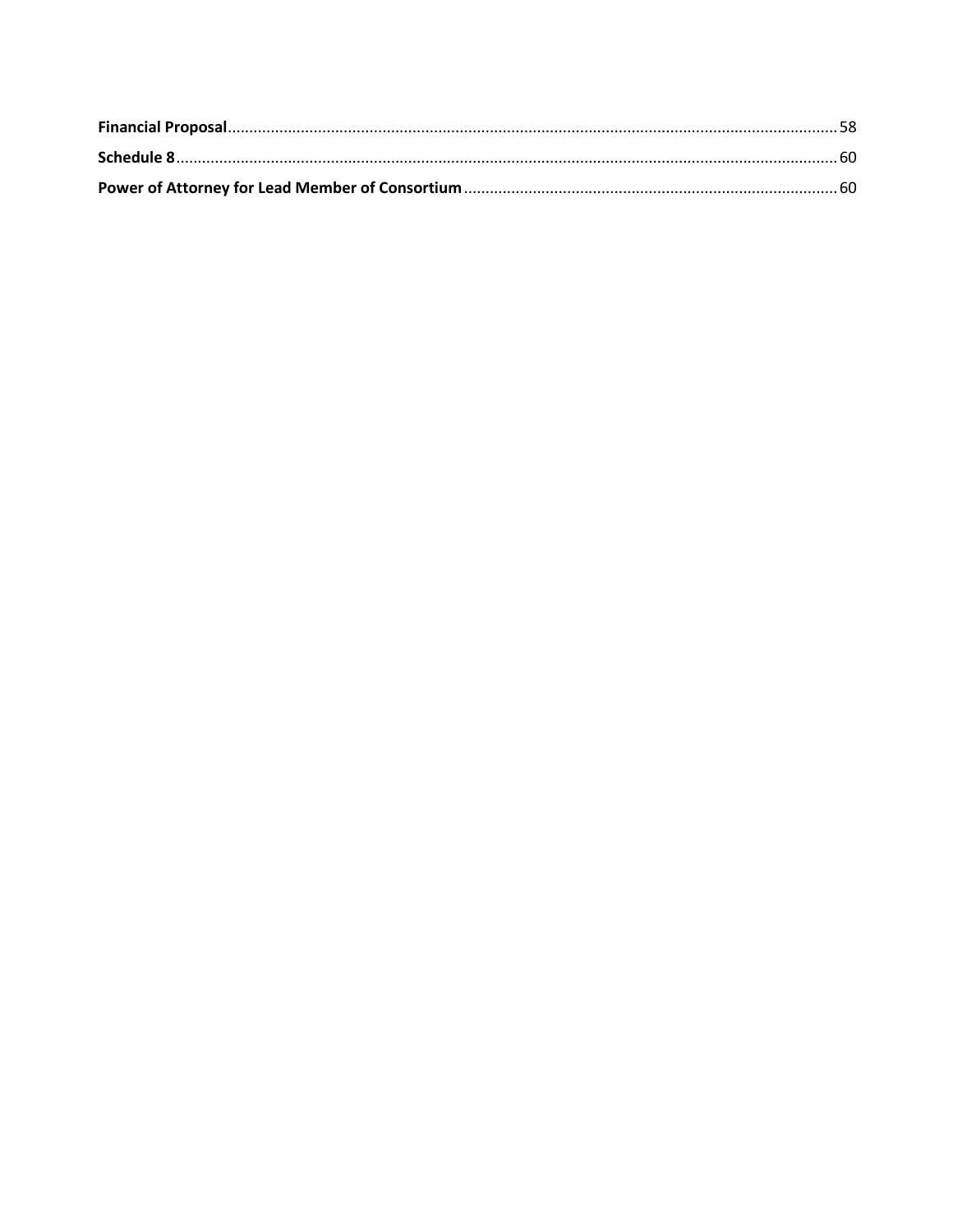**Financial Proposal** ........................................................................................................................................ 58

**Schedule 8** ...................................................................................................................................................... 60

**Power of Attorney for Lead Member of Consortium** ...................................................................................... 60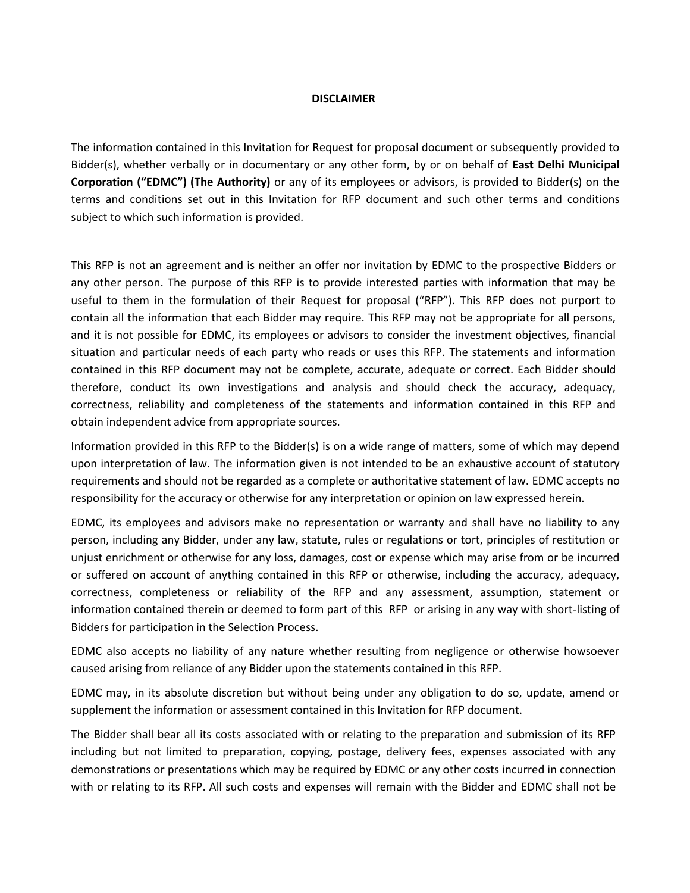**DISCLAIMER**

The information contained in this Invitation for Request for proposal document or subsequently provided to Bidder(s), whether verbally or in documentary or any other form, by or on behalf of **East Delhi Municipal Corporation ("EDMC") (The Authority)** or any of its employees or advisors, is provided to Bidder(s) on the terms and conditions set out in this Invitation for RFP document and such other terms and conditions subject to which such information is provided.

This RFP is not an agreement and is neither an offer nor invitation by EDMC to the prospective Bidders or any other person. The purpose of this RFP is to provide interested parties with information that may be useful to them in the formulation of their Request for proposal ("RFP"). This RFP does not purport to contain all the information that each Bidder may require. This RFP may not be appropriate for all persons, and it is not possible for EDMC, its employees or advisors to consider the investment objectives, financial situation and particular needs of each party who reads or uses this RFP. The statements and information contained in this RFP document may not be complete, accurate, adequate or correct. Each Bidder should therefore, conduct its own investigations and analysis and should check the accuracy, adequacy, correctness, reliability and completeness of the statements and information contained in this RFP and obtain independent advice from appropriate sources.

Information provided in this RFP to the Bidder(s) is on a wide range of matters, some of which may depend upon interpretation of law. The information given is not intended to be an exhaustive account of statutory requirements and should not be regarded as a complete or authoritative statement of law. EDMC accepts no responsibility for the accuracy or otherwise for any interpretation or opinion on law expressed herein.

EDMC, its employees and advisors make no representation or warranty and shall have no liability to any person, including any Bidder, under any law, statute, rules or regulations or tort, principles of restitution or unjust enrichment or otherwise for any loss, damages, cost or expense which may arise from or be incurred or suffered on account of anything contained in this RFP or otherwise, including the accuracy, adequacy, correctness, completeness or reliability of the RFP and any assessment, assumption, statement or information contained therein or deemed to form part of this RFP or arising in any way with short-listing of Bidders for participation in the Selection Process.

EDMC also accepts no liability of any nature whether resulting from negligence or otherwise howsoever caused arising from reliance of any Bidder upon the statements contained in this RFP.

EDMC may, in its absolute discretion but without being under any obligation to do so, update, amend or supplement the information or assessment contained in this Invitation for RFP document.

The Bidder shall bear all its costs associated with or relating to the preparation and submission of its RFP including but not limited to preparation, copying, postage, delivery fees, expenses associated with any demonstrations or presentations which may be required by EDMC or any other costs incurred in connection with or relating to its RFP. All such costs and expenses will remain with the Bidder and EDMC shall not be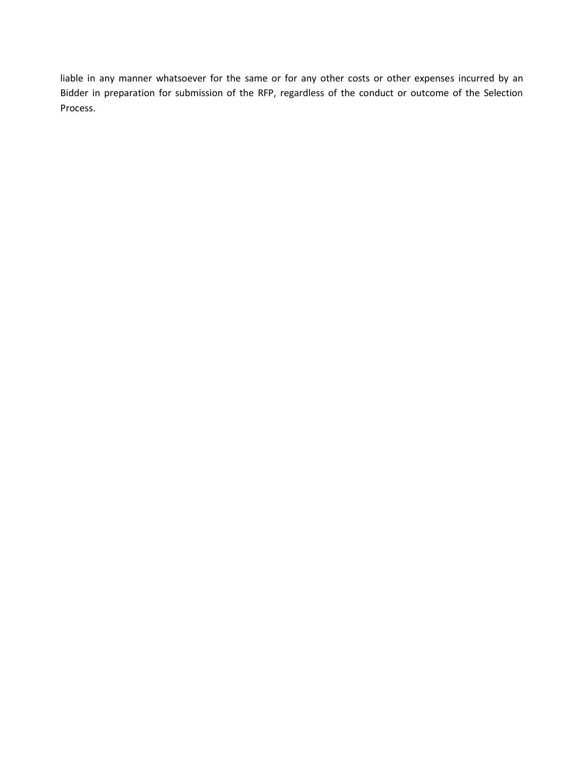liable in any manner whatsoever for the same or for any other costs or other expenses incurred by an Bidder in preparation for submission of the RFP, regardless of the conduct or outcome of the Selection Process.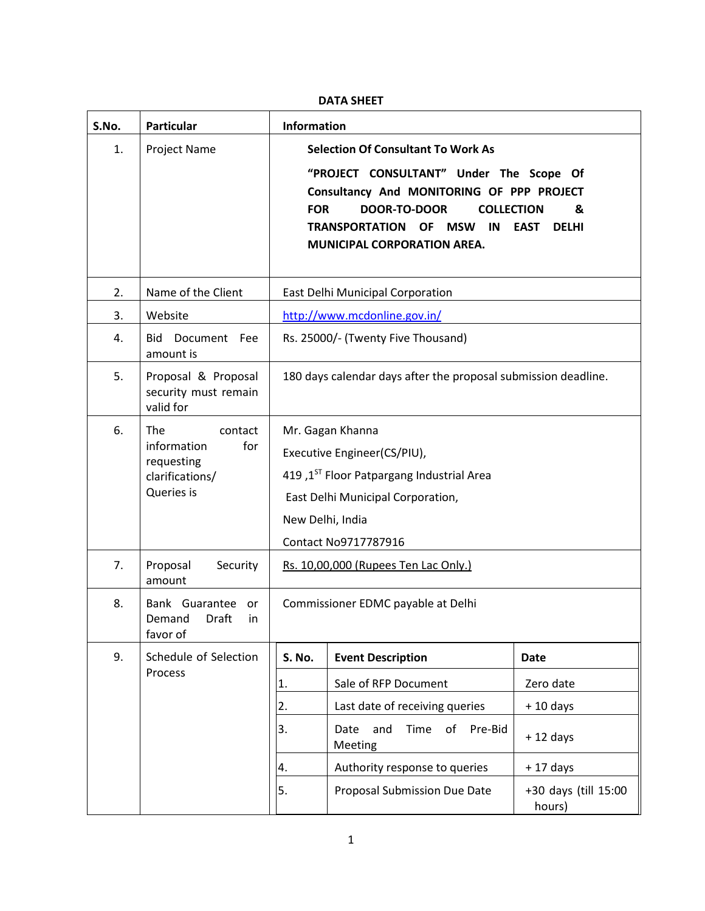## DATA SHEET

| S.No. | Particular | Information |
|---|---|---|
| 1. | Project Name | **Selection Of Consultant To Work As "PROJECT CONSULTANT" Under The Scope Of Consultancy And MONITORING OF PPP PROJECT FOR DOOR-TO-DOOR COLLECTION & TRANSPORTATION OF MSW IN EAST DELHI MUNICIPAL CORPORATION AREA.** |
| 2. | Name of the Client | East Delhi Municipal Corporation |
| 3. | Website | http://www.mcdonline.gov.in/ |
| 4. | Bid Document Fee amount is | Rs. 25000/- (Twenty Five Thousand) |
| 5. | Proposal & Proposal security must remain valid for | 180 days calendar days after the proposal submission deadline. |
| 6. | The contact information for requesting clarifications/ Queries is | Mr. Gagan Khanna<br>Executive Engineer(CS/PIU),<br>419 ,1ST Floor Patpargang Industrial Area<br>East Delhi Municipal Corporation,<br>New Delhi, India<br>Contact No9717787916 |
| 7. | Proposal Security amount | Rs. 10,00,000 (Rupees Ten Lac Only.) |
| 8. | Bank Guarantee or Demand Draft in favor of | Commissioner EDMC payable at Delhi |
| 9. | Schedule of Selection Process | See schedule below |

**Schedule of Selection Process:**

| S. No. | Event Description | Date |
|---|---|---|
| 1. | Sale of RFP Document | Zero date |
| 2. | Last date of receiving queries | + 10 days |
| 3. | Date and Time of Pre-Bid Meeting | + 12 days |
| 4. | Authority response to queries | + 17 days |
| 5. | Proposal Submission Due Date | +30 days (till 15:00 hours) |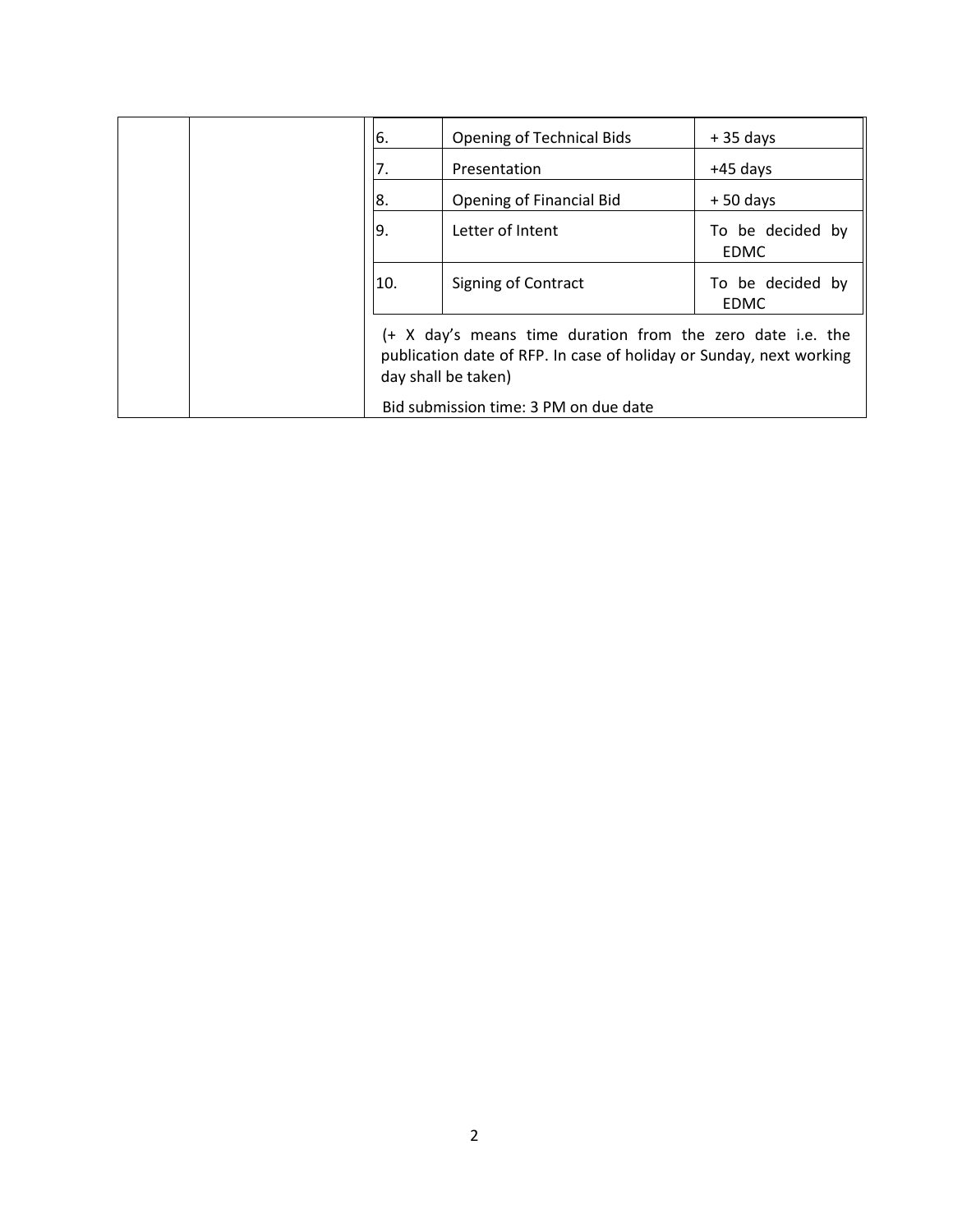| | | | | |
|---|---|---|---|---|
| | | 6. | Opening of Technical Bids | + 35 days |
| | | 7. | Presentation | +45 days |
| | | 8. | Opening of Financial Bid | + 50 days |
| | | 9. | Letter of Intent | To be decided by EDMC |
| | | 10. | Signing of Contract | To be decided by EDMC |

(+ X day's means time duration from the zero date i.e. the publication date of RFP. In case of holiday or Sunday, next working day shall be taken)

Bid submission time: 3 PM on due date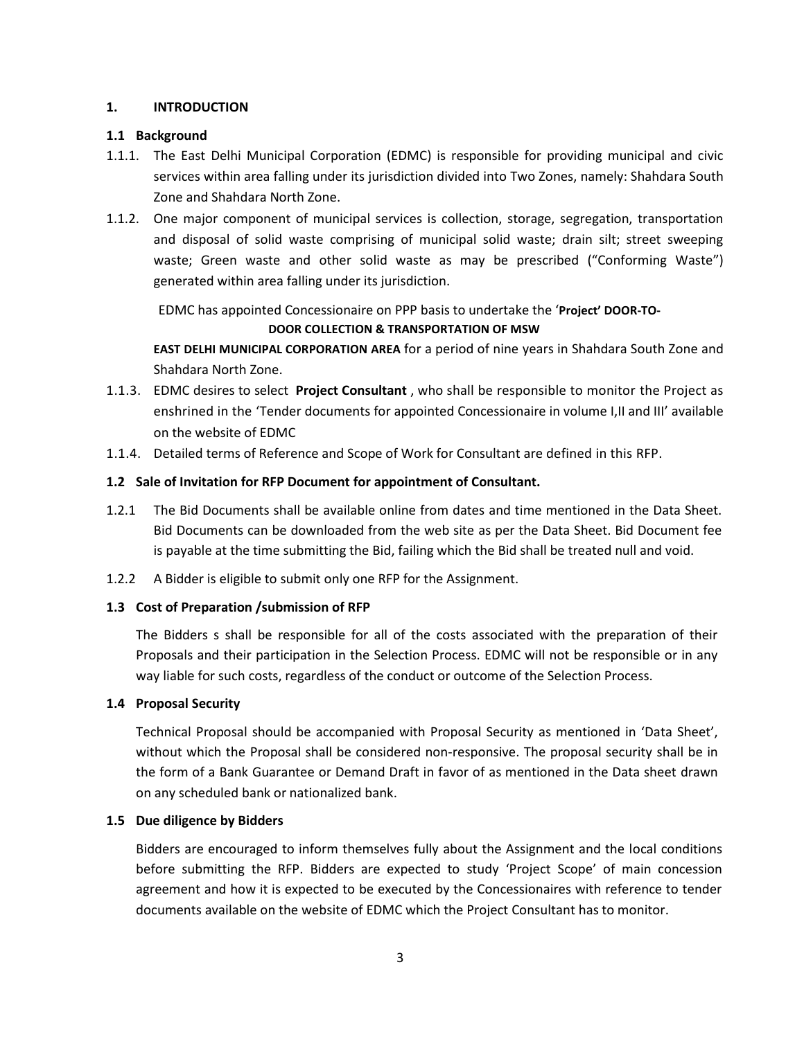## 1. INTRODUCTION

### 1.1 Background

1.1.1. The East Delhi Municipal Corporation (EDMC) is responsible for providing municipal and civic services within area falling under its jurisdiction divided into Two Zones, namely: Shahdara South Zone and Shahdara North Zone.

1.1.2. One major component of municipal services is collection, storage, segregation, transportation and disposal of solid waste comprising of municipal solid waste; drain silt; street sweeping waste; Green waste and other solid waste as may be prescribed ("Conforming Waste") generated within area falling under its jurisdiction.

EDMC has appointed Concessionaire on PPP basis to undertake the '**Project' DOOR-TO-DOOR COLLECTION & TRANSPORTATION OF MSW EAST DELHI MUNICIPAL CORPORATION AREA** for a period of nine years in Shahdara South Zone and Shahdara North Zone.

1.1.3. EDMC desires to select **Project Consultant** , who shall be responsible to monitor the Project as enshrined in the 'Tender documents for appointed Concessionaire in volume I,II and III' available on the website of EDMC

1.1.4. Detailed terms of Reference and Scope of Work for Consultant are defined in this RFP.

### 1.2 Sale of Invitation for RFP Document for appointment of Consultant.

1.2.1 The Bid Documents shall be available online from dates and time mentioned in the Data Sheet. Bid Documents can be downloaded from the web site as per the Data Sheet. Bid Document fee is payable at the time submitting the Bid, failing which the Bid shall be treated null and void.

1.2.2 A Bidder is eligible to submit only one RFP for the Assignment.

### 1.3 Cost of Preparation /submission of RFP

The Bidders s shall be responsible for all of the costs associated with the preparation of their Proposals and their participation in the Selection Process. EDMC will not be responsible or in any way liable for such costs, regardless of the conduct or outcome of the Selection Process.

### 1.4 Proposal Security

Technical Proposal should be accompanied with Proposal Security as mentioned in 'Data Sheet', without which the Proposal shall be considered non-responsive. The proposal security shall be in the form of a Bank Guarantee or Demand Draft in favor of as mentioned in the Data sheet drawn on any scheduled bank or nationalized bank.

### 1.5 Due diligence by Bidders

Bidders are encouraged to inform themselves fully about the Assignment and the local conditions before submitting the RFP. Bidders are expected to study 'Project Scope' of main concession agreement and how it is expected to be executed by the Concessionaires with reference to tender documents available on the website of EDMC which the Project Consultant has to monitor.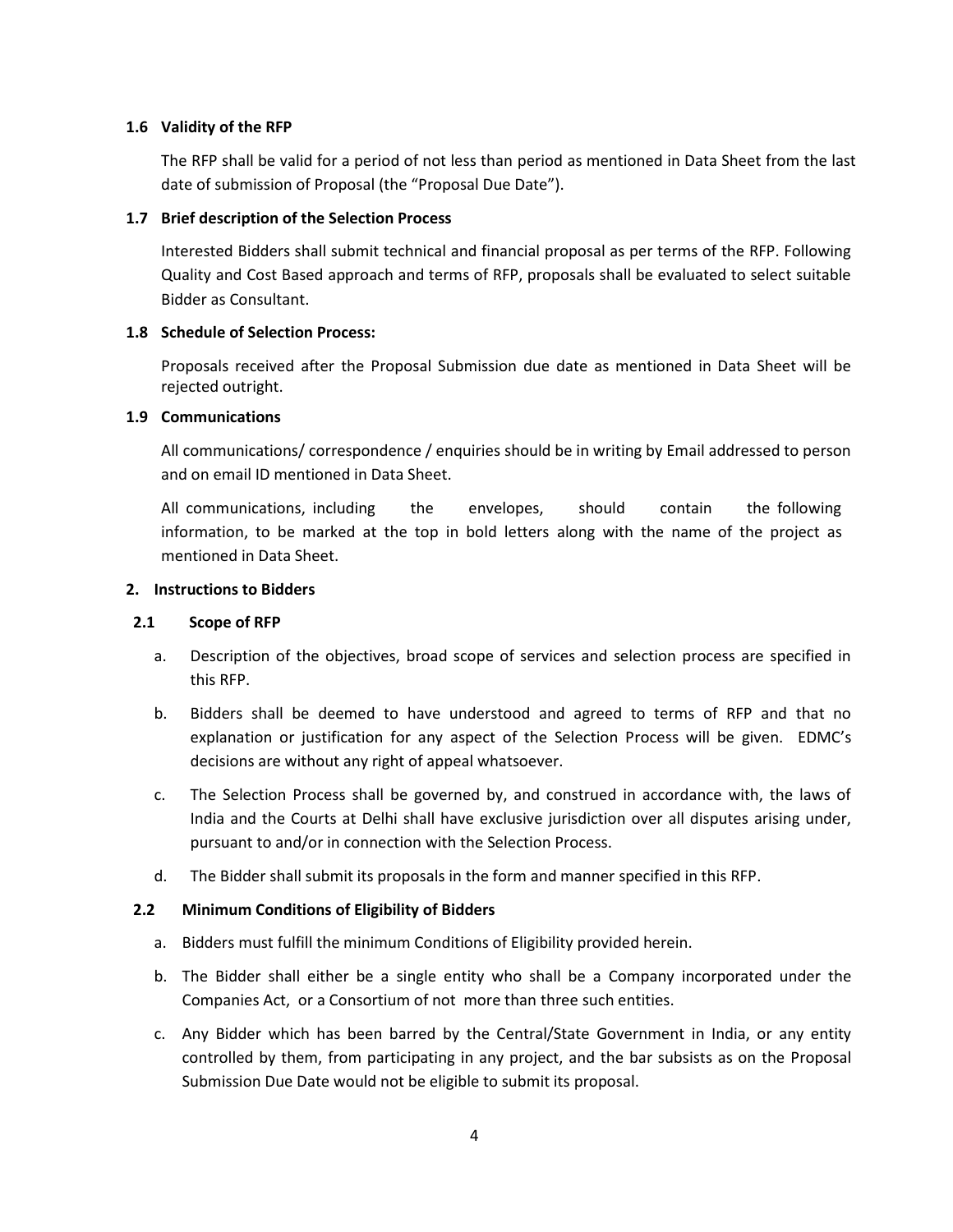### 1.6 Validity of the RFP

The RFP shall be valid for a period of not less than period as mentioned in Data Sheet from the last date of submission of Proposal (the "Proposal Due Date").

### 1.7 Brief description of the Selection Process

Interested Bidders shall submit technical and financial proposal as per terms of the RFP. Following Quality and Cost Based approach and terms of RFP, proposals shall be evaluated to select suitable Bidder as Consultant.

### 1.8 Schedule of Selection Process:

Proposals received after the Proposal Submission due date as mentioned in Data Sheet will be rejected outright.

### 1.9 Communications

All communications/ correspondence / enquiries should be in writing by Email addressed to person and on email ID mentioned in Data Sheet.

All communications, including the envelopes, should contain the following information, to be marked at the top in bold letters along with the name of the project as mentioned in Data Sheet.

## 2. Instructions to Bidders

### 2.1 Scope of RFP

a. Description of the objectives, broad scope of services and selection process are specified in this RFP.

b. Bidders shall be deemed to have understood and agreed to terms of RFP and that no explanation or justification for any aspect of the Selection Process will be given. EDMC's decisions are without any right of appeal whatsoever.

c. The Selection Process shall be governed by, and construed in accordance with, the laws of India and the Courts at Delhi shall have exclusive jurisdiction over all disputes arising under, pursuant to and/or in connection with the Selection Process.

d. The Bidder shall submit its proposals in the form and manner specified in this RFP.

### 2.2 Minimum Conditions of Eligibility of Bidders

a. Bidders must fulfill the minimum Conditions of Eligibility provided herein.

b. The Bidder shall either be a single entity who shall be a Company incorporated under the Companies Act, or a Consortium of not more than three such entities.

c. Any Bidder which has been barred by the Central/State Government in India, or any entity controlled by them, from participating in any project, and the bar subsists as on the Proposal Submission Due Date would not be eligible to submit its proposal.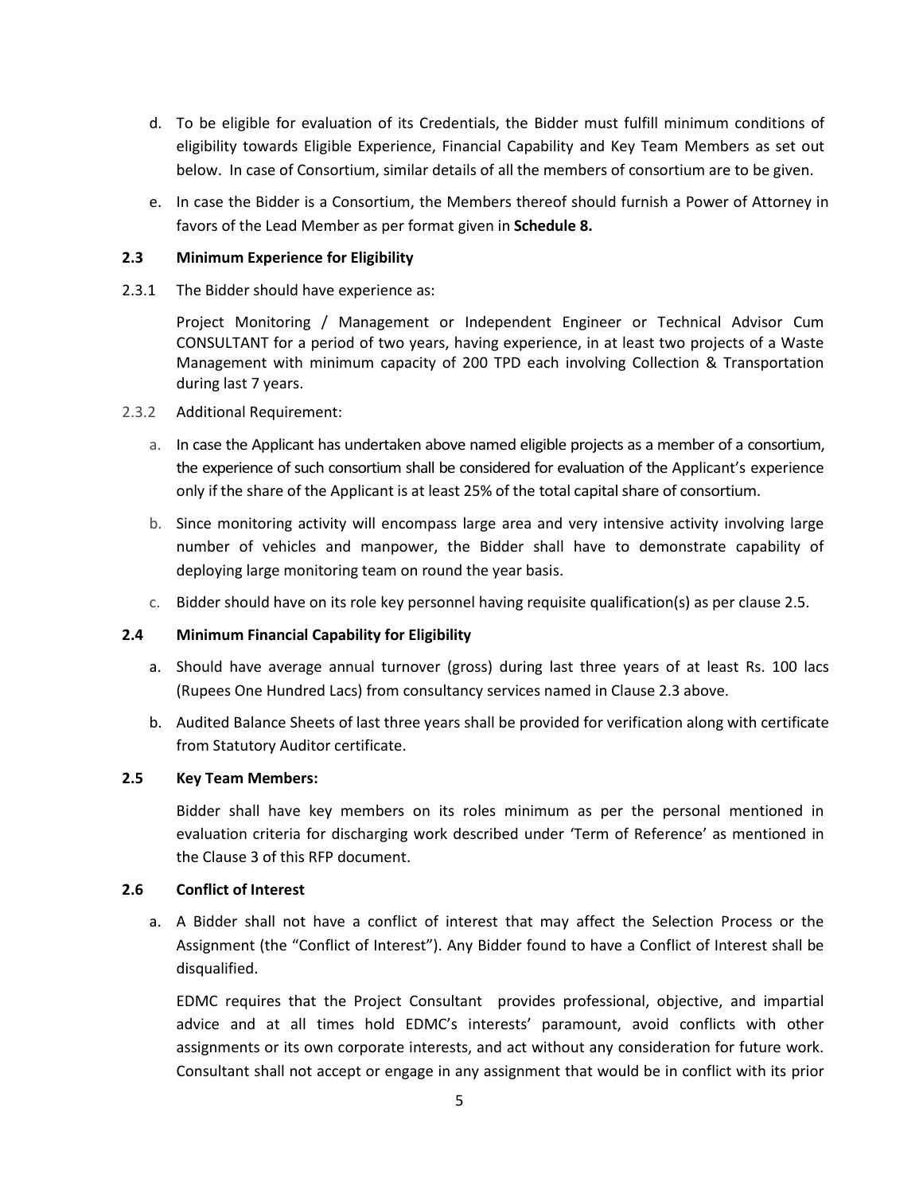d. To be eligible for evaluation of its Credentials, the Bidder must fulfill minimum conditions of eligibility towards Eligible Experience, Financial Capability and Key Team Members as set out below. In case of Consortium, similar details of all the members of consortium are to be given.

e. In case the Bidder is a Consortium, the Members thereof should furnish a Power of Attorney in favors of the Lead Member as per format given in **Schedule 8.**

### 2.3 Minimum Experience for Eligibility

2.3.1 The Bidder should have experience as:

Project Monitoring / Management or Independent Engineer or Technical Advisor Cum CONSULTANT for a period of two years, having experience, in at least two projects of a Waste Management with minimum capacity of 200 TPD each involving Collection & Transportation during last 7 years.

2.3.2 Additional Requirement:

a. In case the Applicant has undertaken above named eligible projects as a member of a consortium, the experience of such consortium shall be considered for evaluation of the Applicant's experience only if the share of the Applicant is at least 25% of the total capital share of consortium.

b. Since monitoring activity will encompass large area and very intensive activity involving large number of vehicles and manpower, the Bidder shall have to demonstrate capability of deploying large monitoring team on round the year basis.

c. Bidder should have on its role key personnel having requisite qualification(s) as per clause 2.5.

### 2.4 Minimum Financial Capability for Eligibility

a. Should have average annual turnover (gross) during last three years of at least Rs. 100 lacs (Rupees One Hundred Lacs) from consultancy services named in Clause 2.3 above.

b. Audited Balance Sheets of last three years shall be provided for verification along with certificate from Statutory Auditor certificate.

### 2.5 Key Team Members:

Bidder shall have key members on its roles minimum as per the personal mentioned in evaluation criteria for discharging work described under 'Term of Reference' as mentioned in the Clause 3 of this RFP document.

### 2.6 Conflict of Interest

a. A Bidder shall not have a conflict of interest that may affect the Selection Process or the Assignment (the "Conflict of Interest"). Any Bidder found to have a Conflict of Interest shall be disqualified.

EDMC requires that the Project Consultant provides professional, objective, and impartial advice and at all times hold EDMC's interests' paramount, avoid conflicts with other assignments or its own corporate interests, and act without any consideration for future work. Consultant shall not accept or engage in any assignment that would be in conflict with its prior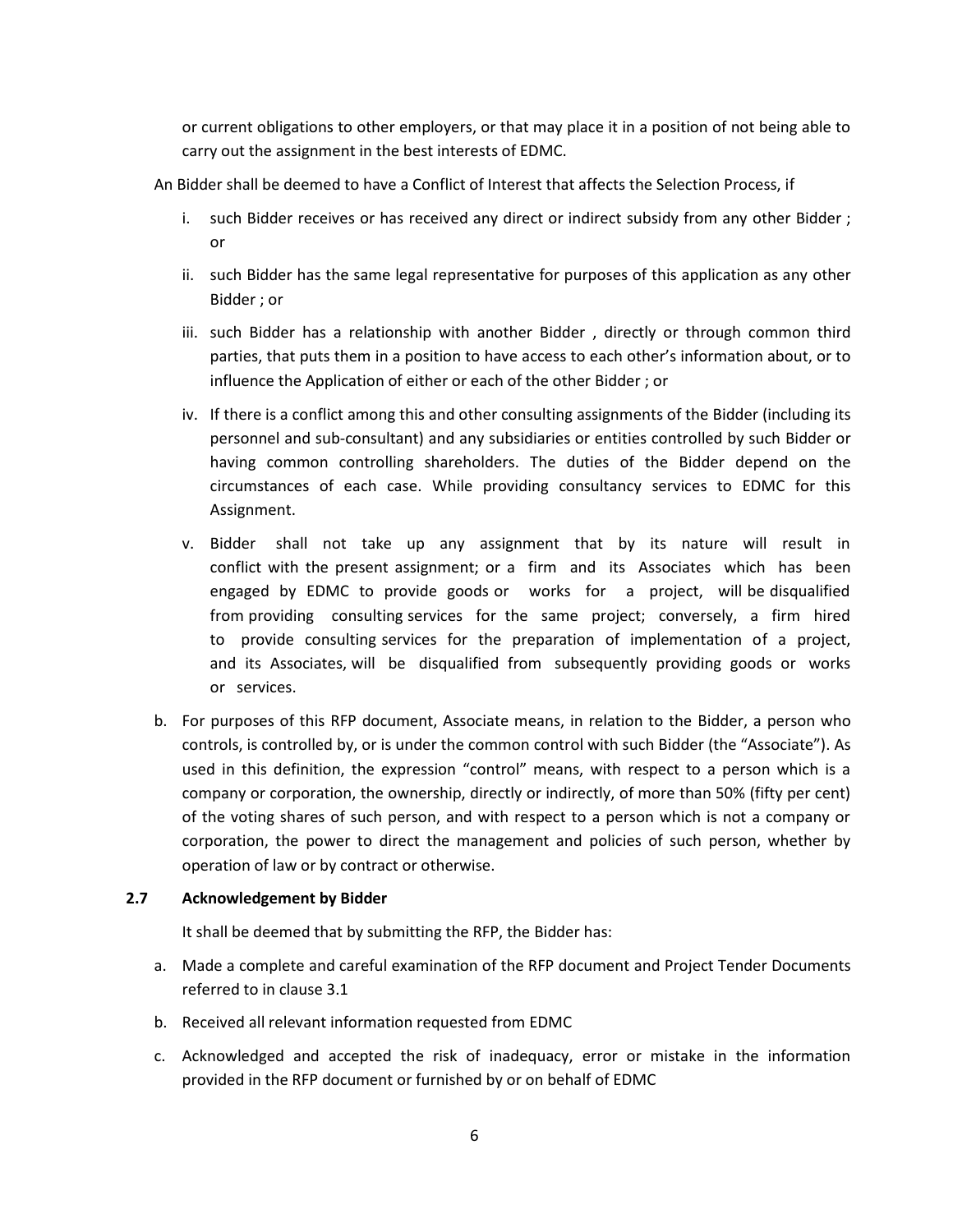or current obligations to other employers, or that may place it in a position of not being able to carry out the assignment in the best interests of EDMC.

An Bidder shall be deemed to have a Conflict of Interest that affects the Selection Process, if

i. such Bidder receives or has received any direct or indirect subsidy from any other Bidder ; or

ii. such Bidder has the same legal representative for purposes of this application as any other Bidder ; or

iii. such Bidder has a relationship with another Bidder , directly or through common third parties, that puts them in a position to have access to each other's information about, or to influence the Application of either or each of the other Bidder ; or

iv. If there is a conflict among this and other consulting assignments of the Bidder (including its personnel and sub-consultant) and any subsidiaries or entities controlled by such Bidder or having common controlling shareholders. The duties of the Bidder depend on the circumstances of each case. While providing consultancy services to EDMC for this Assignment.

v. Bidder shall not take up any assignment that by its nature will result in conflict with the present assignment; or a firm and its Associates which has been engaged by EDMC to provide goods or works for a project, will be disqualified from providing consulting services for the same project; conversely, a firm hired to provide consulting services for the preparation of implementation of a project, and its Associates, will be disqualified from subsequently providing goods or works or services.

b. For purposes of this RFP document, Associate means, in relation to the Bidder, a person who controls, is controlled by, or is under the common control with such Bidder (the "Associate"). As used in this definition, the expression "control" means, with respect to a person which is a company or corporation, the ownership, directly or indirectly, of more than 50% (fifty per cent) of the voting shares of such person, and with respect to a person which is not a company or corporation, the power to direct the management and policies of such person, whether by operation of law or by contract or otherwise.

### 2.7 Acknowledgement by Bidder

It shall be deemed that by submitting the RFP, the Bidder has:

a. Made a complete and careful examination of the RFP document and Project Tender Documents referred to in clause 3.1

b. Received all relevant information requested from EDMC

c. Acknowledged and accepted the risk of inadequacy, error or mistake in the information provided in the RFP document or furnished by or on behalf of EDMC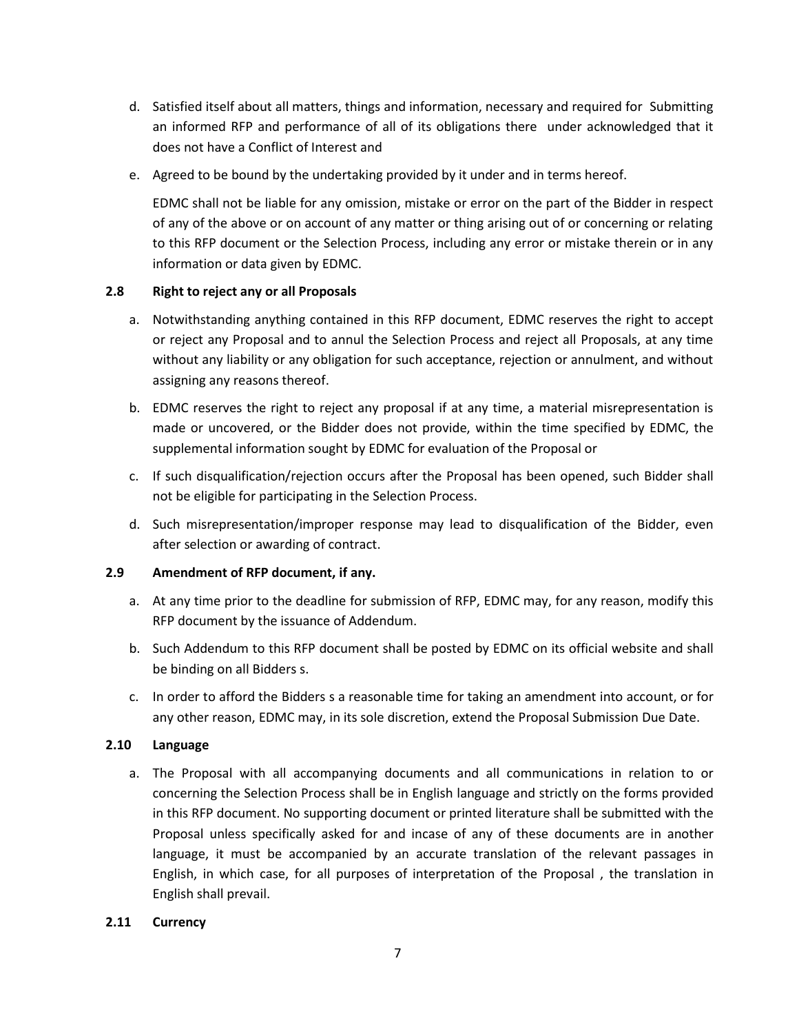d. Satisfied itself about all matters, things and information, necessary and required for Submitting an informed RFP and performance of all of its obligations there under acknowledged that it does not have a Conflict of Interest and

e. Agreed to be bound by the undertaking provided by it under and in terms hereof.

   EDMC shall not be liable for any omission, mistake or error on the part of the Bidder in respect of any of the above or on account of any matter or thing arising out of or concerning or relating to this RFP document or the Selection Process, including any error or mistake therein or in any information or data given by EDMC.

### 2.8 Right to reject any or all Proposals

a. Notwithstanding anything contained in this RFP document, EDMC reserves the right to accept or reject any Proposal and to annul the Selection Process and reject all Proposals, at any time without any liability or any obligation for such acceptance, rejection or annulment, and without assigning any reasons thereof.

b. EDMC reserves the right to reject any proposal if at any time, a material misrepresentation is made or uncovered, or the Bidder does not provide, within the time specified by EDMC, the supplemental information sought by EDMC for evaluation of the Proposal or

c. If such disqualification/rejection occurs after the Proposal has been opened, such Bidder shall not be eligible for participating in the Selection Process.

d. Such misrepresentation/improper response may lead to disqualification of the Bidder, even after selection or awarding of contract.

### 2.9 Amendment of RFP document, if any.

a. At any time prior to the deadline for submission of RFP, EDMC may, for any reason, modify this RFP document by the issuance of Addendum.

b. Such Addendum to this RFP document shall be posted by EDMC on its official website and shall be binding on all Bidders s.

c. In order to afford the Bidders s a reasonable time for taking an amendment into account, or for any other reason, EDMC may, in its sole discretion, extend the Proposal Submission Due Date.

### 2.10 Language

a. The Proposal with all accompanying documents and all communications in relation to or concerning the Selection Process shall be in English language and strictly on the forms provided in this RFP document. No supporting document or printed literature shall be submitted with the Proposal unless specifically asked for and incase of any of these documents are in another language, it must be accompanied by an accurate translation of the relevant passages in English, in which case, for all purposes of interpretation of the Proposal , the translation in English shall prevail.

### 2.11 Currency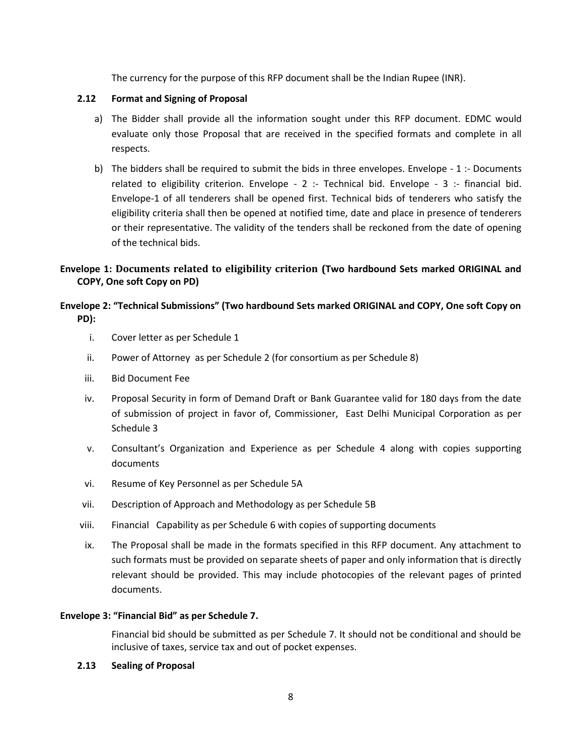The currency for the purpose of this RFP document shall be the Indian Rupee (INR).

### 2.12 Format and Signing of Proposal

a) The Bidder shall provide all the information sought under this RFP document. EDMC would evaluate only those Proposal that are received in the specified formats and complete in all respects.

b) The bidders shall be required to submit the bids in three envelopes. Envelope - 1 :- Documents related to eligibility criterion. Envelope - 2 :- Technical bid. Envelope - 3 :- financial bid. Envelope-1 of all tenderers shall be opened first. Technical bids of tenderers who satisfy the eligibility criteria shall then be opened at notified time, date and place in presence of tenderers or their representative. The validity of the tenders shall be reckoned from the date of opening of the technical bids.

**Envelope 1: Documents related to eligibility criterion (Two hardbound Sets marked ORIGINAL and COPY, One soft Copy on PD)**

**Envelope 2: "Technical Submissions" (Two hardbound Sets marked ORIGINAL and COPY, One soft Copy on PD):**

i. Cover letter as per Schedule 1

ii. Power of Attorney as per Schedule 2 (for consortium as per Schedule 8)

iii. Bid Document Fee

iv. Proposal Security in form of Demand Draft or Bank Guarantee valid for 180 days from the date of submission of project in favor of, Commissioner, East Delhi Municipal Corporation as per Schedule 3

v. Consultant's Organization and Experience as per Schedule 4 along with copies supporting documents

vi. Resume of Key Personnel as per Schedule 5A

vii. Description of Approach and Methodology as per Schedule 5B

viii. Financial Capability as per Schedule 6 with copies of supporting documents

ix. The Proposal shall be made in the formats specified in this RFP document. Any attachment to such formats must be provided on separate sheets of paper and only information that is directly relevant should be provided. This may include photocopies of the relevant pages of printed documents.

**Envelope 3: "Financial Bid" as per Schedule 7.**

Financial bid should be submitted as per Schedule 7. It should not be conditional and should be inclusive of taxes, service tax and out of pocket expenses.

### 2.13 Sealing of Proposal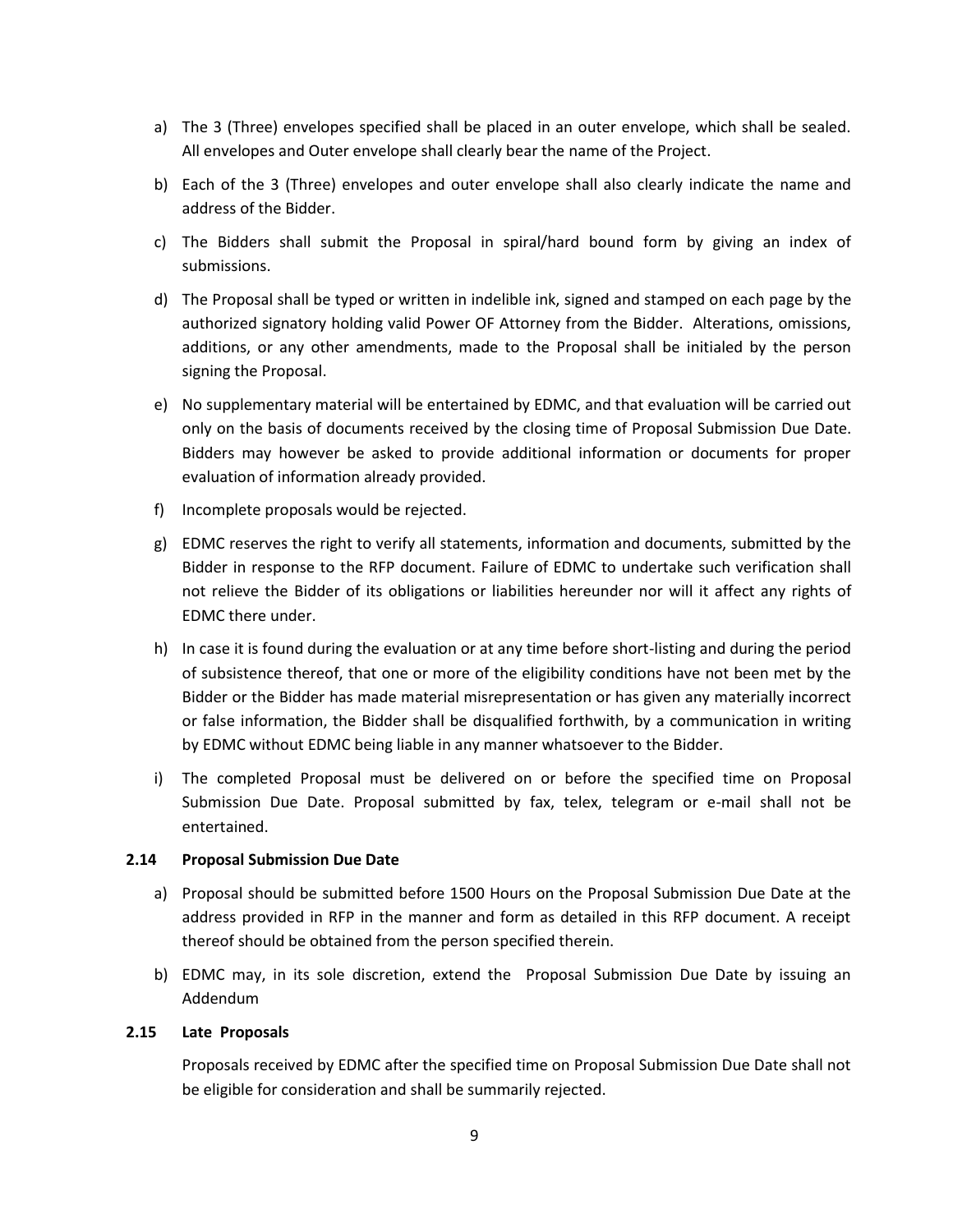a) The 3 (Three) envelopes specified shall be placed in an outer envelope, which shall be sealed. All envelopes and Outer envelope shall clearly bear the name of the Project.

b) Each of the 3 (Three) envelopes and outer envelope shall also clearly indicate the name and address of the Bidder.

c) The Bidders shall submit the Proposal in spiral/hard bound form by giving an index of submissions.

d) The Proposal shall be typed or written in indelible ink, signed and stamped on each page by the authorized signatory holding valid Power OF Attorney from the Bidder. Alterations, omissions, additions, or any other amendments, made to the Proposal shall be initialed by the person signing the Proposal.

e) No supplementary material will be entertained by EDMC, and that evaluation will be carried out only on the basis of documents received by the closing time of Proposal Submission Due Date. Bidders may however be asked to provide additional information or documents for proper evaluation of information already provided.

f) Incomplete proposals would be rejected.

g) EDMC reserves the right to verify all statements, information and documents, submitted by the Bidder in response to the RFP document. Failure of EDMC to undertake such verification shall not relieve the Bidder of its obligations or liabilities hereunder nor will it affect any rights of EDMC there under.

h) In case it is found during the evaluation or at any time before short-listing and during the period of subsistence thereof, that one or more of the eligibility conditions have not been met by the Bidder or the Bidder has made material misrepresentation or has given any materially incorrect or false information, the Bidder shall be disqualified forthwith, by a communication in writing by EDMC without EDMC being liable in any manner whatsoever to the Bidder.

i) The completed Proposal must be delivered on or before the specified time on Proposal Submission Due Date. Proposal submitted by fax, telex, telegram or e-mail shall not be entertained.

### 2.14 Proposal Submission Due Date

a) Proposal should be submitted before 1500 Hours on the Proposal Submission Due Date at the address provided in RFP in the manner and form as detailed in this RFP document. A receipt thereof should be obtained from the person specified therein.

b) EDMC may, in its sole discretion, extend the Proposal Submission Due Date by issuing an Addendum

### 2.15 Late Proposals

Proposals received by EDMC after the specified time on Proposal Submission Due Date shall not be eligible for consideration and shall be summarily rejected.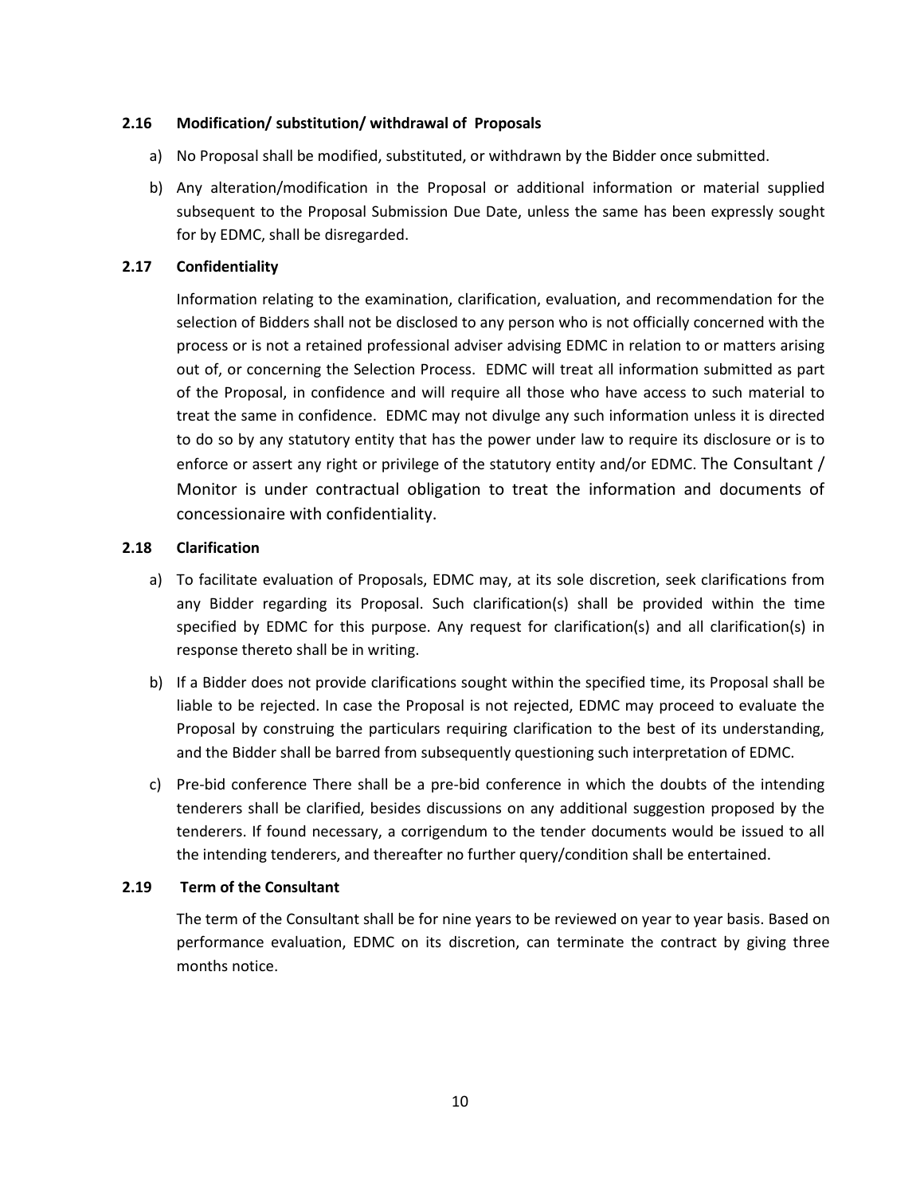### 2.16 Modification/ substitution/ withdrawal of Proposals

a) No Proposal shall be modified, substituted, or withdrawn by the Bidder once submitted.

b) Any alteration/modification in the Proposal or additional information or material supplied subsequent to the Proposal Submission Due Date, unless the same has been expressly sought for by EDMC, shall be disregarded.

### 2.17 Confidentiality

Information relating to the examination, clarification, evaluation, and recommendation for the selection of Bidders shall not be disclosed to any person who is not officially concerned with the process or is not a retained professional adviser advising EDMC in relation to or matters arising out of, or concerning the Selection Process. EDMC will treat all information submitted as part of the Proposal, in confidence and will require all those who have access to such material to treat the same in confidence. EDMC may not divulge any such information unless it is directed to do so by any statutory entity that has the power under law to require its disclosure or is to enforce or assert any right or privilege of the statutory entity and/or EDMC. The Consultant / Monitor is under contractual obligation to treat the information and documents of concessionaire with confidentiality.

### 2.18 Clarification

a) To facilitate evaluation of Proposals, EDMC may, at its sole discretion, seek clarifications from any Bidder regarding its Proposal. Such clarification(s) shall be provided within the time specified by EDMC for this purpose. Any request for clarification(s) and all clarification(s) in response thereto shall be in writing.

b) If a Bidder does not provide clarifications sought within the specified time, its Proposal shall be liable to be rejected. In case the Proposal is not rejected, EDMC may proceed to evaluate the Proposal by construing the particulars requiring clarification to the best of its understanding, and the Bidder shall be barred from subsequently questioning such interpretation of EDMC.

c) Pre-bid conference There shall be a pre-bid conference in which the doubts of the intending tenderers shall be clarified, besides discussions on any additional suggestion proposed by the tenderers. If found necessary, a corrigendum to the tender documents would be issued to all the intending tenderers, and thereafter no further query/condition shall be entertained.

### 2.19 Term of the Consultant

The term of the Consultant shall be for nine years to be reviewed on year to year basis. Based on performance evaluation, EDMC on its discretion, can terminate the contract by giving three months notice.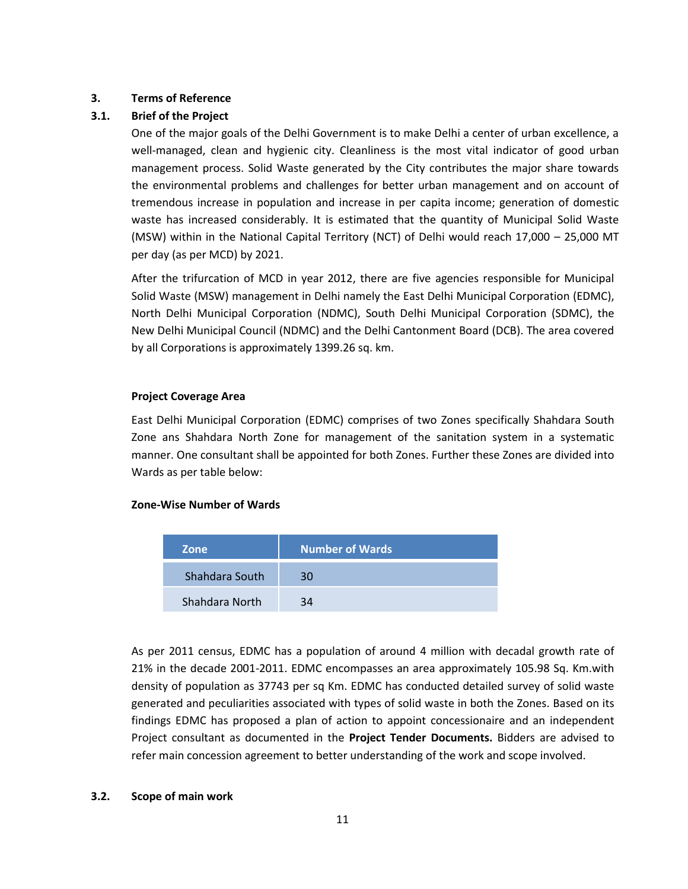## 3. Terms of Reference

### 3.1. Brief of the Project

One of the major goals of the Delhi Government is to make Delhi a center of urban excellence, a well-managed, clean and hygienic city. Cleanliness is the most vital indicator of good urban management process. Solid Waste generated by the City contributes the major share towards the environmental problems and challenges for better urban management and on account of tremendous increase in population and increase in per capita income; generation of domestic waste has increased considerably. It is estimated that the quantity of Municipal Solid Waste (MSW) within in the National Capital Territory (NCT) of Delhi would reach 17,000 – 25,000 MT per day (as per MCD) by 2021.

After the trifurcation of MCD in year 2012, there are five agencies responsible for Municipal Solid Waste (MSW) management in Delhi namely the East Delhi Municipal Corporation (EDMC), North Delhi Municipal Corporation (NDMC), South Delhi Municipal Corporation (SDMC), the New Delhi Municipal Council (NDMC) and the Delhi Cantonment Board (DCB). The area covered by all Corporations is approximately 1399.26 sq. km.

**Project Coverage Area**

East Delhi Municipal Corporation (EDMC) comprises of two Zones specifically Shahdara South Zone ans Shahdara North Zone for management of the sanitation system in a systematic manner. One consultant shall be appointed for both Zones. Further these Zones are divided into Wards as per table below:

**Zone-Wise Number of Wards**

| Zone | Number of Wards |
|---|---|
| Shahdara South | 30 |
| Shahdara North | 34 |

As per 2011 census, EDMC has a population of around 4 million with decadal growth rate of 21% in the decade 2001-2011. EDMC encompasses an area approximately 105.98 Sq. Km.with density of population as 37743 per sq Km. EDMC has conducted detailed survey of solid waste generated and peculiarities associated with types of solid waste in both the Zones. Based on its findings EDMC has proposed a plan of action to appoint concessionaire and an independent Project consultant as documented in the **Project Tender Documents.** Bidders are advised to refer main concession agreement to better understanding of the work and scope involved.

### 3.2. Scope of main work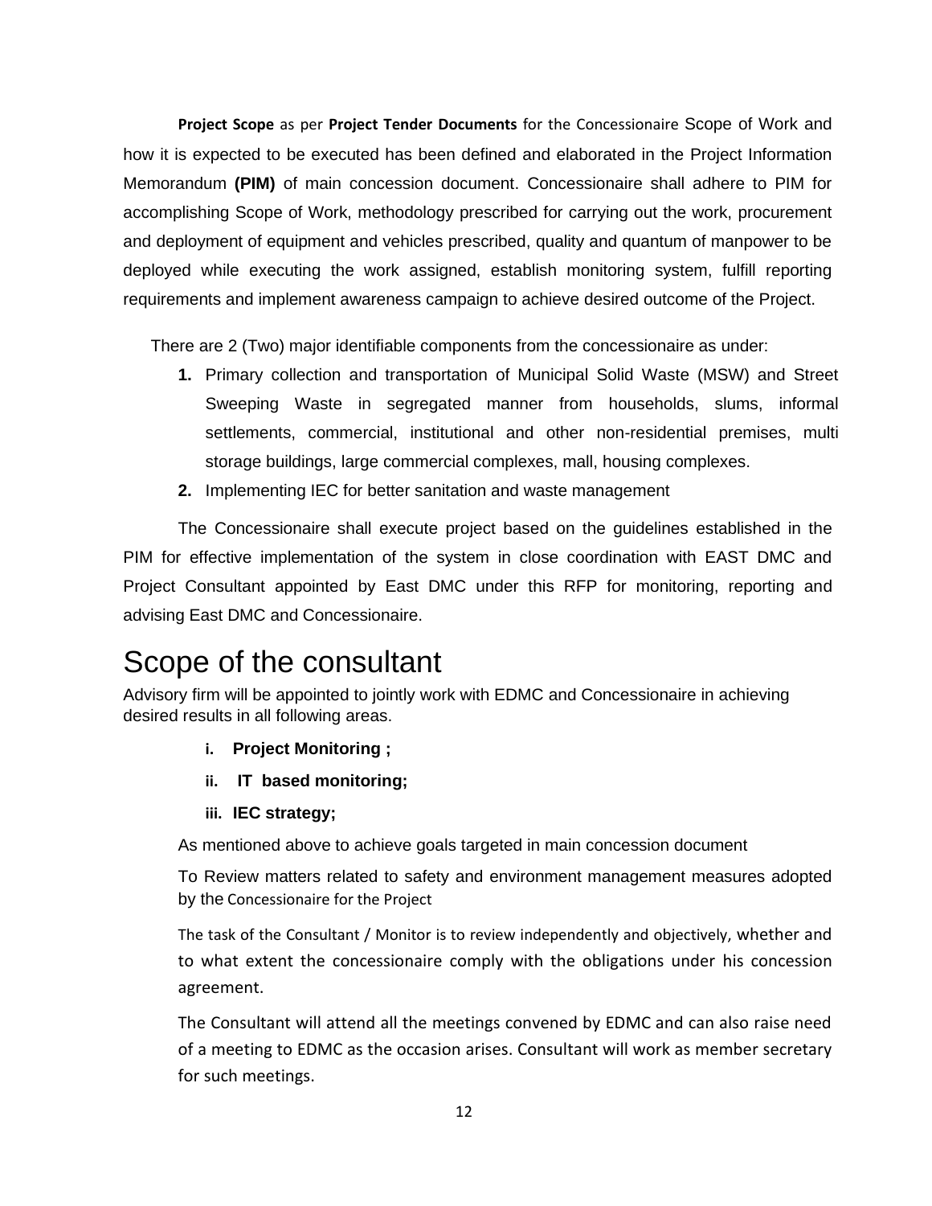**Project Scope** as per **Project Tender Documents** for the Concessionaire Scope of Work and how it is expected to be executed has been defined and elaborated in the Project Information Memorandum **(PIM)** of main concession document. Concessionaire shall adhere to PIM for accomplishing Scope of Work, methodology prescribed for carrying out the work, procurement and deployment of equipment and vehicles prescribed, quality and quantum of manpower to be deployed while executing the work assigned, establish monitoring system, fulfill reporting requirements and implement awareness campaign to achieve desired outcome of the Project.

There are 2 (Two) major identifiable components from the concessionaire as under:

1. Primary collection and transportation of Municipal Solid Waste (MSW) and Street Sweeping Waste in segregated manner from households, slums, informal settlements, commercial, institutional and other non-residential premises, multi storage buildings, large commercial complexes, mall, housing complexes.
2. Implementing IEC for better sanitation and waste management

The Concessionaire shall execute project based on the guidelines established in the PIM for effective implementation of the system in close coordination with EAST DMC and Project Consultant appointed by East DMC under this RFP for monitoring, reporting and advising East DMC and Concessionaire.

# Scope of the consultant

Advisory firm will be appointed to jointly work with EDMC and Concessionaire in achieving desired results in all following areas.

i. **Project Monitoring ;**

ii. **IT based monitoring;**

iii. **IEC strategy;**

As mentioned above to achieve goals targeted in main concession document

To Review matters related to safety and environment management measures adopted by the Concessionaire for the Project

The task of the Consultant / Monitor is to review independently and objectively, whether and to what extent the concessionaire comply with the obligations under his concession agreement.

The Consultant will attend all the meetings convened by EDMC and can also raise need of a meeting to EDMC as the occasion arises. Consultant will work as member secretary for such meetings.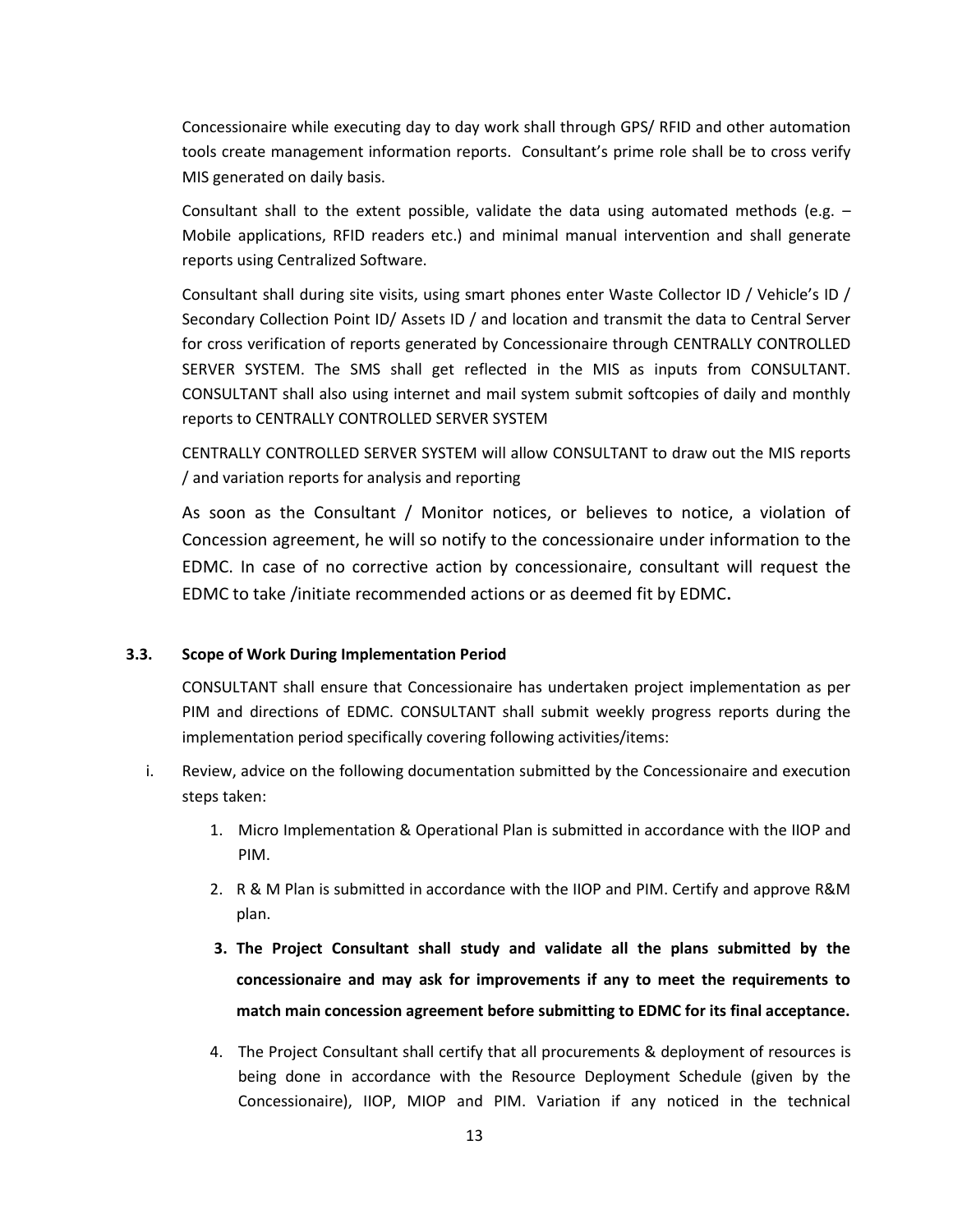Concessionaire while executing day to day work shall through GPS/ RFID and other automation tools create management information reports. Consultant's prime role shall be to cross verify MIS generated on daily basis.

Consultant shall to the extent possible, validate the data using automated methods (e.g. – Mobile applications, RFID readers etc.) and minimal manual intervention and shall generate reports using Centralized Software.

Consultant shall during site visits, using smart phones enter Waste Collector ID / Vehicle's ID / Secondary Collection Point ID/ Assets ID / and location and transmit the data to Central Server for cross verification of reports generated by Concessionaire through CENTRALLY CONTROLLED SERVER SYSTEM. The SMS shall get reflected in the MIS as inputs from CONSULTANT. CONSULTANT shall also using internet and mail system submit softcopies of daily and monthly reports to CENTRALLY CONTROLLED SERVER SYSTEM

CENTRALLY CONTROLLED SERVER SYSTEM will allow CONSULTANT to draw out the MIS reports / and variation reports for analysis and reporting

As soon as the Consultant / Monitor notices, or believes to notice, a violation of Concession agreement, he will so notify to the concessionaire under information to the EDMC. In case of no corrective action by concessionaire, consultant will request the EDMC to take /initiate recommended actions or as deemed fit by EDMC.

### 3.3. Scope of Work During Implementation Period

CONSULTANT shall ensure that Concessionaire has undertaken project implementation as per PIM and directions of EDMC. CONSULTANT shall submit weekly progress reports during the implementation period specifically covering following activities/items:

i. Review, advice on the following documentation submitted by the Concessionaire and execution steps taken:

   1. Micro Implementation & Operational Plan is submitted in accordance with the IIOP and PIM.
   2. R & M Plan is submitted in accordance with the IIOP and PIM. Certify and approve R&M plan.
   3. **The Project Consultant shall study and validate all the plans submitted by the concessionaire and may ask for improvements if any to meet the requirements to match main concession agreement before submitting to EDMC for its final acceptance.**
   4. The Project Consultant shall certify that all procurements & deployment of resources is being done in accordance with the Resource Deployment Schedule (given by the Concessionaire), IIOP, MIOP and PIM. Variation if any noticed in the technical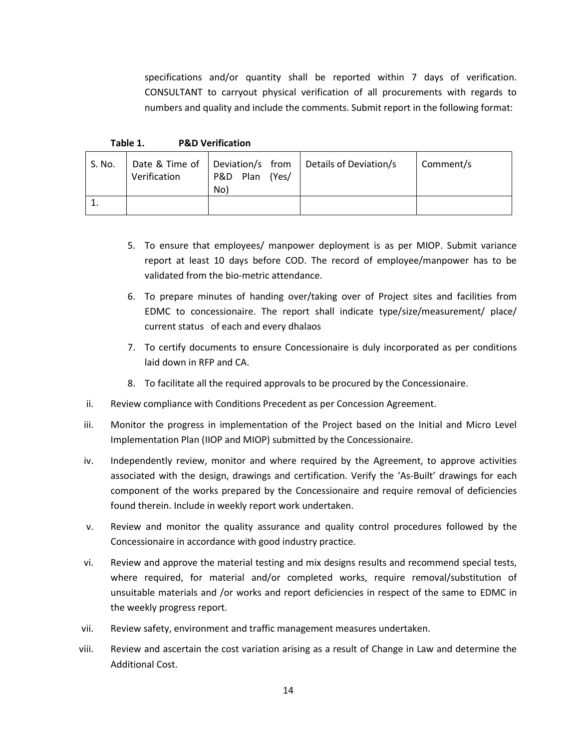specifications and/or quantity shall be reported within 7 days of verification. CONSULTANT to carryout physical verification of all procurements with regards to numbers and quality and include the comments. Submit report in the following format:

**Table 1. P&D Verification**

| S. No. | Date & Time of Verification | Deviation/s from P&D Plan (Yes/ No) | Details of Deviation/s | Comment/s |
|---|---|---|---|---|
| 1. | | | | |

5. To ensure that employees/ manpower deployment is as per MIOP. Submit variance report at least 10 days before COD. The record of employee/manpower has to be validated from the bio-metric attendance.
6. To prepare minutes of handing over/taking over of Project sites and facilities from EDMC to concessionaire. The report shall indicate type/size/measurement/ place/ current status of each and every dhalaos
7. To certify documents to ensure Concessionaire is duly incorporated as per conditions laid down in RFP and CA.
8. To facilitate all the required approvals to be procured by the Concessionaire.

ii. Review compliance with Conditions Precedent as per Concession Agreement.

iii. Monitor the progress in implementation of the Project based on the Initial and Micro Level Implementation Plan (IIOP and MIOP) submitted by the Concessionaire.

iv. Independently review, monitor and where required by the Agreement, to approve activities associated with the design, drawings and certification. Verify the 'As-Built' drawings for each component of the works prepared by the Concessionaire and require removal of deficiencies found therein. Include in weekly report work undertaken.

v. Review and monitor the quality assurance and quality control procedures followed by the Concessionaire in accordance with good industry practice.

vi. Review and approve the material testing and mix designs results and recommend special tests, where required, for material and/or completed works, require removal/substitution of unsuitable materials and /or works and report deficiencies in respect of the same to EDMC in the weekly progress report.

vii. Review safety, environment and traffic management measures undertaken.

viii. Review and ascertain the cost variation arising as a result of Change in Law and determine the Additional Cost.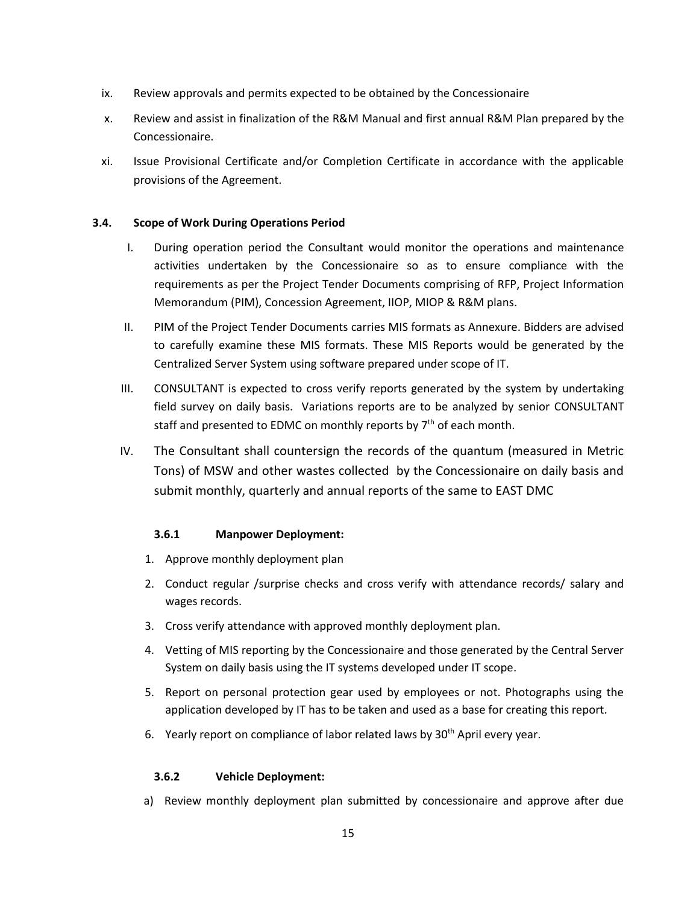ix. Review approvals and permits expected to be obtained by the Concessionaire

x. Review and assist in finalization of the R&M Manual and first annual R&M Plan prepared by the Concessionaire.

xi. Issue Provisional Certificate and/or Completion Certificate in accordance with the applicable provisions of the Agreement.

### 3.4. Scope of Work During Operations Period

I. During operation period the Consultant would monitor the operations and maintenance activities undertaken by the Concessionaire so as to ensure compliance with the requirements as per the Project Tender Documents comprising of RFP, Project Information Memorandum (PIM), Concession Agreement, IIOP, MIOP & R&M plans.

II. PIM of the Project Tender Documents carries MIS formats as Annexure. Bidders are advised to carefully examine these MIS formats. These MIS Reports would be generated by the Centralized Server System using software prepared under scope of IT.

III. CONSULTANT is expected to cross verify reports generated by the system by undertaking field survey on daily basis. Variations reports are to be analyzed by senior CONSULTANT staff and presented to EDMC on monthly reports by 7th of each month.

IV. The Consultant shall countersign the records of the quantum (measured in Metric Tons) of MSW and other wastes collected by the Concessionaire on daily basis and submit monthly, quarterly and annual reports of the same to EAST DMC

#### 3.6.1 Manpower Deployment:

1. Approve monthly deployment plan
2. Conduct regular /surprise checks and cross verify with attendance records/ salary and wages records.
3. Cross verify attendance with approved monthly deployment plan.
4. Vetting of MIS reporting by the Concessionaire and those generated by the Central Server System on daily basis using the IT systems developed under IT scope.
5. Report on personal protection gear used by employees or not. Photographs using the application developed by IT has to be taken and used as a base for creating this report.
6. Yearly report on compliance of labor related laws by 30th April every year.

#### 3.6.2 Vehicle Deployment:

a) Review monthly deployment plan submitted by concessionaire and approve after due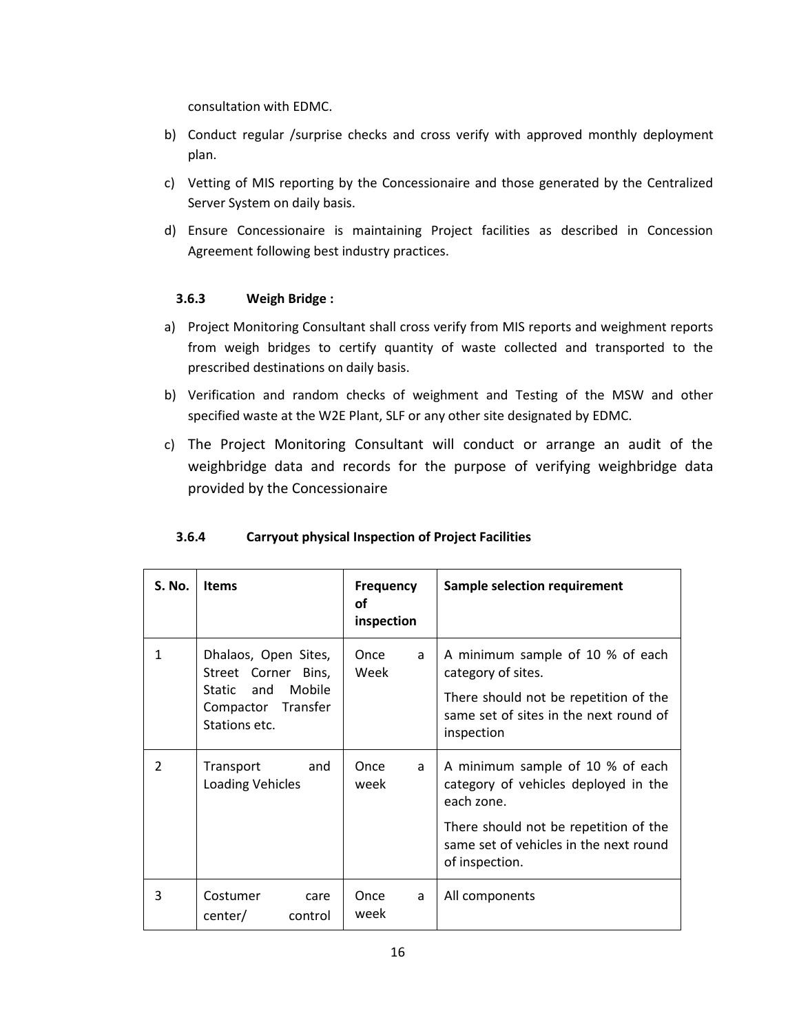consultation with EDMC.

b) Conduct regular /surprise checks and cross verify with approved monthly deployment plan.

c) Vetting of MIS reporting by the Concessionaire and those generated by the Centralized Server System on daily basis.

d) Ensure Concessionaire is maintaining Project facilities as described in Concession Agreement following best industry practices.

### 3.6.3 Weigh Bridge :

a) Project Monitoring Consultant shall cross verify from MIS reports and weighment reports from weigh bridges to certify quantity of waste collected and transported to the prescribed destinations on daily basis.

b) Verification and random checks of weighment and Testing of the MSW and other specified waste at the W2E Plant, SLF or any other site designated by EDMC.

c) The Project Monitoring Consultant will conduct or arrange an audit of the weighbridge data and records for the purpose of verifying weighbridge data provided by the Concessionaire

### 3.6.4 Carryout physical Inspection of Project Facilities

| S. No. | Items | Frequency of inspection | Sample selection requirement |
|---|---|---|---|
| 1 | Dhalaos, Open Sites, Street Corner Bins, Static and Mobile Compactor Transfer Stations etc. | Once a Week | A minimum sample of 10 % of each category of sites.<br><br>There should not be repetition of the same set of sites in the next round of inspection |
| 2 | Transport and Loading Vehicles | Once a week | A minimum sample of 10 % of each category of vehicles deployed in the each zone.<br><br>There should not be repetition of the same set of vehicles in the next round of inspection. |
| 3 | Costumer care center/ control | Once a week | All components |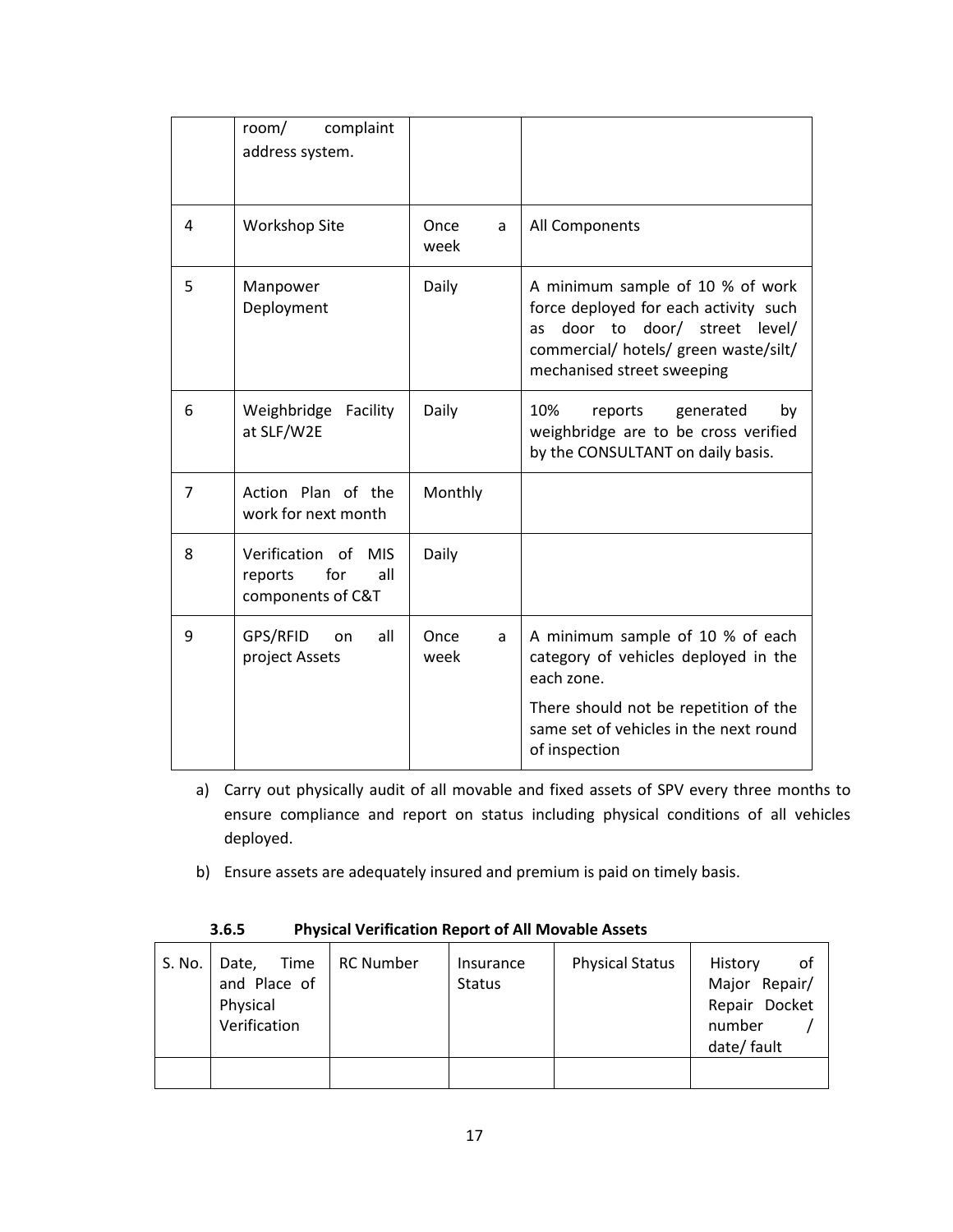|   | room/ complaint address system. |   |   |
|---|---|---|---|
| 4 | Workshop Site | Once a week | All Components |
| 5 | Manpower Deployment | Daily | A minimum sample of 10 % of work force deployed for each activity such as door to door/ street level/ commercial/ hotels/ green waste/silt/ mechanised street sweeping |
| 6 | Weighbridge Facility at SLF/W2E | Daily | 10% reports generated by weighbridge are to be cross verified by the CONSULTANT on daily basis. |
| 7 | Action Plan of the work for next month | Monthly |   |
| 8 | Verification of MIS reports for all components of C&T | Daily |   |
| 9 | GPS/RFID on all project Assets | Once a week | A minimum sample of 10 % of each category of vehicles deployed in the each zone.<br><br>There should not be repetition of the same set of vehicles in the next round of inspection |

a) Carry out physically audit of all movable and fixed assets of SPV every three months to ensure compliance and report on status including physical conditions of all vehicles deployed.

b) Ensure assets are adequately insured and premium is paid on timely basis.

### 3.6.5 Physical Verification Report of All Movable Assets

| S. No. | Date, Time and Place of Physical Verification | RC Number | Insurance Status | Physical Status | History of Major Repair/ Repair Docket number / date/ fault |
|---|---|---|---|---|---|
|   |   |   |   |   |   |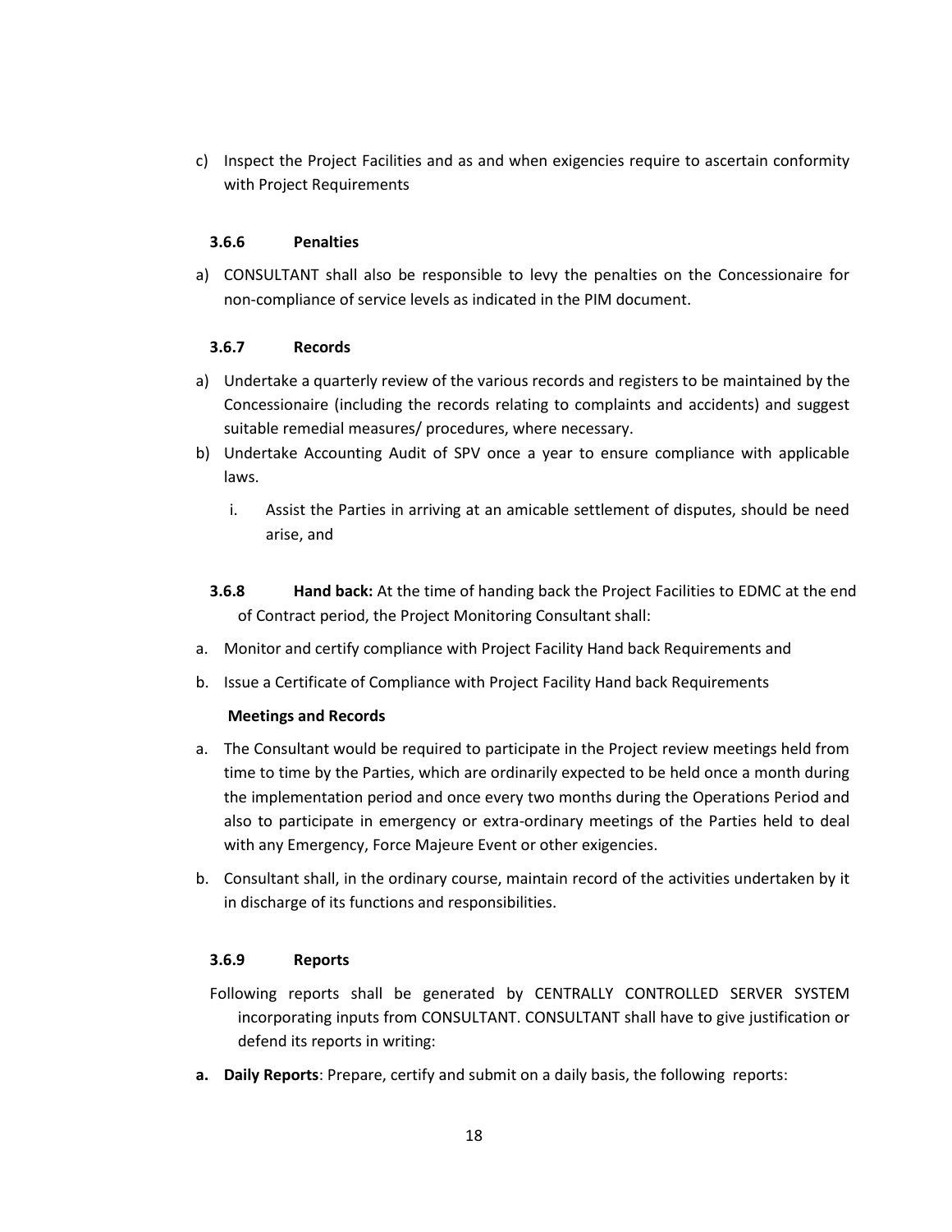c) Inspect the Project Facilities and as and when exigencies require to ascertain conformity with Project Requirements

#### 3.6.6 Penalties

a) CONSULTANT shall also be responsible to levy the penalties on the Concessionaire for non-compliance of service levels as indicated in the PIM document.

#### 3.6.7 Records

a) Undertake a quarterly review of the various records and registers to be maintained by the Concessionaire (including the records relating to complaints and accidents) and suggest suitable remedial measures/ procedures, where necessary.
b) Undertake Accounting Audit of SPV once a year to ensure compliance with applicable laws.
    i. Assist the Parties in arriving at an amicable settlement of disputes, should be need arise, and

**3.6.8 Hand back:** At the time of handing back the Project Facilities to EDMC at the end of Contract period, the Project Monitoring Consultant shall:

a. Monitor and certify compliance with Project Facility Hand back Requirements and
b. Issue a Certificate of Compliance with Project Facility Hand back Requirements

**Meetings and Records**

a. The Consultant would be required to participate in the Project review meetings held from time to time by the Parties, which are ordinarily expected to be held once a month during the implementation period and once every two months during the Operations Period and also to participate in emergency or extra-ordinary meetings of the Parties held to deal with any Emergency, Force Majeure Event or other exigencies.
b. Consultant shall, in the ordinary course, maintain record of the activities undertaken by it in discharge of its functions and responsibilities.

#### 3.6.9 Reports

Following reports shall be generated by CENTRALLY CONTROLLED SERVER SYSTEM incorporating inputs from CONSULTANT. CONSULTANT shall have to give justification or defend its reports in writing:

**a. Daily Reports**: Prepare, certify and submit on a daily basis, the following reports: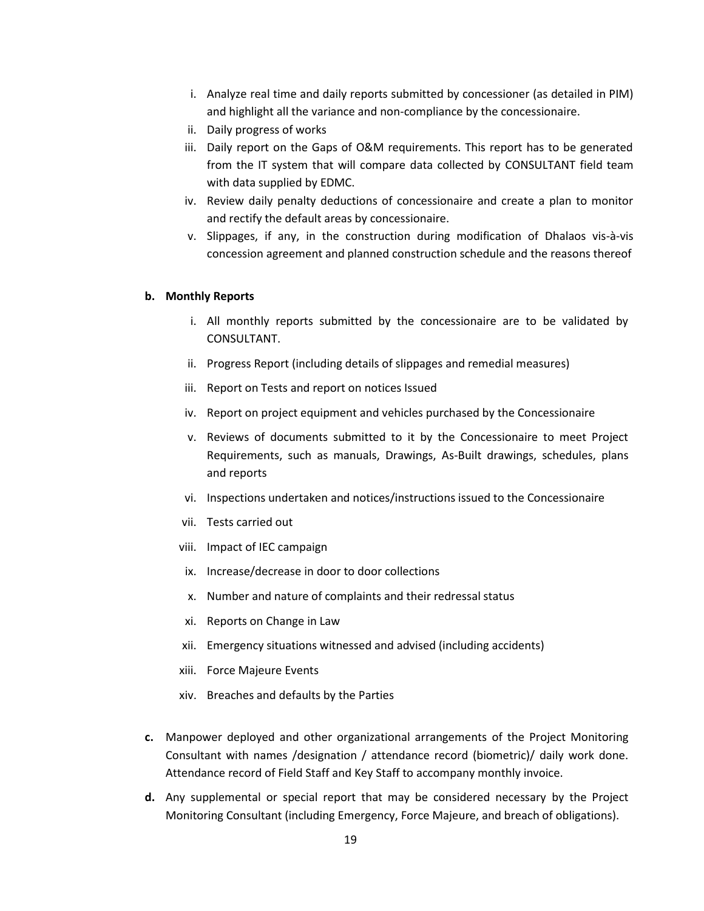i. Analyze real time and daily reports submitted by concessioner (as detailed in PIM) and highlight all the variance and non-compliance by the concessionaire.
ii. Daily progress of works
iii. Daily report on the Gaps of O&M requirements. This report has to be generated from the IT system that will compare data collected by CONSULTANT field team with data supplied by EDMC.
iv. Review daily penalty deductions of concessionaire and create a plan to monitor and rectify the default areas by concessionaire.
v. Slippages, if any, in the construction during modification of Dhalaos vis-à-vis concession agreement and planned construction schedule and the reasons thereof

**b. Monthly Reports**

i. All monthly reports submitted by the concessionaire are to be validated by CONSULTANT.
ii. Progress Report (including details of slippages and remedial measures)
iii. Report on Tests and report on notices Issued
iv. Report on project equipment and vehicles purchased by the Concessionaire
v. Reviews of documents submitted to it by the Concessionaire to meet Project Requirements, such as manuals, Drawings, As-Built drawings, schedules, plans and reports
vi. Inspections undertaken and notices/instructions issued to the Concessionaire
vii. Tests carried out
viii. Impact of IEC campaign
ix. Increase/decrease in door to door collections
x. Number and nature of complaints and their redressal status
xi. Reports on Change in Law
xii. Emergency situations witnessed and advised (including accidents)
xiii. Force Majeure Events
xiv. Breaches and defaults by the Parties

**c.** Manpower deployed and other organizational arrangements of the Project Monitoring Consultant with names /designation / attendance record (biometric)/ daily work done. Attendance record of Field Staff and Key Staff to accompany monthly invoice.

**d.** Any supplemental or special report that may be considered necessary by the Project Monitoring Consultant (including Emergency, Force Majeure, and breach of obligations).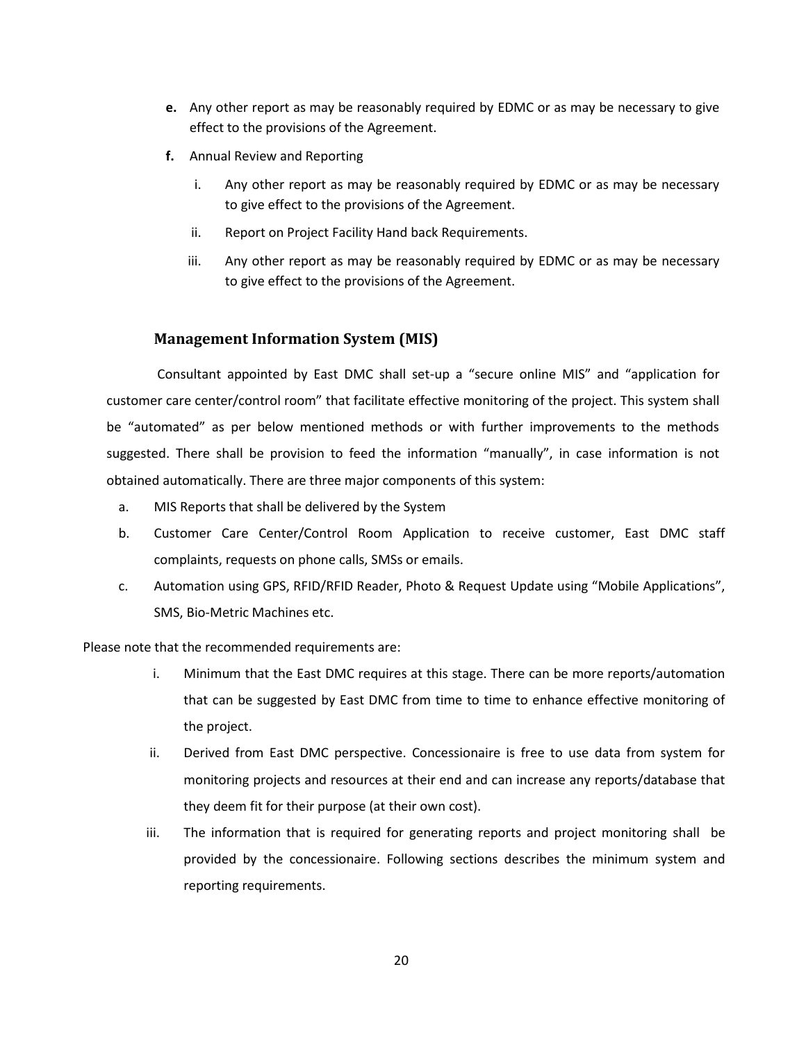**e.** Any other report as may be reasonably required by EDMC or as may be necessary to give effect to the provisions of the Agreement.

**f.** Annual Review and Reporting

   i. Any other report as may be reasonably required by EDMC or as may be necessary to give effect to the provisions of the Agreement.

   ii. Report on Project Facility Hand back Requirements.

   iii. Any other report as may be reasonably required by EDMC or as may be necessary to give effect to the provisions of the Agreement.

### Management Information System (MIS)

Consultant appointed by East DMC shall set-up a "secure online MIS" and "application for customer care center/control room" that facilitate effective monitoring of the project. This system shall be "automated" as per below mentioned methods or with further improvements to the methods suggested. There shall be provision to feed the information "manually", in case information is not obtained automatically. There are three major components of this system:

a. MIS Reports that shall be delivered by the System

b. Customer Care Center/Control Room Application to receive customer, East DMC staff complaints, requests on phone calls, SMSs or emails.

c. Automation using GPS, RFID/RFID Reader, Photo & Request Update using "Mobile Applications", SMS, Bio-Metric Machines etc.

Please note that the recommended requirements are:

i. Minimum that the East DMC requires at this stage. There can be more reports/automation that can be suggested by East DMC from time to time to enhance effective monitoring of the project.

ii. Derived from East DMC perspective. Concessionaire is free to use data from system for monitoring projects and resources at their end and can increase any reports/database that they deem fit for their purpose (at their own cost).

iii. The information that is required for generating reports and project monitoring shall be provided by the concessionaire. Following sections describes the minimum system and reporting requirements.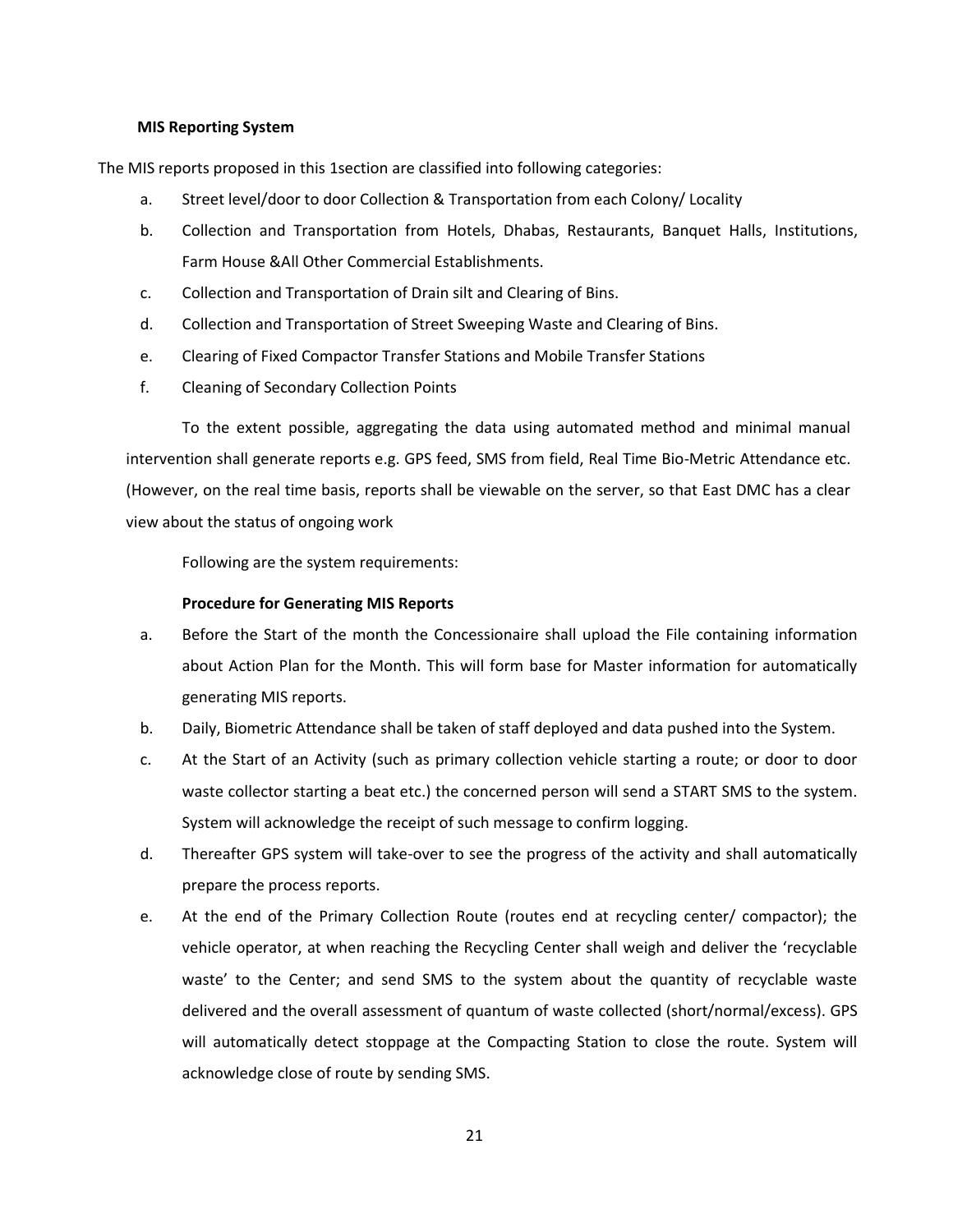**MIS Reporting System**

The MIS reports proposed in this 1section are classified into following categories:

a. Street level/door to door Collection & Transportation from each Colony/ Locality
b. Collection and Transportation from Hotels, Dhabas, Restaurants, Banquet Halls, Institutions, Farm House &All Other Commercial Establishments.
c. Collection and Transportation of Drain silt and Clearing of Bins.
d. Collection and Transportation of Street Sweeping Waste and Clearing of Bins.
e. Clearing of Fixed Compactor Transfer Stations and Mobile Transfer Stations
f. Cleaning of Secondary Collection Points

To the extent possible, aggregating the data using automated method and minimal manual intervention shall generate reports e.g. GPS feed, SMS from field, Real Time Bio-Metric Attendance etc. (However, on the real time basis, reports shall be viewable on the server, so that East DMC has a clear view about the status of ongoing work

Following are the system requirements:

**Procedure for Generating MIS Reports**

a. Before the Start of the month the Concessionaire shall upload the File containing information about Action Plan for the Month. This will form base for Master information for automatically generating MIS reports.
b. Daily, Biometric Attendance shall be taken of staff deployed and data pushed into the System.
c. At the Start of an Activity (such as primary collection vehicle starting a route; or door to door waste collector starting a beat etc.) the concerned person will send a START SMS to the system. System will acknowledge the receipt of such message to confirm logging.
d. Thereafter GPS system will take-over to see the progress of the activity and shall automatically prepare the process reports.
e. At the end of the Primary Collection Route (routes end at recycling center/ compactor); the vehicle operator, at when reaching the Recycling Center shall weigh and deliver the 'recyclable waste' to the Center; and send SMS to the system about the quantity of recyclable waste delivered and the overall assessment of quantum of waste collected (short/normal/excess). GPS will automatically detect stoppage at the Compacting Station to close the route. System will acknowledge close of route by sending SMS.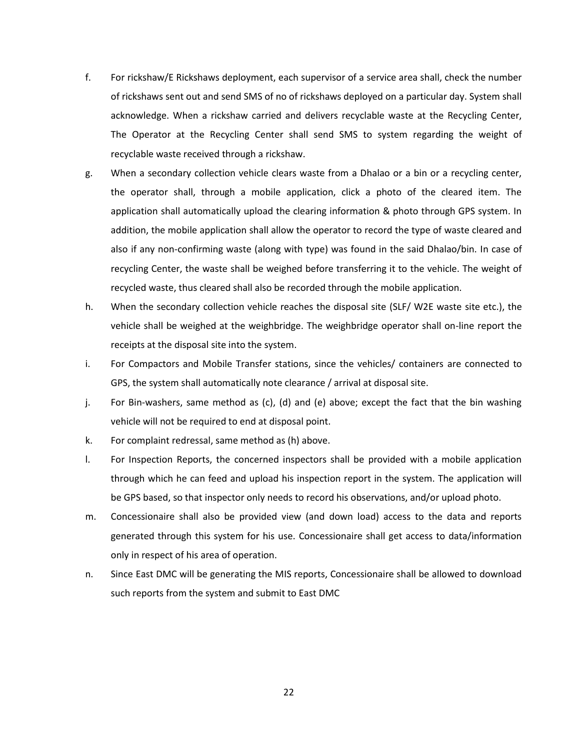f. For rickshaw/E Rickshaws deployment, each supervisor of a service area shall, check the number of rickshaws sent out and send SMS of no of rickshaws deployed on a particular day. System shall acknowledge. When a rickshaw carried and delivers recyclable waste at the Recycling Center, The Operator at the Recycling Center shall send SMS to system regarding the weight of recyclable waste received through a rickshaw.

g. When a secondary collection vehicle clears waste from a Dhalao or a bin or a recycling center, the operator shall, through a mobile application, click a photo of the cleared item. The application shall automatically upload the clearing information & photo through GPS system. In addition, the mobile application shall allow the operator to record the type of waste cleared and also if any non-confirming waste (along with type) was found in the said Dhalao/bin. In case of recycling Center, the waste shall be weighed before transferring it to the vehicle. The weight of recycled waste, thus cleared shall also be recorded through the mobile application.

h. When the secondary collection vehicle reaches the disposal site (SLF/ W2E waste site etc.), the vehicle shall be weighed at the weighbridge. The weighbridge operator shall on-line report the receipts at the disposal site into the system.

i. For Compactors and Mobile Transfer stations, since the vehicles/ containers are connected to GPS, the system shall automatically note clearance / arrival at disposal site.

j. For Bin-washers, same method as (c), (d) and (e) above; except the fact that the bin washing vehicle will not be required to end at disposal point.

k. For complaint redressal, same method as (h) above.

l. For Inspection Reports, the concerned inspectors shall be provided with a mobile application through which he can feed and upload his inspection report in the system. The application will be GPS based, so that inspector only needs to record his observations, and/or upload photo.

m. Concessionaire shall also be provided view (and down load) access to the data and reports generated through this system for his use. Concessionaire shall get access to data/information only in respect of his area of operation.

n. Since East DMC will be generating the MIS reports, Concessionaire shall be allowed to download such reports from the system and submit to East DMC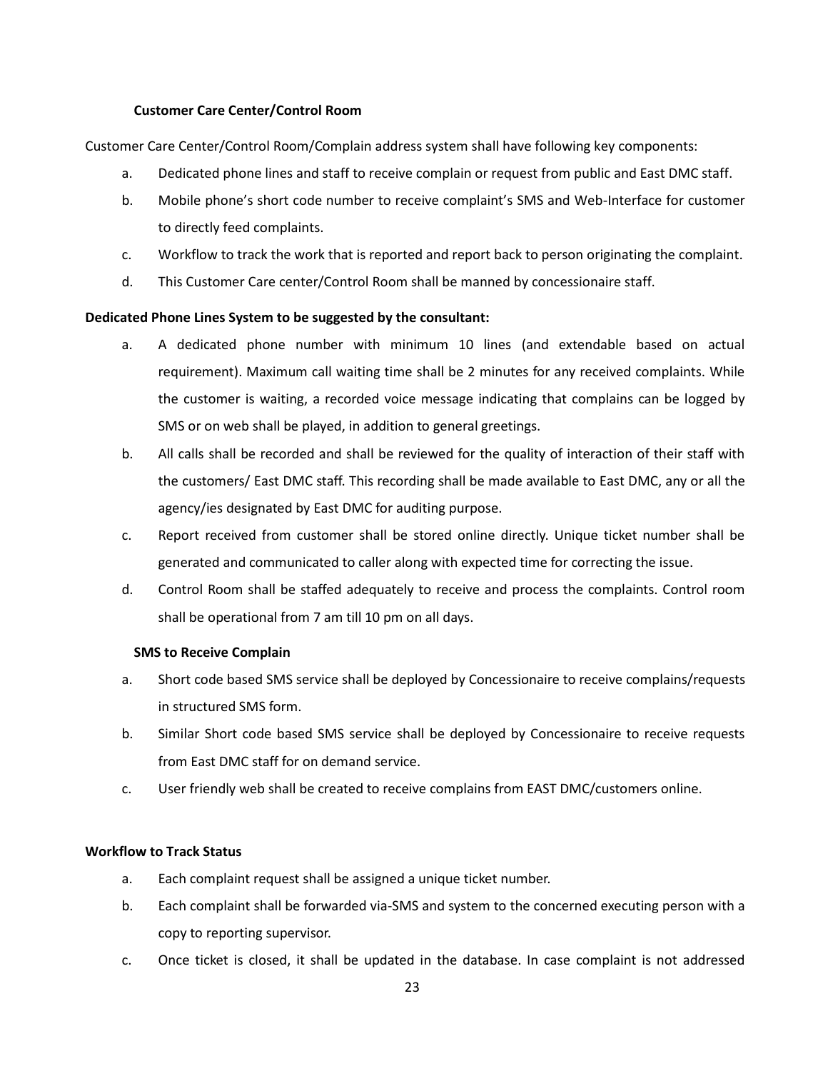### Customer Care Center/Control Room

Customer Care Center/Control Room/Complain address system shall have following key components:

a. Dedicated phone lines and staff to receive complain or request from public and East DMC staff.

b. Mobile phone's short code number to receive complaint's SMS and Web-Interface for customer to directly feed complaints.

c. Workflow to track the work that is reported and report back to person originating the complaint.

d. This Customer Care center/Control Room shall be manned by concessionaire staff.

**Dedicated Phone Lines System to be suggested by the consultant:**

a. A dedicated phone number with minimum 10 lines (and extendable based on actual requirement). Maximum call waiting time shall be 2 minutes for any received complaints. While the customer is waiting, a recorded voice message indicating that complains can be logged by SMS or on web shall be played, in addition to general greetings.

b. All calls shall be recorded and shall be reviewed for the quality of interaction of their staff with the customers/ East DMC staff. This recording shall be made available to East DMC, any or all the agency/ies designated by East DMC for auditing purpose.

c. Report received from customer shall be stored online directly. Unique ticket number shall be generated and communicated to caller along with expected time for correcting the issue.

d. Control Room shall be staffed adequately to receive and process the complaints. Control room shall be operational from 7 am till 10 pm on all days.

**SMS to Receive Complain**

a. Short code based SMS service shall be deployed by Concessionaire to receive complains/requests in structured SMS form.

b. Similar Short code based SMS service shall be deployed by Concessionaire to receive requests from East DMC staff for on demand service.

c. User friendly web shall be created to receive complains from EAST DMC/customers online.

**Workflow to Track Status**

a. Each complaint request shall be assigned a unique ticket number.

b. Each complaint shall be forwarded via-SMS and system to the concerned executing person with a copy to reporting supervisor.

c. Once ticket is closed, it shall be updated in the database. In case complaint is not addressed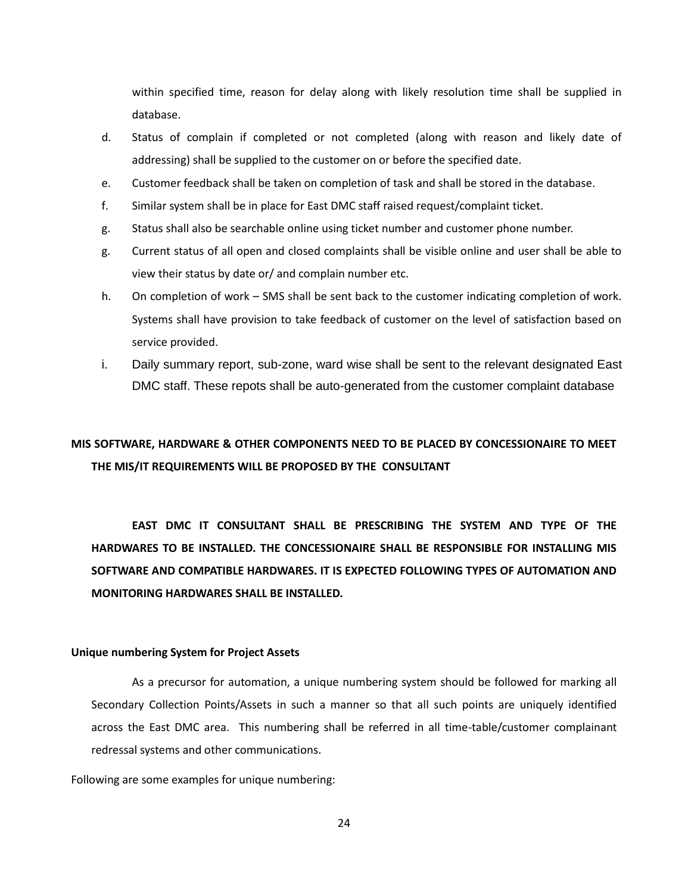within specified time, reason for delay along with likely resolution time shall be supplied in database.

d. Status of complain if completed or not completed (along with reason and likely date of addressing) shall be supplied to the customer on or before the specified date.

e. Customer feedback shall be taken on completion of task and shall be stored in the database.

f. Similar system shall be in place for East DMC staff raised request/complaint ticket.

g. Status shall also be searchable online using ticket number and customer phone number.

g. Current status of all open and closed complaints shall be visible online and user shall be able to view their status by date or/ and complain number etc.

h. On completion of work – SMS shall be sent back to the customer indicating completion of work. Systems shall have provision to take feedback of customer on the level of satisfaction based on service provided.

i. Daily summary report, sub-zone, ward wise shall be sent to the relevant designated East DMC staff. These repots shall be auto-generated from the customer complaint database

**MIS SOFTWARE, HARDWARE & OTHER COMPONENTS NEED TO BE PLACED BY CONCESSIONAIRE TO MEET THE MIS/IT REQUIREMENTS WILL BE PROPOSED BY THE CONSULTANT**

**EAST DMC IT CONSULTANT SHALL BE PRESCRIBING THE SYSTEM AND TYPE OF THE HARDWARES TO BE INSTALLED. THE CONCESSIONAIRE SHALL BE RESPONSIBLE FOR INSTALLING MIS SOFTWARE AND COMPATIBLE HARDWARES. IT IS EXPECTED FOLLOWING TYPES OF AUTOMATION AND MONITORING HARDWARES SHALL BE INSTALLED.**

**Unique numbering System for Project Assets**

As a precursor for automation, a unique numbering system should be followed for marking all Secondary Collection Points/Assets in such a manner so that all such points are uniquely identified across the East DMC area. This numbering shall be referred in all time-table/customer complainant redressal systems and other communications.

Following are some examples for unique numbering: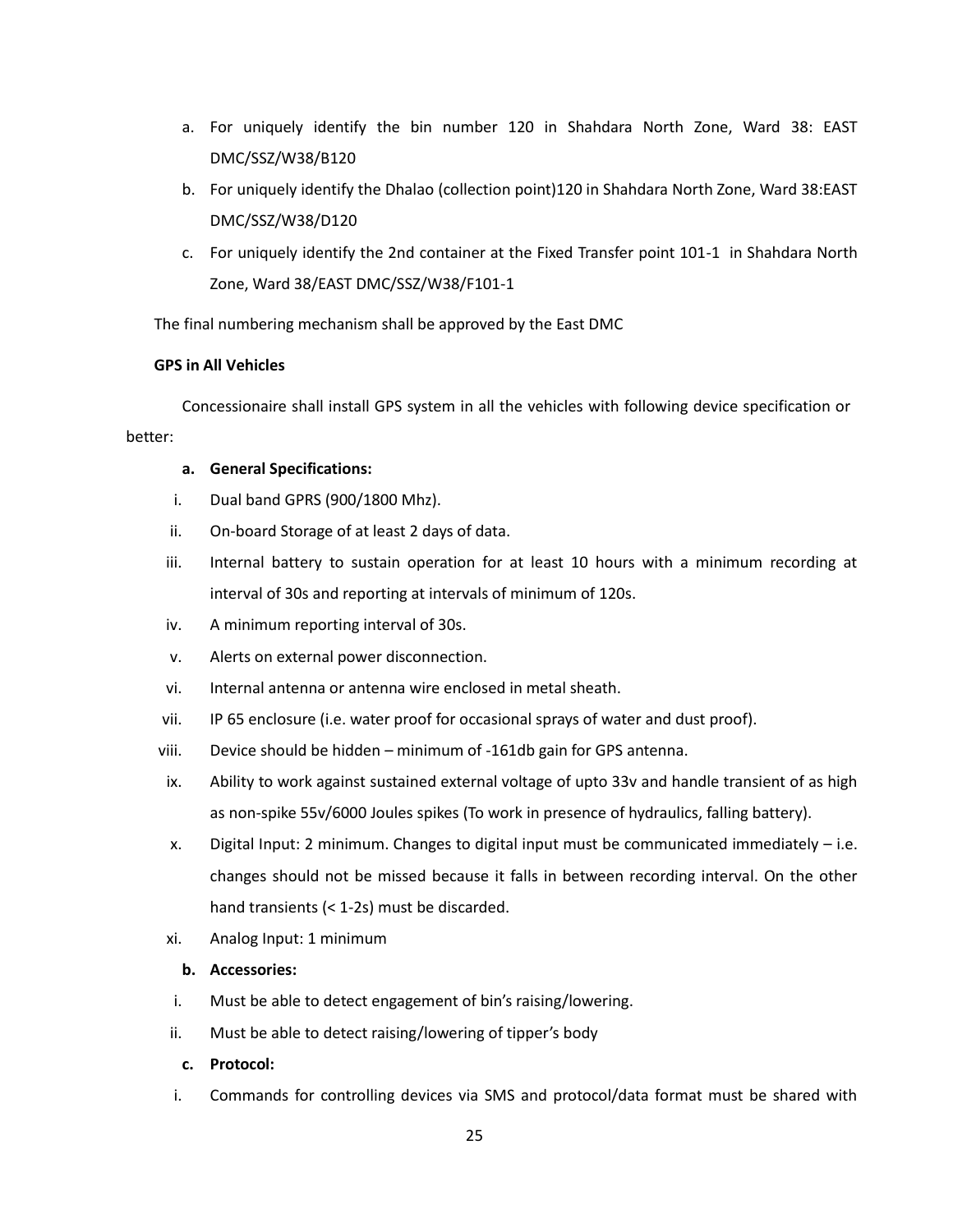a. For uniquely identify the bin number 120 in Shahdara North Zone, Ward 38: EAST DMC/SSZ/W38/B120
b. For uniquely identify the Dhalao (collection point)120 in Shahdara North Zone, Ward 38:EAST DMC/SSZ/W38/D120
c. For uniquely identify the 2nd container at the Fixed Transfer point 101-1 in Shahdara North Zone, Ward 38/EAST DMC/SSZ/W38/F101-1

The final numbering mechanism shall be approved by the East DMC

**GPS in All Vehicles**

Concessionaire shall install GPS system in all the vehicles with following device specification or better:

**a. General Specifications:**

i. Dual band GPRS (900/1800 Mhz).
ii. On-board Storage of at least 2 days of data.
iii. Internal battery to sustain operation for at least 10 hours with a minimum recording at interval of 30s and reporting at intervals of minimum of 120s.
iv. A minimum reporting interval of 30s.
v. Alerts on external power disconnection.
vi. Internal antenna or antenna wire enclosed in metal sheath.
vii. IP 65 enclosure (i.e. water proof for occasional sprays of water and dust proof).
viii. Device should be hidden – minimum of -161db gain for GPS antenna.
ix. Ability to work against sustained external voltage of upto 33v and handle transient of as high as non-spike 55v/6000 Joules spikes (To work in presence of hydraulics, falling battery).
x. Digital Input: 2 minimum. Changes to digital input must be communicated immediately – i.e. changes should not be missed because it falls in between recording interval. On the other hand transients (< 1-2s) must be discarded.
xi. Analog Input: 1 minimum

**b. Accessories:**

i. Must be able to detect engagement of bin's raising/lowering.
ii. Must be able to detect raising/lowering of tipper's body

**c. Protocol:**

i. Commands for controlling devices via SMS and protocol/data format must be shared with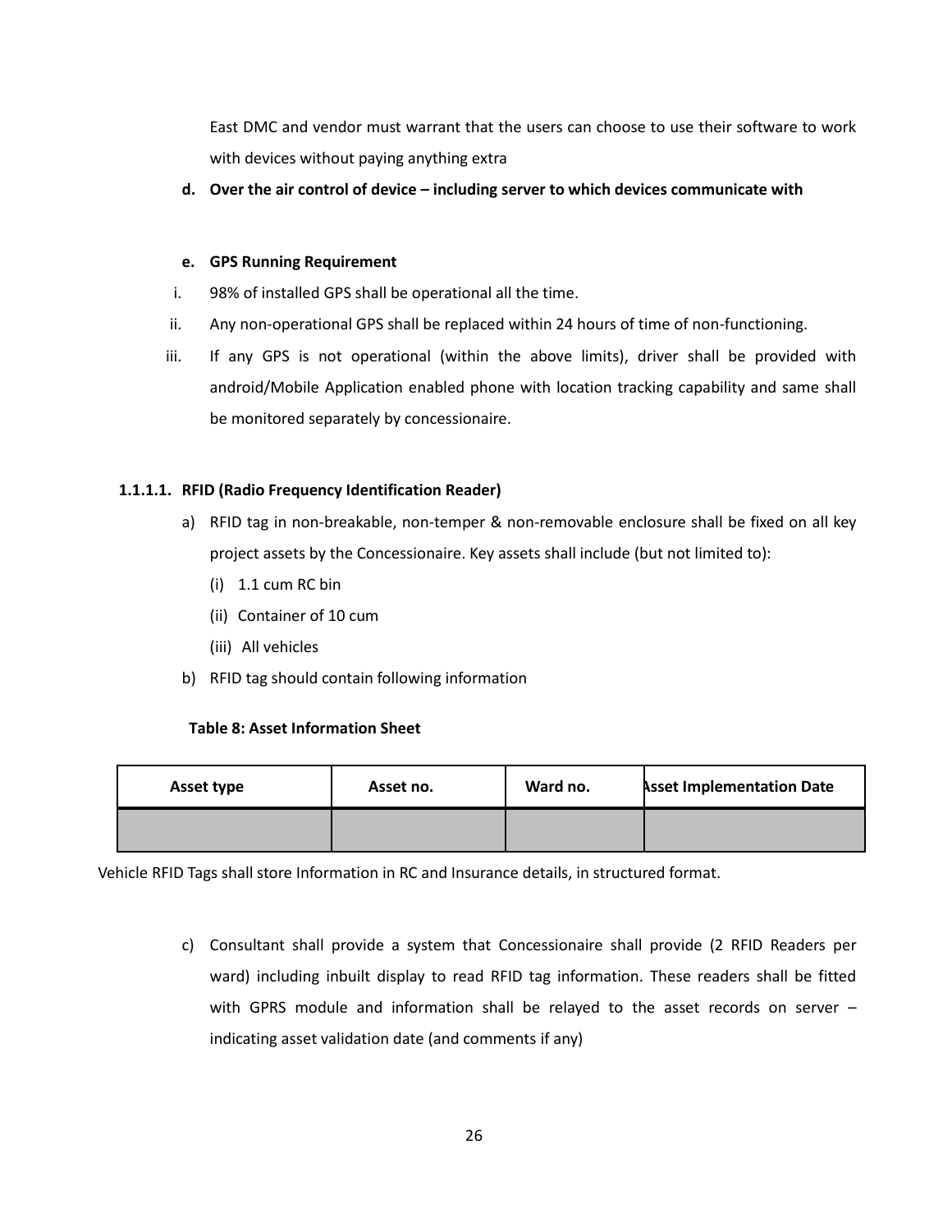East DMC and vendor must warrant that the users can choose to use their software to work with devices without paying anything extra

**d. Over the air control of device – including server to which devices communicate with**

**e. GPS Running Requirement**

i. 98% of installed GPS shall be operational all the time.

ii. Any non-operational GPS shall be replaced within 24 hours of time of non-functioning.

iii. If any GPS is not operational (within the above limits), driver shall be provided with android/Mobile Application enabled phone with location tracking capability and same shall be monitored separately by concessionaire.

#### 1.1.1.1. RFID (Radio Frequency Identification Reader)

a) RFID tag in non-breakable, non-temper & non-removable enclosure shall be fixed on all key project assets by the Concessionaire. Key assets shall include (but not limited to):

(i) 1.1 cum RC bin

(ii) Container of 10 cum

(iii) All vehicles

b) RFID tag should contain following information

**Table 8: Asset Information Sheet**

| Asset type | Asset no. | Ward no. | Asset Implementation Date |
|---|---|---|---|
| | | | |

Vehicle RFID Tags shall store Information in RC and Insurance details, in structured format.

c) Consultant shall provide a system that Concessionaire shall provide (2 RFID Readers per ward) including inbuilt display to read RFID tag information. These readers shall be fitted with GPRS module and information shall be relayed to the asset records on server – indicating asset validation date (and comments if any)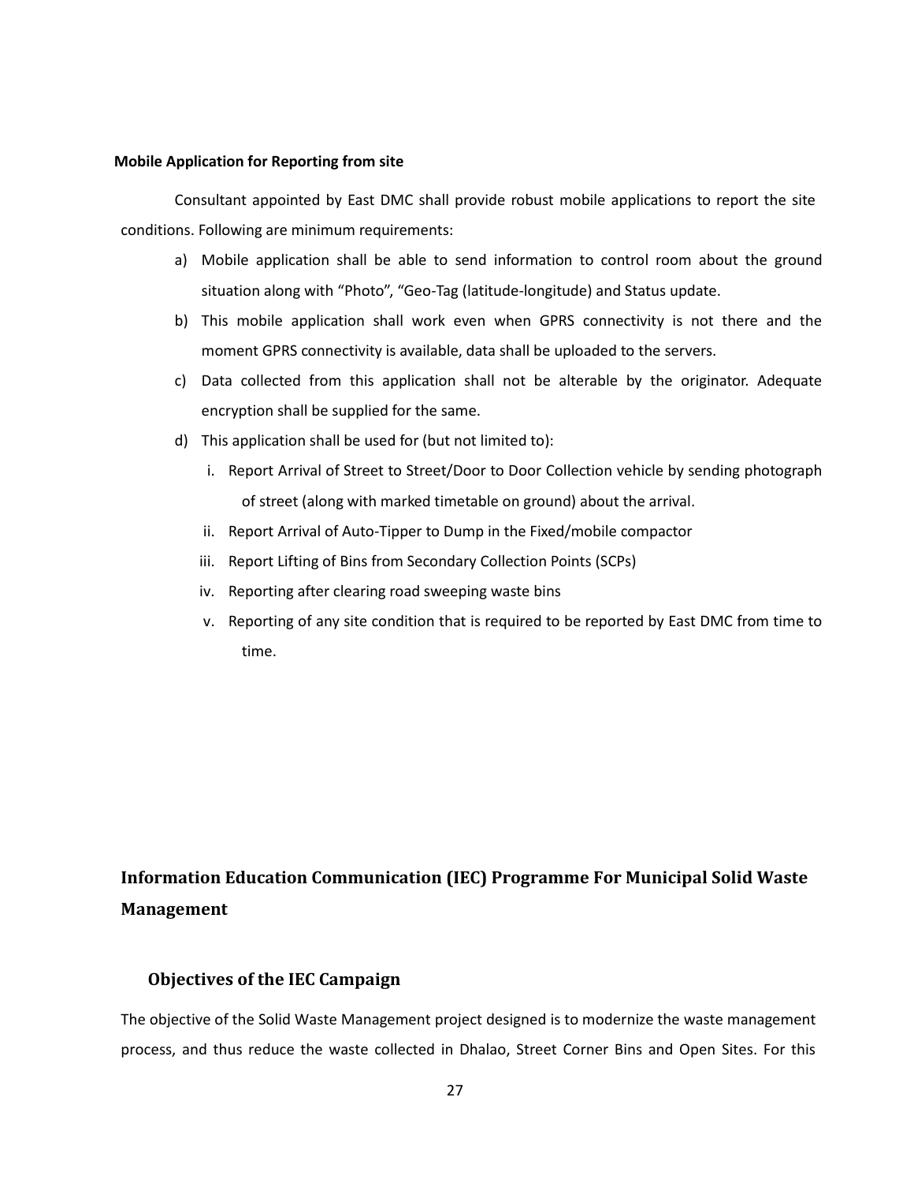**Mobile Application for Reporting from site**

Consultant appointed by East DMC shall provide robust mobile applications to report the site conditions. Following are minimum requirements:

a) Mobile application shall be able to send information to control room about the ground situation along with “Photo”, “Geo-Tag (latitude-longitude) and Status update.

b) This mobile application shall work even when GPRS connectivity is not there and the moment GPRS connectivity is available, data shall be uploaded to the servers.

c) Data collected from this application shall not be alterable by the originator. Adequate encryption shall be supplied for the same.

d) This application shall be used for (but not limited to):

   i. Report Arrival of Street to Street/Door to Door Collection vehicle by sending photograph of street (along with marked timetable on ground) about the arrival.

   ii. Report Arrival of Auto-Tipper to Dump in the Fixed/mobile compactor

   iii. Report Lifting of Bins from Secondary Collection Points (SCPs)

   iv. Reporting after clearing road sweeping waste bins

   v. Reporting of any site condition that is required to be reported by East DMC from time to time.

## Information Education Communication (IEC) Programme For Municipal Solid Waste Management

### Objectives of the IEC Campaign

The objective of the Solid Waste Management project designed is to modernize the waste management process, and thus reduce the waste collected in Dhalao, Street Corner Bins and Open Sites. For this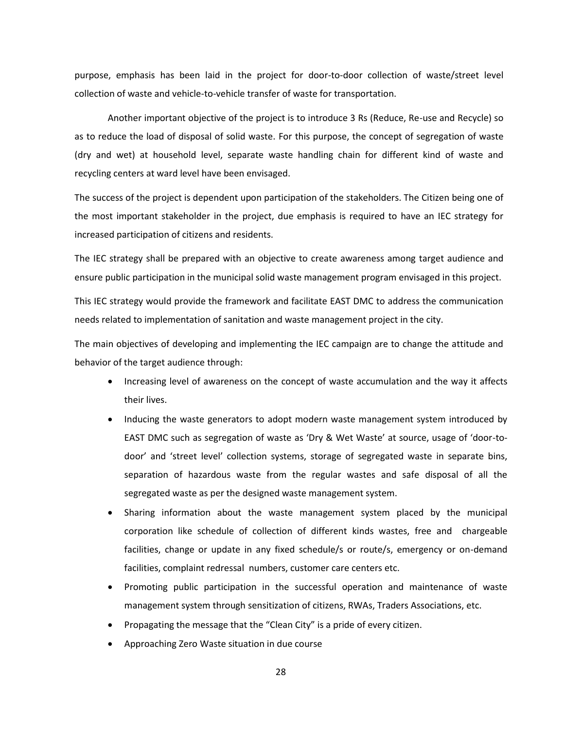purpose, emphasis has been laid in the project for door-to-door collection of waste/street level collection of waste and vehicle-to-vehicle transfer of waste for transportation.

Another important objective of the project is to introduce 3 Rs (Reduce, Re-use and Recycle) so as to reduce the load of disposal of solid waste. For this purpose, the concept of segregation of waste (dry and wet) at household level, separate waste handling chain for different kind of waste and recycling centers at ward level have been envisaged.

The success of the project is dependent upon participation of the stakeholders. The Citizen being one of the most important stakeholder in the project, due emphasis is required to have an IEC strategy for increased participation of citizens and residents.

The IEC strategy shall be prepared with an objective to create awareness among target audience and ensure public participation in the municipal solid waste management program envisaged in this project.

This IEC strategy would provide the framework and facilitate EAST DMC to address the communication needs related to implementation of sanitation and waste management project in the city.

The main objectives of developing and implementing the IEC campaign are to change the attitude and behavior of the target audience through:

- Increasing level of awareness on the concept of waste accumulation and the way it affects their lives.
- Inducing the waste generators to adopt modern waste management system introduced by EAST DMC such as segregation of waste as 'Dry & Wet Waste' at source, usage of 'door-to-door' and 'street level' collection systems, storage of segregated waste in separate bins, separation of hazardous waste from the regular wastes and safe disposal of all the segregated waste as per the designed waste management system.
- Sharing information about the waste management system placed by the municipal corporation like schedule of collection of different kinds wastes, free and chargeable facilities, change or update in any fixed schedule/s or route/s, emergency or on-demand facilities, complaint redressal numbers, customer care centers etc.
- Promoting public participation in the successful operation and maintenance of waste management system through sensitization of citizens, RWAs, Traders Associations, etc.
- Propagating the message that the "Clean City" is a pride of every citizen.
- Approaching Zero Waste situation in due course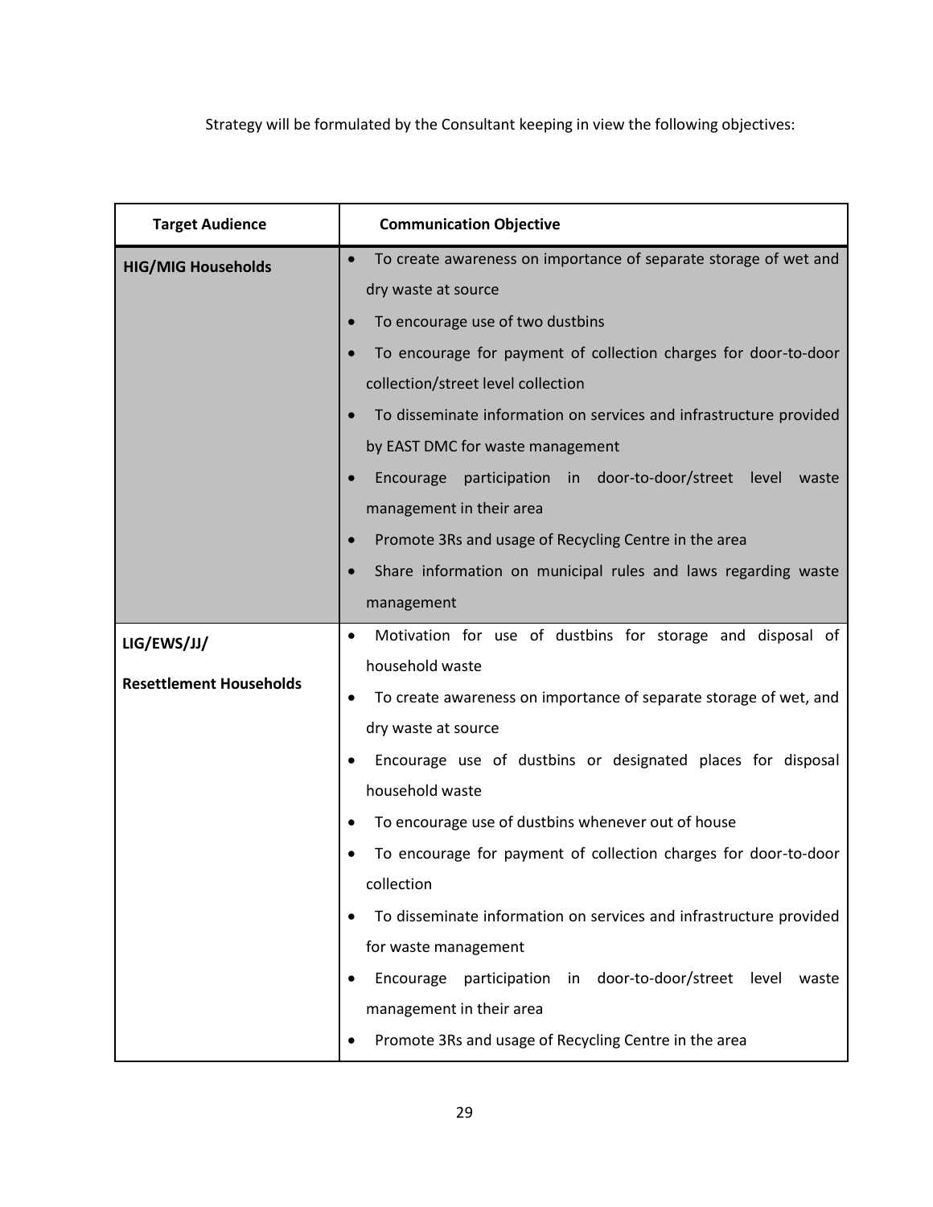Strategy will be formulated by the Consultant keeping in view the following objectives:

| Target Audience | Communication Objective |
|---|---|
| **HIG/MIG Households** | • To create awareness on importance of separate storage of wet and dry waste at source<br>• To encourage use of two dustbins<br>• To encourage for payment of collection charges for door-to-door collection/street level collection<br>• To disseminate information on services and infrastructure provided by EAST DMC for waste management<br>• Encourage participation in door-to-door/street level waste management in their area<br>• Promote 3Rs and usage of Recycling Centre in the area<br>• Share information on municipal rules and laws regarding waste management |
| **LIG/EWS/JJ/ Resettlement Households** | • Motivation for use of dustbins for storage and disposal of household waste<br>• To create awareness on importance of separate storage of wet, and dry waste at source<br>• Encourage use of dustbins or designated places for disposal household waste<br>• To encourage use of dustbins whenever out of house<br>• To encourage for payment of collection charges for door-to-door collection<br>• To disseminate information on services and infrastructure provided for waste management<br>• Encourage participation in door-to-door/street level waste management in their area<br>• Promote 3Rs and usage of Recycling Centre in the area |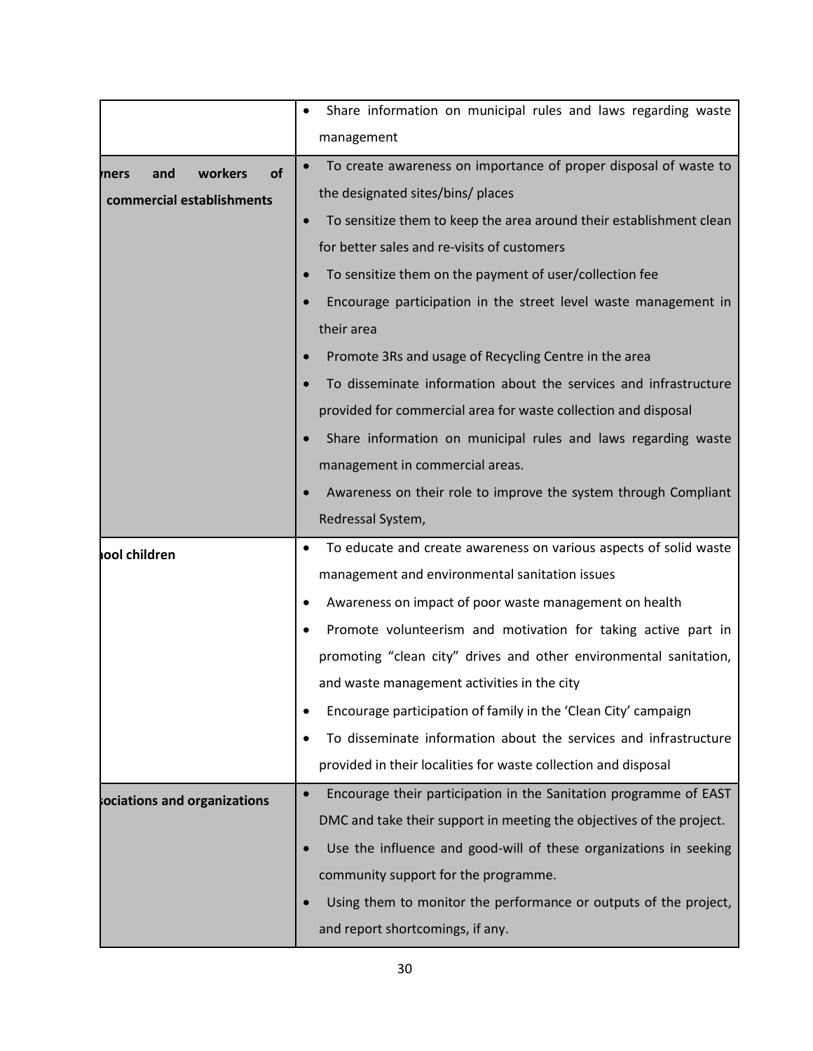| | |
|---|---|
| | • Share information on municipal rules and laws regarding waste management |
| **ners and workers of commercial establishments** | • To create awareness on importance of proper disposal of waste to the designated sites/bins/ places<br>• To sensitize them to keep the area around their establishment clean for better sales and re-visits of customers<br>• To sensitize them on the payment of user/collection fee<br>• Encourage participation in the street level waste management in their area<br>• Promote 3Rs and usage of Recycling Centre in the area<br>• To disseminate information about the services and infrastructure provided for commercial area for waste collection and disposal<br>• Share information on municipal rules and laws regarding waste management in commercial areas.<br>• Awareness on their role to improve the system through Compliant Redressal System, |
| **ool children** | • To educate and create awareness on various aspects of solid waste management and environmental sanitation issues<br>• Awareness on impact of poor waste management on health<br>• Promote volunteerism and motivation for taking active part in promoting "clean city" drives and other environmental sanitation, and waste management activities in the city<br>• Encourage participation of family in the 'Clean City' campaign<br>• To disseminate information about the services and infrastructure provided in their localities for waste collection and disposal |
| **ociations and organizations** | • Encourage their participation in the Sanitation programme of EAST DMC and take their support in meeting the objectives of the project.<br>• Use the influence and good-will of these organizations in seeking community support for the programme.<br>• Using them to monitor the performance or outputs of the project, and report shortcomings, if any. |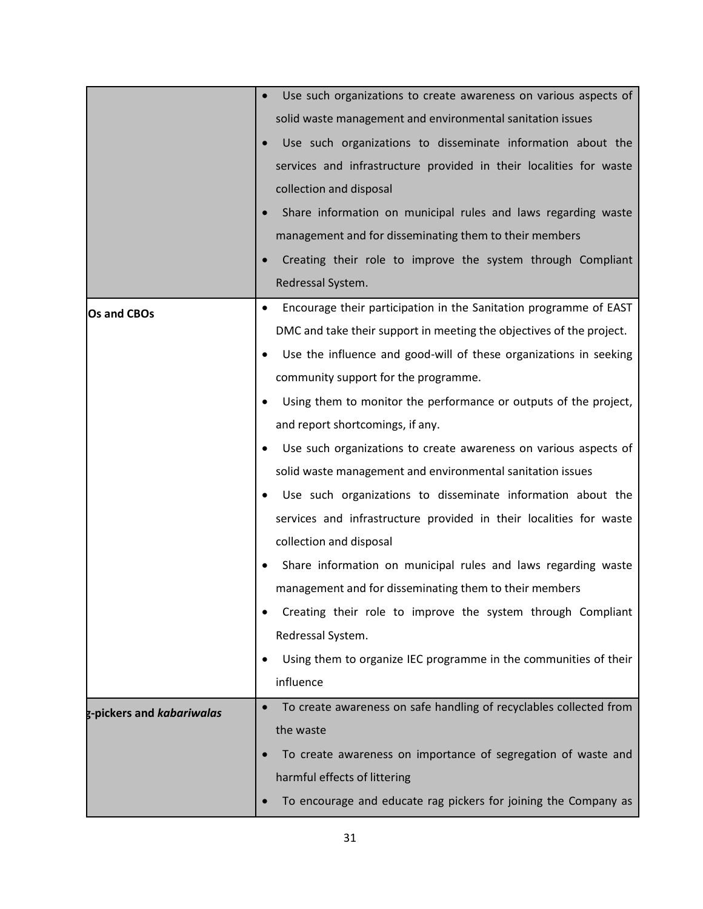| | |
|---|---|
| | • Use such organizations to create awareness on various aspects of solid waste management and environmental sanitation issues<br>• Use such organizations to disseminate information about the services and infrastructure provided in their localities for waste collection and disposal<br>• Share information on municipal rules and laws regarding waste management and for disseminating them to their members<br>• Creating their role to improve the system through Compliant Redressal System. |
| **Os and CBOs** | • Encourage their participation in the Sanitation programme of EAST DMC and take their support in meeting the objectives of the project.<br>• Use the influence and good-will of these organizations in seeking community support for the programme.<br>• Using them to monitor the performance or outputs of the project, and report shortcomings, if any.<br>• Use such organizations to create awareness on various aspects of solid waste management and environmental sanitation issues<br>• Use such organizations to disseminate information about the services and infrastructure provided in their localities for waste collection and disposal<br>• Share information on municipal rules and laws regarding waste management and for disseminating them to their members<br>• Creating their role to improve the system through Compliant Redressal System.<br>• Using them to organize IEC programme in the communities of their influence |
| **g-pickers and *kabariwalas*** | • To create awareness on safe handling of recyclables collected from the waste<br>• To create awareness on importance of segregation of waste and harmful effects of littering<br>• To encourage and educate rag pickers for joining the Company as |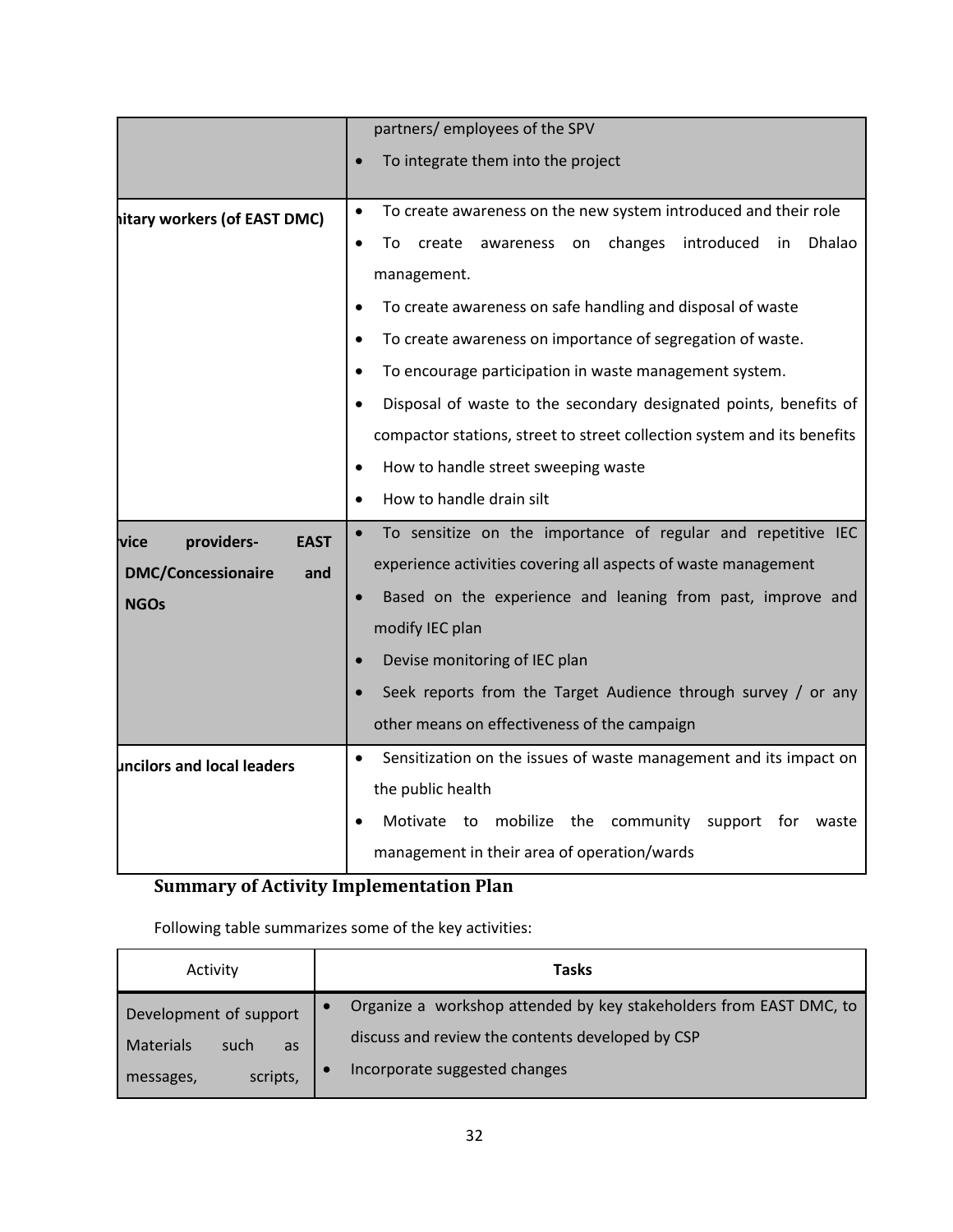| | |
|---|---|
| | partners/ employees of the SPV<br>• To integrate them into the project |
| itary workers (of EAST DMC) | • To create awareness on the new system introduced and their role<br>• To create awareness on changes introduced in Dhalao management.<br>• To create awareness on safe handling and disposal of waste<br>• To create awareness on importance of segregation of waste.<br>• To encourage participation in waste management system.<br>• Disposal of waste to the secondary designated points, benefits of compactor stations, street to street collection system and its benefits<br>• How to handle street sweeping waste<br>• How to handle drain silt |
| vice providers- EAST DMC/Concessionaire and NGOs | • To sensitize on the importance of regular and repetitive IEC experience activities covering all aspects of waste management<br>• Based on the experience and leaning from past, improve and modify IEC plan<br>• Devise monitoring of IEC plan<br>• Seek reports from the Target Audience through survey / or any other means on effectiveness of the campaign |
| uncilors and local leaders | • Sensitization on the issues of waste management and its impact on the public health<br>• Motivate to mobilize the community support for waste management in their area of operation/wards |

## Summary of Activity Implementation Plan

Following table summarizes some of the key activities:

| Activity | Tasks |
|---|---|
| Development of support Materials such as messages, scripts, | • Organize a workshop attended by key stakeholders from EAST DMC, to discuss and review the contents developed by CSP<br>• Incorporate suggested changes |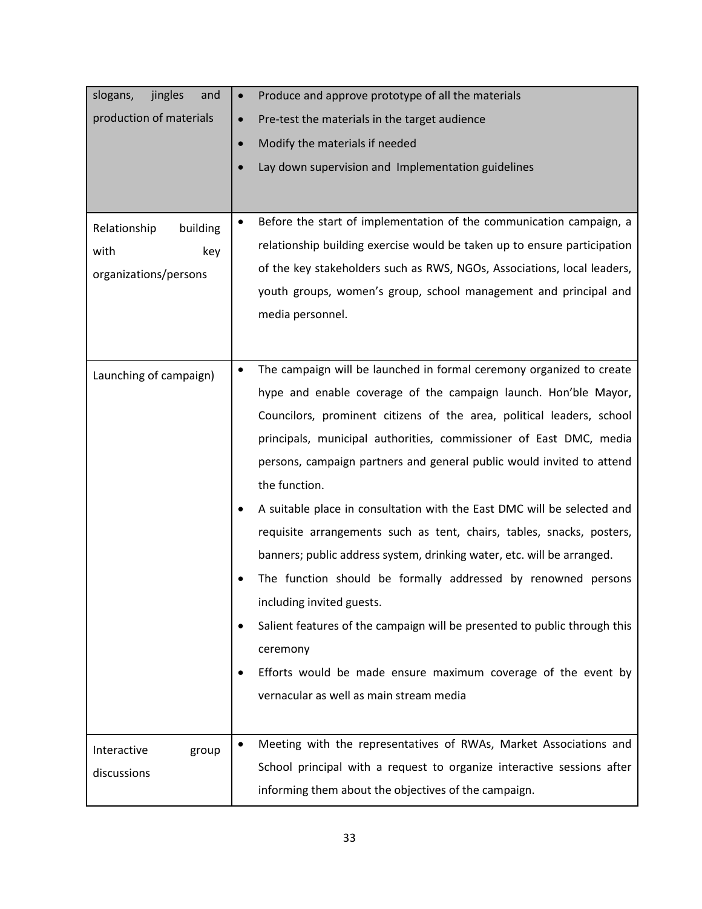| | |
|---|---|
| slogans, jingles and production of materials | • Produce and approve prototype of all the materials<br>• Pre-test the materials in the target audience<br>• Modify the materials if needed<br>• Lay down supervision and Implementation guidelines |
| Relationship building with key organizations/persons | • Before the start of implementation of the communication campaign, a relationship building exercise would be taken up to ensure participation of the key stakeholders such as RWS, NGOs, Associations, local leaders, youth groups, women's group, school management and principal and media personnel. |
| Launching of campaign) | • The campaign will be launched in formal ceremony organized to create hype and enable coverage of the campaign launch. Hon'ble Mayor, Councilors, prominent citizens of the area, political leaders, school principals, municipal authorities, commissioner of East DMC, media persons, campaign partners and general public would invited to attend the function.<br>• A suitable place in consultation with the East DMC will be selected and requisite arrangements such as tent, chairs, tables, snacks, posters, banners; public address system, drinking water, etc. will be arranged.<br>• The function should be formally addressed by renowned persons including invited guests.<br>• Salient features of the campaign will be presented to public through this ceremony<br>• Efforts would be made ensure maximum coverage of the event by vernacular as well as main stream media |
| Interactive group discussions | • Meeting with the representatives of RWAs, Market Associations and School principal with a request to organize interactive sessions after informing them about the objectives of the campaign. |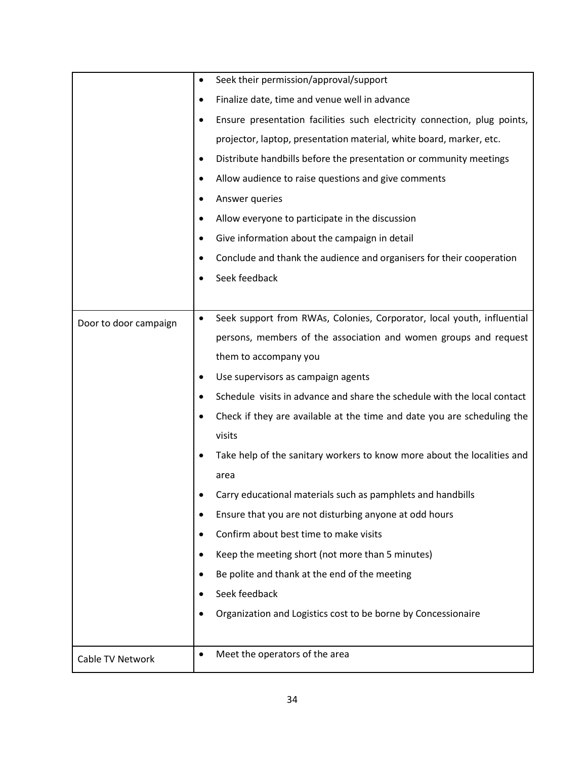| | |
|---|---|
| | • Seek their permission/approval/support<br>• Finalize date, time and venue well in advance<br>• Ensure presentation facilities such electricity connection, plug points, projector, laptop, presentation material, white board, marker, etc.<br>• Distribute handbills before the presentation or community meetings<br>• Allow audience to raise questions and give comments<br>• Answer queries<br>• Allow everyone to participate in the discussion<br>• Give information about the campaign in detail<br>• Conclude and thank the audience and organisers for their cooperation<br>• Seek feedback |
| Door to door campaign | • Seek support from RWAs, Colonies, Corporator, local youth, influential persons, members of the association and women groups and request them to accompany you<br>• Use supervisors as campaign agents<br>• Schedule visits in advance and share the schedule with the local contact<br>• Check if they are available at the time and date you are scheduling the visits<br>• Take help of the sanitary workers to know more about the localities and area<br>• Carry educational materials such as pamphlets and handbills<br>• Ensure that you are not disturbing anyone at odd hours<br>• Confirm about best time to make visits<br>• Keep the meeting short (not more than 5 minutes)<br>• Be polite and thank at the end of the meeting<br>• Seek feedback<br>• Organization and Logistics cost to be borne by Concessionaire |
| Cable TV Network | • Meet the operators of the area |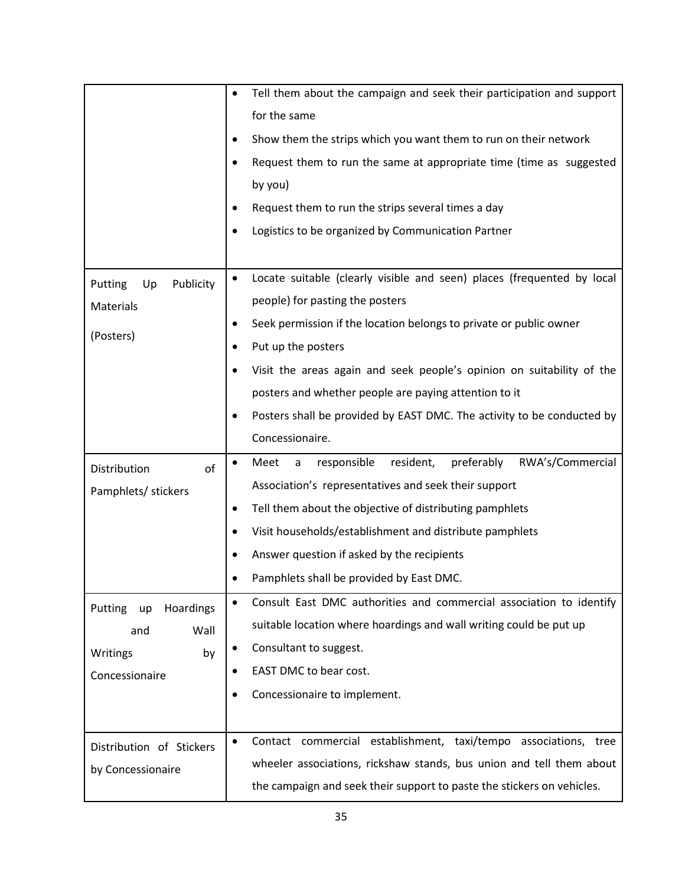| | |
|---|---|
| | • Tell them about the campaign and seek their participation and support for the same<br>• Show them the strips which you want them to run on their network<br>• Request them to run the same at appropriate time (time as suggested by you)<br>• Request them to run the strips several times a day<br>• Logistics to be organized by Communication Partner |
| Putting Up Publicity Materials<br><br>(Posters) | • Locate suitable (clearly visible and seen) places (frequented by local people) for pasting the posters<br>• Seek permission if the location belongs to private or public owner<br>• Put up the posters<br>• Visit the areas again and seek people's opinion on suitability of the posters and whether people are paying attention to it<br>• Posters shall be provided by EAST DMC. The activity to be conducted by Concessionaire. |
| Distribution of Pamphlets/ stickers | • Meet a responsible resident, preferably RWA's/Commercial Association's representatives and seek their support<br>• Tell them about the objective of distributing pamphlets<br>• Visit households/establishment and distribute pamphlets<br>• Answer question if asked by the recipients<br>• Pamphlets shall be provided by East DMC. |
| Putting up Hoardings and Wall Writings by Concessionaire | • Consult East DMC authorities and commercial association to identify suitable location where hoardings and wall writing could be put up<br>• Consultant to suggest.<br>• EAST DMC to bear cost.<br>• Concessionaire to implement. |
| Distribution of Stickers by Concessionaire | • Contact commercial establishment, taxi/tempo associations, tree wheeler associations, rickshaw stands, bus union and tell them about the campaign and seek their support to paste the stickers on vehicles. |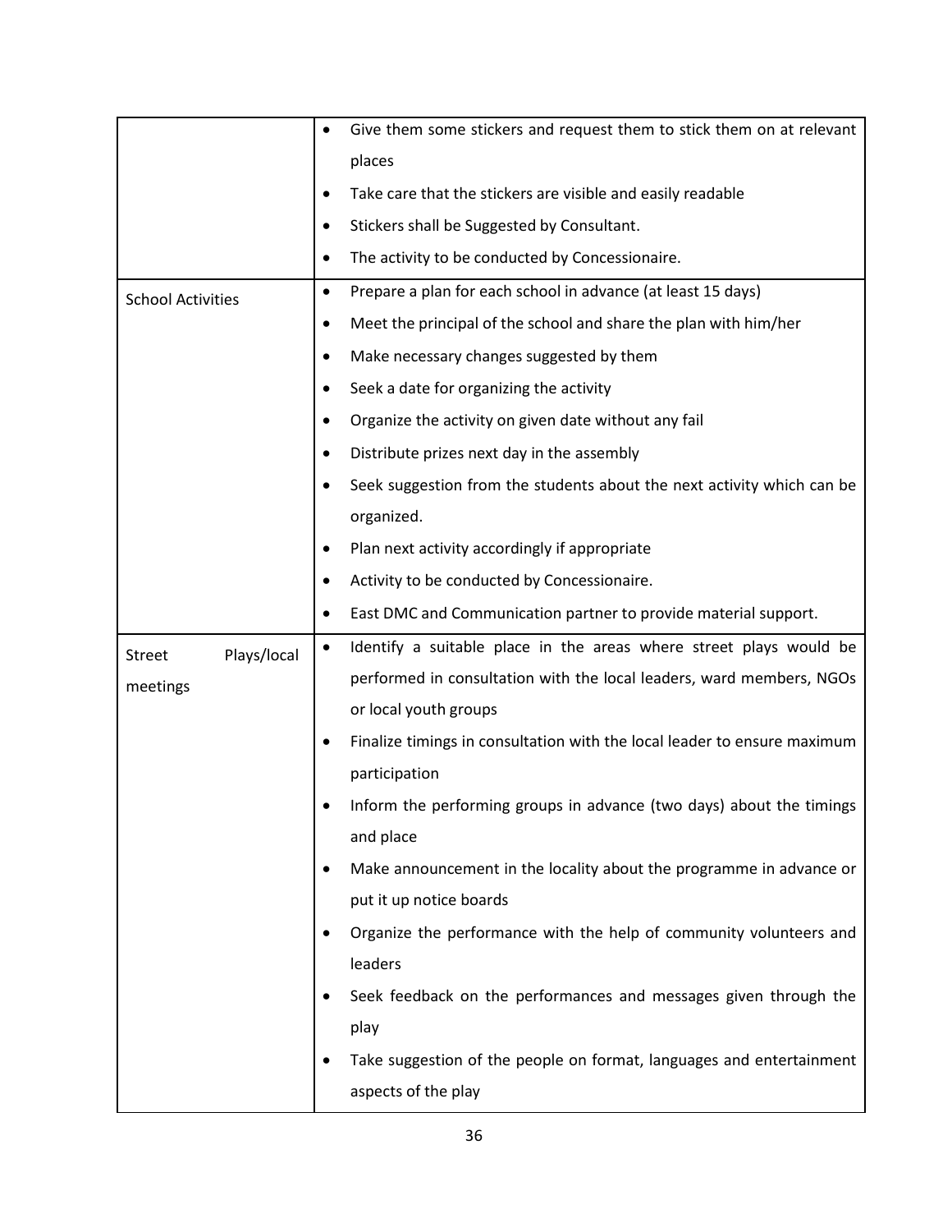| | |
|---|---|
| | • Give them some stickers and request them to stick them on at relevant places<br>• Take care that the stickers are visible and easily readable<br>• Stickers shall be Suggested by Consultant.<br>• The activity to be conducted by Concessionaire. |
| School Activities | • Prepare a plan for each school in advance (at least 15 days)<br>• Meet the principal of the school and share the plan with him/her<br>• Make necessary changes suggested by them<br>• Seek a date for organizing the activity<br>• Organize the activity on given date without any fail<br>• Distribute prizes next day in the assembly<br>• Seek suggestion from the students about the next activity which can be organized.<br>• Plan next activity accordingly if appropriate<br>• Activity to be conducted by Concessionaire.<br>• East DMC and Communication partner to provide material support. |
| Street Plays/local meetings | • Identify a suitable place in the areas where street plays would be performed in consultation with the local leaders, ward members, NGOs or local youth groups<br>• Finalize timings in consultation with the local leader to ensure maximum participation<br>• Inform the performing groups in advance (two days) about the timings and place<br>• Make announcement in the locality about the programme in advance or put it up notice boards<br>• Organize the performance with the help of community volunteers and leaders<br>• Seek feedback on the performances and messages given through the play<br>• Take suggestion of the people on format, languages and entertainment aspects of the play |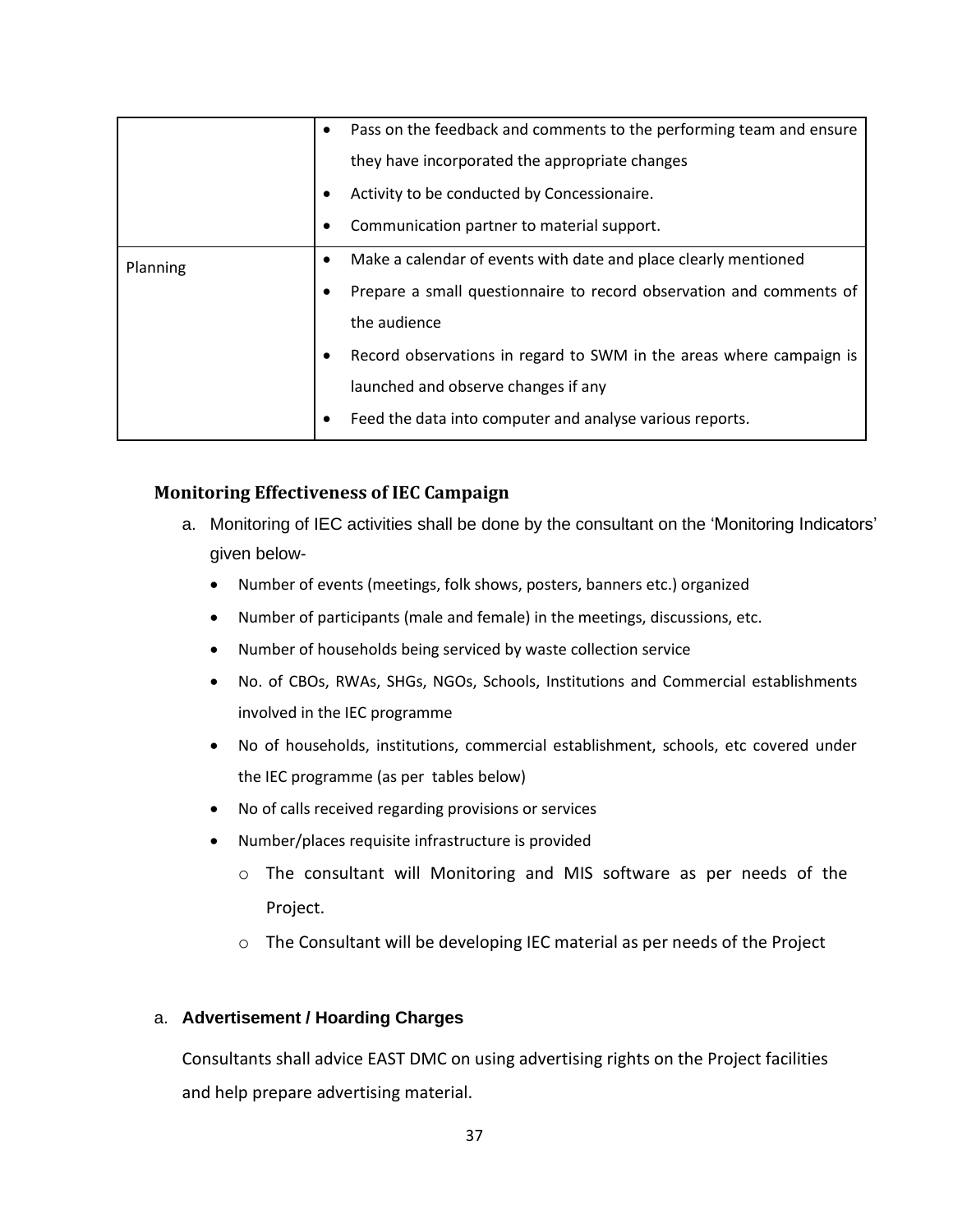| | |
|---|---|
| | • Pass on the feedback and comments to the performing team and ensure they have incorporated the appropriate changes<br>• Activity to be conducted by Concessionaire.<br>• Communication partner to material support. |
| Planning | • Make a calendar of events with date and place clearly mentioned<br>• Prepare a small questionnaire to record observation and comments of the audience<br>• Record observations in regard to SWM in the areas where campaign is launched and observe changes if any<br>• Feed the data into computer and analyse various reports. |

### Monitoring Effectiveness of IEC Campaign

a. Monitoring of IEC activities shall be done by the consultant on the 'Monitoring Indicators' given below-
   - Number of events (meetings, folk shows, posters, banners etc.) organized
   - Number of participants (male and female) in the meetings, discussions, etc.
   - Number of households being serviced by waste collection service
   - No. of CBOs, RWAs, SHGs, NGOs, Schools, Institutions and Commercial establishments involved in the IEC programme
   - No of households, institutions, commercial establishment, schools, etc covered under the IEC programme (as per tables below)
   - No of calls received regarding provisions or services
   - Number/places requisite infrastructure is provided
     - The consultant will Monitoring and MIS software as per needs of the Project.
     - The Consultant will be developing IEC material as per needs of the Project

a. **Advertisement / Hoarding Charges**

Consultants shall advice EAST DMC on using advertising rights on the Project facilities and help prepare advertising material.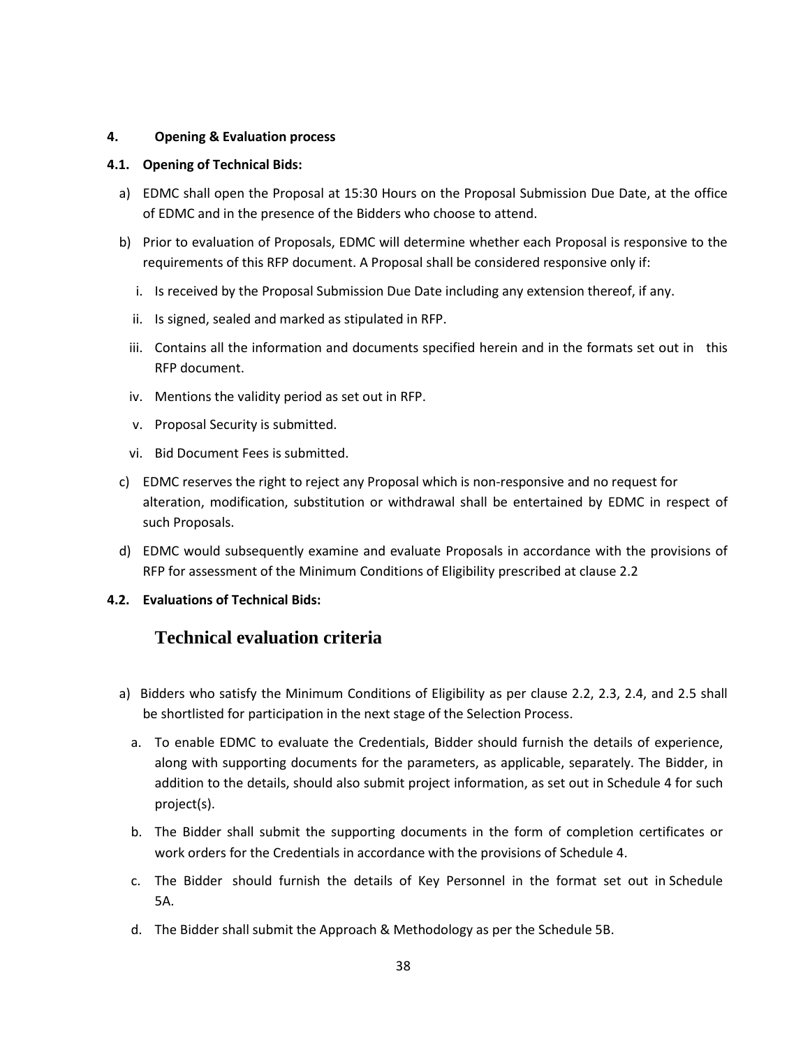## 4. Opening & Evaluation process

### 4.1. Opening of Technical Bids:

a) EDMC shall open the Proposal at 15:30 Hours on the Proposal Submission Due Date, at the office of EDMC and in the presence of the Bidders who choose to attend.

b) Prior to evaluation of Proposals, EDMC will determine whether each Proposal is responsive to the requirements of this RFP document. A Proposal shall be considered responsive only if:

   i. Is received by the Proposal Submission Due Date including any extension thereof, if any.

   ii. Is signed, sealed and marked as stipulated in RFP.

   iii. Contains all the information and documents specified herein and in the formats set out in this RFP document.

   iv. Mentions the validity period as set out in RFP.

   v. Proposal Security is submitted.

   vi. Bid Document Fees is submitted.

c) EDMC reserves the right to reject any Proposal which is non-responsive and no request for alteration, modification, substitution or withdrawal shall be entertained by EDMC in respect of such Proposals.

d) EDMC would subsequently examine and evaluate Proposals in accordance with the provisions of RFP for assessment of the Minimum Conditions of Eligibility prescribed at clause 2.2

### 4.2. Evaluations of Technical Bids:

## Technical evaluation criteria

a) Bidders who satisfy the Minimum Conditions of Eligibility as per clause 2.2, 2.3, 2.4, and 2.5 shall be shortlisted for participation in the next stage of the Selection Process.

   a. To enable EDMC to evaluate the Credentials, Bidder should furnish the details of experience, along with supporting documents for the parameters, as applicable, separately. The Bidder, in addition to the details, should also submit project information, as set out in Schedule 4 for such project(s).

   b. The Bidder shall submit the supporting documents in the form of completion certificates or work orders for the Credentials in accordance with the provisions of Schedule 4.

   c. The Bidder should furnish the details of Key Personnel in the format set out in Schedule 5A.

   d. The Bidder shall submit the Approach & Methodology as per the Schedule 5B.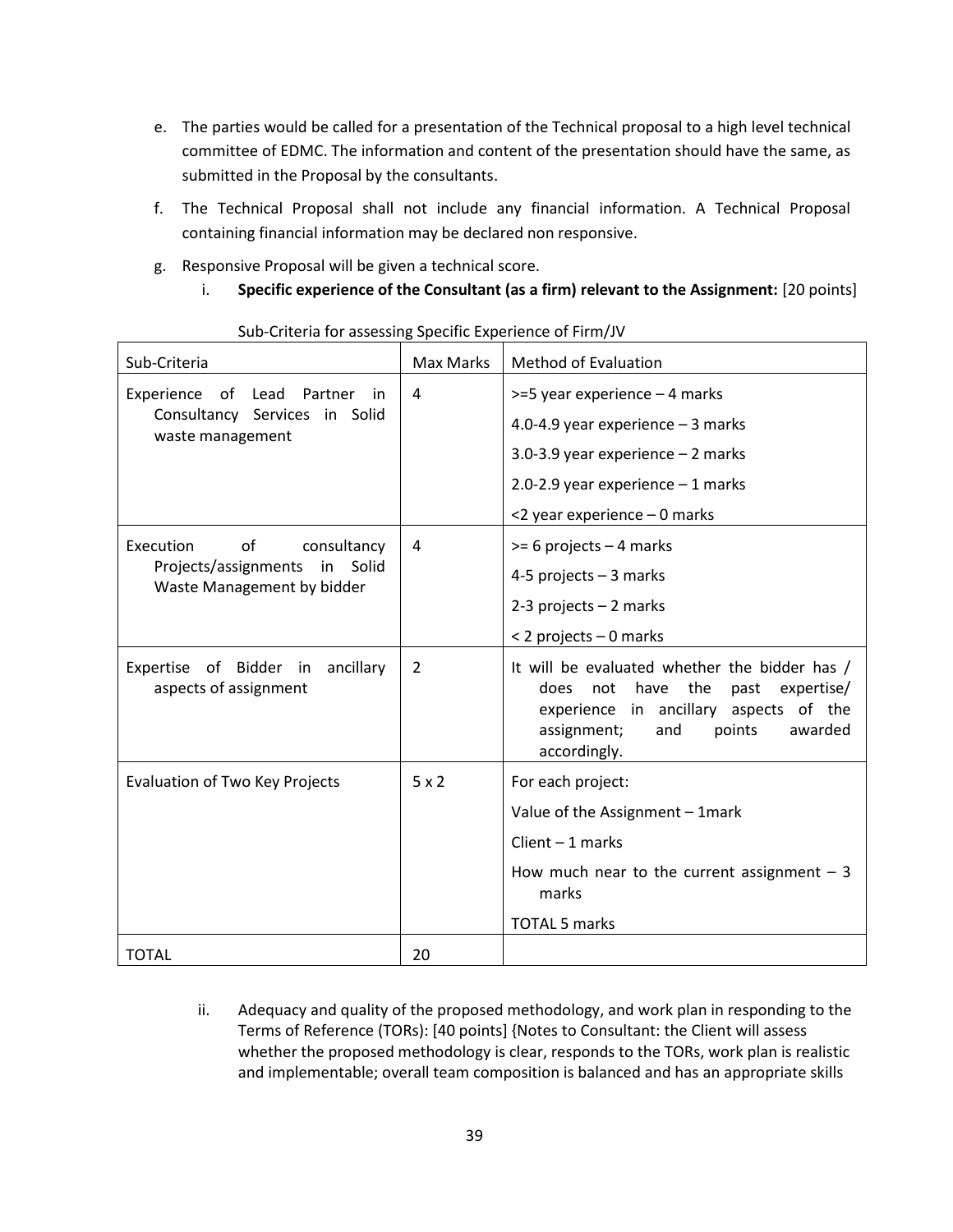e. The parties would be called for a presentation of the Technical proposal to a high level technical committee of EDMC. The information and content of the presentation should have the same, as submitted in the Proposal by the consultants.

f. The Technical Proposal shall not include any financial information. A Technical Proposal containing financial information may be declared non responsive.

g. Responsive Proposal will be given a technical score.

   i. **Specific experience of the Consultant (as a firm) relevant to the Assignment:** [20 points]

Sub-Criteria for assessing Specific Experience of Firm/JV

| Sub-Criteria | Max Marks | Method of Evaluation |
|---|---|---|
| Experience of Lead Partner in Consultancy Services in Solid waste management | 4 | >=5 year experience – 4 marks<br>4.0-4.9 year experience – 3 marks<br>3.0-3.9 year experience – 2 marks<br>2.0-2.9 year experience – 1 marks<br><2 year experience – 0 marks |
| Execution of consultancy Projects/assignments in Solid Waste Management by bidder | 4 | >= 6 projects – 4 marks<br>4-5 projects – 3 marks<br>2-3 projects – 2 marks<br>< 2 projects – 0 marks |
| Expertise of Bidder in ancillary aspects of assignment | 2 | It will be evaluated whether the bidder has / does not have the past expertise/ experience in ancillary aspects of the assignment; and points awarded accordingly. |
| Evaluation of Two Key Projects | 5 x 2 | For each project:<br>Value of the Assignment – 1mark<br>Client – 1 marks<br>How much near to the current assignment – 3 marks<br>TOTAL 5 marks |
| TOTAL | 20 | |

   ii. Adequacy and quality of the proposed methodology, and work plan in responding to the Terms of Reference (TORs): [40 points] {Notes to Consultant: the Client will assess whether the proposed methodology is clear, responds to the TORs, work plan is realistic and implementable; overall team composition is balanced and has an appropriate skills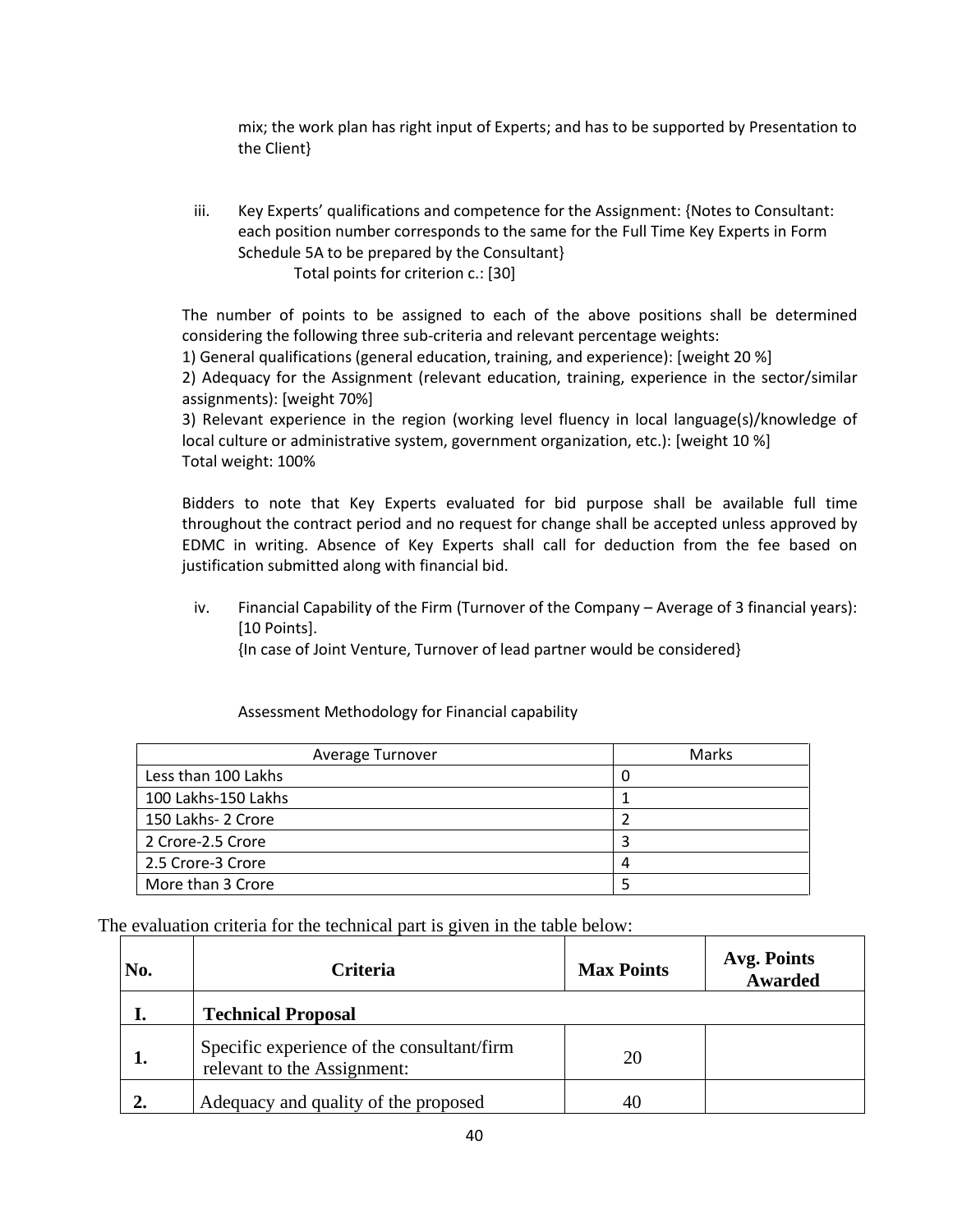mix; the work plan has right input of Experts; and has to be supported by Presentation to the Client}

iii. Key Experts' qualifications and competence for the Assignment: {Notes to Consultant: each position number corresponds to the same for the Full Time Key Experts in Form Schedule 5A to be prepared by the Consultant}
   Total points for criterion c.: [30]

The number of points to be assigned to each of the above positions shall be determined considering the following three sub-criteria and relevant percentage weights:
1) General qualifications (general education, training, and experience): [weight 20 %]
2) Adequacy for the Assignment (relevant education, training, experience in the sector/similar assignments): [weight 70%]
3) Relevant experience in the region (working level fluency in local language(s)/knowledge of local culture or administrative system, government organization, etc.): [weight 10 %]
Total weight: 100%

Bidders to note that Key Experts evaluated for bid purpose shall be available full time throughout the contract period and no request for change shall be accepted unless approved by EDMC in writing. Absence of Key Experts shall call for deduction from the fee based on justification submitted along with financial bid.

iv. Financial Capability of the Firm (Turnover of the Company – Average of 3 financial years): [10 Points].
   {In case of Joint Venture, Turnover of lead partner would be considered}

Assessment Methodology for Financial capability

| Average Turnover | Marks |
|---|---|
| Less than 100 Lakhs | 0 |
| 100 Lakhs-150 Lakhs | 1 |
| 150 Lakhs- 2 Crore | 2 |
| 2 Crore-2.5 Crore | 3 |
| 2.5 Crore-3 Crore | 4 |
| More than 3 Crore | 5 |

The evaluation criteria for the technical part is given in the table below:

| No. | Criteria | Max Points | Avg. Points Awarded |
|---|---|---|---|
| **I.** | **Technical Proposal** | | |
| **1.** | Specific experience of the consultant/firm relevant to the Assignment: | 20 | |
| **2.** | Adequacy and quality of the proposed | 40 | |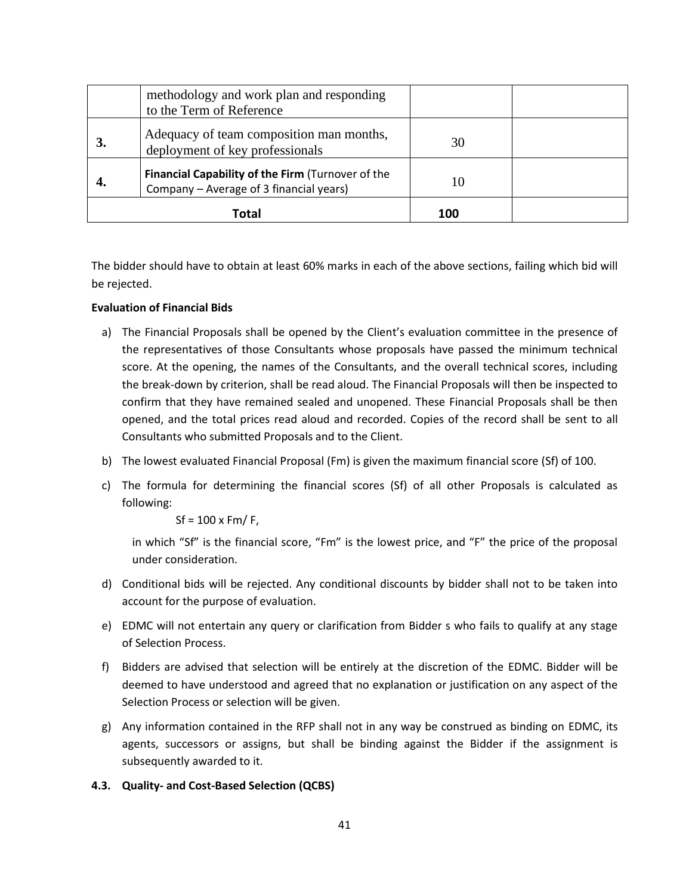| | | | |
|---|---|---|---|
| | methodology and work plan and responding to the Term of Reference | | |
| 3. | Adequacy of team composition man months, deployment of key professionals | 30 | |
| 4. | **Financial Capability of the Firm** (Turnover of the Company – Average of 3 financial years) | 10 | |
| **Total** | | **100** | |

The bidder should have to obtain at least 60% marks in each of the above sections, failing which bid will be rejected.

**Evaluation of Financial Bids**

a) The Financial Proposals shall be opened by the Client's evaluation committee in the presence of the representatives of those Consultants whose proposals have passed the minimum technical score. At the opening, the names of the Consultants, and the overall technical scores, including the break-down by criterion, shall be read aloud. The Financial Proposals will then be inspected to confirm that they have remained sealed and unopened. These Financial Proposals shall be then opened, and the total prices read aloud and recorded. Copies of the record shall be sent to all Consultants who submitted Proposals and to the Client.

b) The lowest evaluated Financial Proposal (Fm) is given the maximum financial score (Sf) of 100.

c) The formula for determining the financial scores (Sf) of all other Proposals is calculated as following:

$$Sf = 100 \times Fm / F,$$

in which "Sf" is the financial score, "Fm" is the lowest price, and "F" the price of the proposal under consideration.

d) Conditional bids will be rejected. Any conditional discounts by bidder shall not to be taken into account for the purpose of evaluation.

e) EDMC will not entertain any query or clarification from Bidder s who fails to qualify at any stage of Selection Process.

f) Bidders are advised that selection will be entirely at the discretion of the EDMC. Bidder will be deemed to have understood and agreed that no explanation or justification on any aspect of the Selection Process or selection will be given.

g) Any information contained in the RFP shall not in any way be construed as binding on EDMC, its agents, successors or assigns, but shall be binding against the Bidder if the assignment is subsequently awarded to it.

**4.3. Quality- and Cost-Based Selection (QCBS)**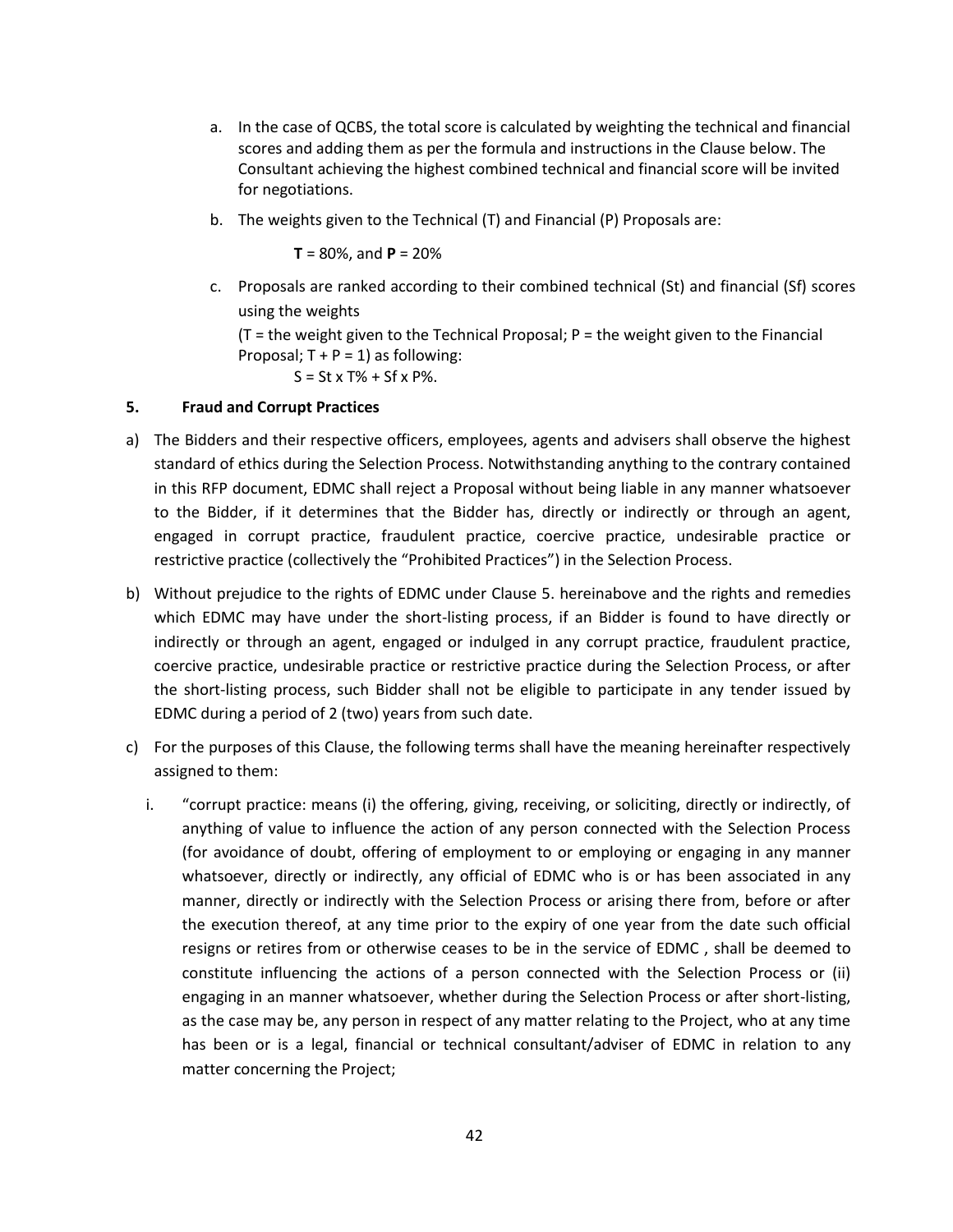a. In the case of QCBS, the total score is calculated by weighting the technical and financial scores and adding them as per the formula and instructions in the Clause below. The Consultant achieving the highest combined technical and financial score will be invited for negotiations.

b. The weights given to the Technical (T) and Financial (P) Proposals are:

   **T** = 80%, and **P** = 20%

c. Proposals are ranked according to their combined technical (St) and financial (Sf) scores using the weights
   (T = the weight given to the Technical Proposal; P = the weight given to the Financial Proposal; T + P = 1) as following:
   S = St x T% + Sf x P%.

### 5. Fraud and Corrupt Practices

a) The Bidders and their respective officers, employees, agents and advisers shall observe the highest standard of ethics during the Selection Process. Notwithstanding anything to the contrary contained in this RFP document, EDMC shall reject a Proposal without being liable in any manner whatsoever to the Bidder, if it determines that the Bidder has, directly or indirectly or through an agent, engaged in corrupt practice, fraudulent practice, coercive practice, undesirable practice or restrictive practice (collectively the "Prohibited Practices") in the Selection Process.

b) Without prejudice to the rights of EDMC under Clause 5. hereinabove and the rights and remedies which EDMC may have under the short-listing process, if an Bidder is found to have directly or indirectly or through an agent, engaged or indulged in any corrupt practice, fraudulent practice, coercive practice, undesirable practice or restrictive practice during the Selection Process, or after the short-listing process, such Bidder shall not be eligible to participate in any tender issued by EDMC during a period of 2 (two) years from such date.

c) For the purposes of this Clause, the following terms shall have the meaning hereinafter respectively assigned to them:

   i. "corrupt practice: means (i) the offering, giving, receiving, or soliciting, directly or indirectly, of anything of value to influence the action of any person connected with the Selection Process (for avoidance of doubt, offering of employment to or employing or engaging in any manner whatsoever, directly or indirectly, any official of EDMC who is or has been associated in any manner, directly or indirectly with the Selection Process or arising there from, before or after the execution thereof, at any time prior to the expiry of one year from the date such official resigns or retires from or otherwise ceases to be in the service of EDMC , shall be deemed to constitute influencing the actions of a person connected with the Selection Process or (ii) engaging in an manner whatsoever, whether during the Selection Process or after short-listing, as the case may be, any person in respect of any matter relating to the Project, who at any time has been or is a legal, financial or technical consultant/adviser of EDMC in relation to any matter concerning the Project;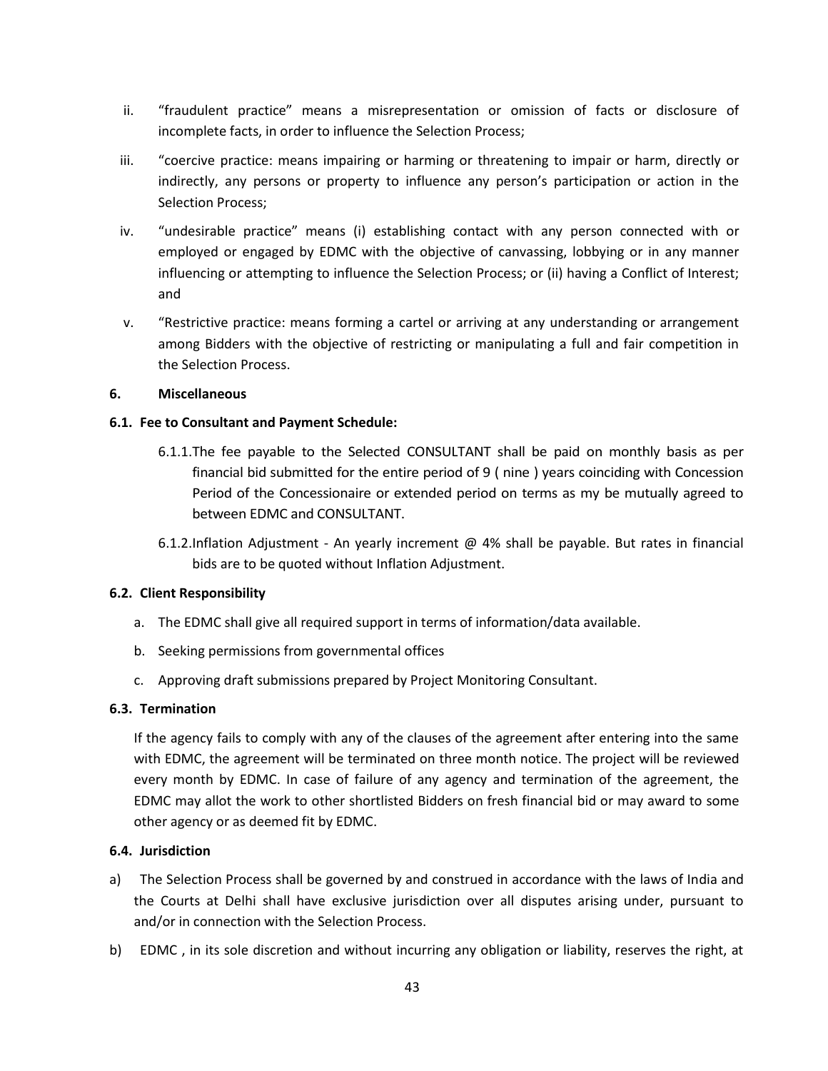ii. "fraudulent practice" means a misrepresentation or omission of facts or disclosure of incomplete facts, in order to influence the Selection Process;

iii. "coercive practice: means impairing or harming or threatening to impair or harm, directly or indirectly, any persons or property to influence any person's participation or action in the Selection Process;

iv. "undesirable practice" means (i) establishing contact with any person connected with or employed or engaged by EDMC with the objective of canvassing, lobbying or in any manner influencing or attempting to influence the Selection Process; or (ii) having a Conflict of Interest; and

v. "Restrictive practice: means forming a cartel or arriving at any understanding or arrangement among Bidders with the objective of restricting or manipulating a full and fair competition in the Selection Process.

**6. Miscellaneous**

**6.1. Fee to Consultant and Payment Schedule:**

6.1.1. The fee payable to the Selected CONSULTANT shall be paid on monthly basis as per financial bid submitted for the entire period of 9 ( nine ) years coinciding with Concession Period of the Concessionaire or extended period on terms as my be mutually agreed to between EDMC and CONSULTANT.

6.1.2. Inflation Adjustment - An yearly increment @ 4% shall be payable. But rates in financial bids are to be quoted without Inflation Adjustment.

**6.2. Client Responsibility**

a. The EDMC shall give all required support in terms of information/data available.

b. Seeking permissions from governmental offices

c. Approving draft submissions prepared by Project Monitoring Consultant.

**6.3. Termination**

If the agency fails to comply with any of the clauses of the agreement after entering into the same with EDMC, the agreement will be terminated on three month notice. The project will be reviewed every month by EDMC. In case of failure of any agency and termination of the agreement, the EDMC may allot the work to other shortlisted Bidders on fresh financial bid or may award to some other agency or as deemed fit by EDMC.

**6.4. Jurisdiction**

a) The Selection Process shall be governed by and construed in accordance with the laws of India and the Courts at Delhi shall have exclusive jurisdiction over all disputes arising under, pursuant to and/or in connection with the Selection Process.

b) EDMC , in its sole discretion and without incurring any obligation or liability, reserves the right, at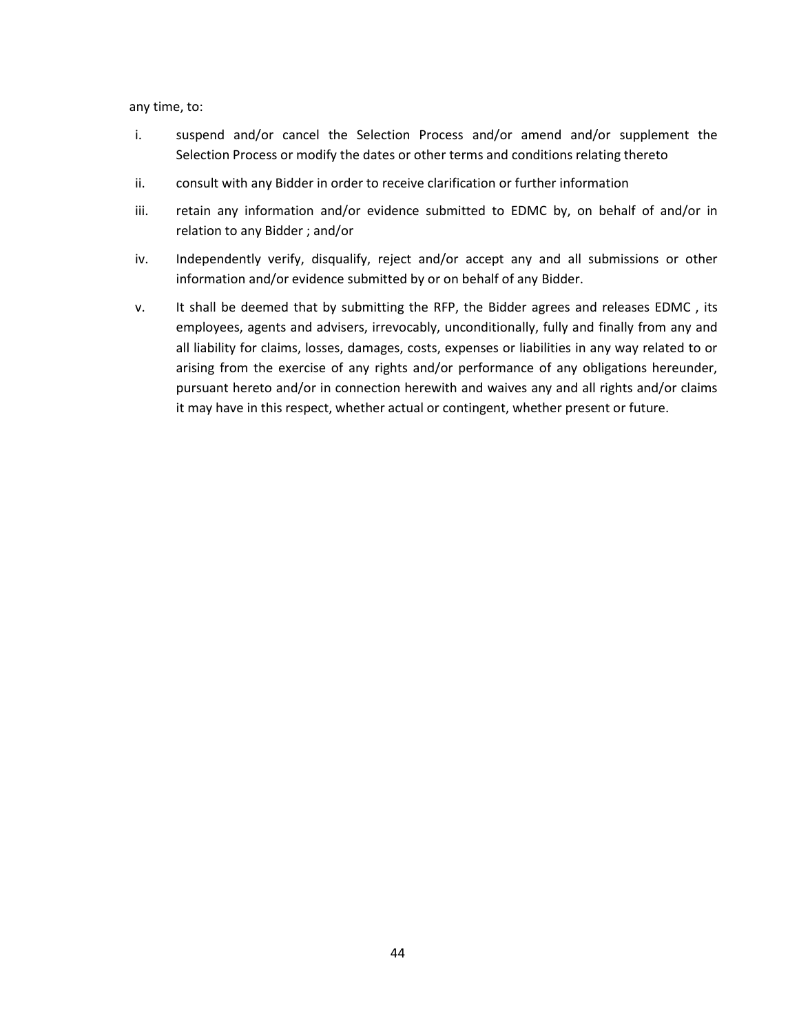any time, to:

i. suspend and/or cancel the Selection Process and/or amend and/or supplement the Selection Process or modify the dates or other terms and conditions relating thereto

ii. consult with any Bidder in order to receive clarification or further information

iii. retain any information and/or evidence submitted to EDMC by, on behalf of and/or in relation to any Bidder ; and/or

iv. Independently verify, disqualify, reject and/or accept any and all submissions or other information and/or evidence submitted by or on behalf of any Bidder.

v. It shall be deemed that by submitting the RFP, the Bidder agrees and releases EDMC , its employees, agents and advisers, irrevocably, unconditionally, fully and finally from any and all liability for claims, losses, damages, costs, expenses or liabilities in any way related to or arising from the exercise of any rights and/or performance of any obligations hereunder, pursuant hereto and/or in connection herewith and waives any and all rights and/or claims it may have in this respect, whether actual or contingent, whether present or future.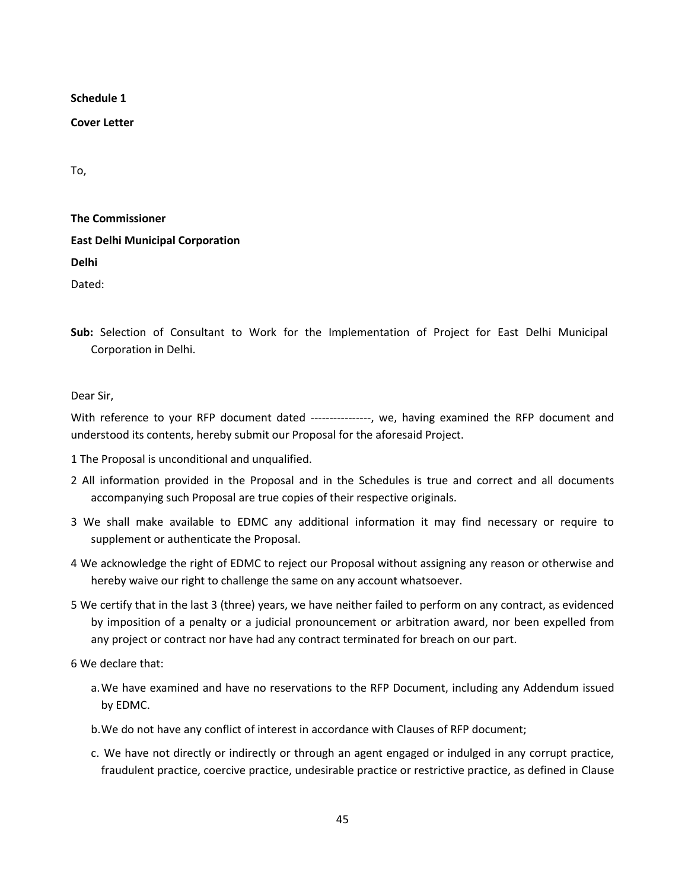**Schedule 1**

**Cover Letter**

To,

**The Commissioner**

**East Delhi Municipal Corporation**

**Delhi**

Dated:

**Sub:** Selection of Consultant to Work for the Implementation of Project for East Delhi Municipal Corporation in Delhi.

Dear Sir,

With reference to your RFP document dated ----------------, we, having examined the RFP document and understood its contents, hereby submit our Proposal for the aforesaid Project.

1 The Proposal is unconditional and unqualified.

2 All information provided in the Proposal and in the Schedules is true and correct and all documents accompanying such Proposal are true copies of their respective originals.

3 We shall make available to EDMC any additional information it may find necessary or require to supplement or authenticate the Proposal.

4 We acknowledge the right of EDMC to reject our Proposal without assigning any reason or otherwise and hereby waive our right to challenge the same on any account whatsoever.

5 We certify that in the last 3 (three) years, we have neither failed to perform on any contract, as evidenced by imposition of a penalty or a judicial pronouncement or arbitration award, nor been expelled from any project or contract nor have had any contract terminated for breach on our part.

6 We declare that:

a. We have examined and have no reservations to the RFP Document, including any Addendum issued by EDMC.

b. We do not have any conflict of interest in accordance with Clauses of RFP document;

c. We have not directly or indirectly or through an agent engaged or indulged in any corrupt practice, fraudulent practice, coercive practice, undesirable practice or restrictive practice, as defined in Clause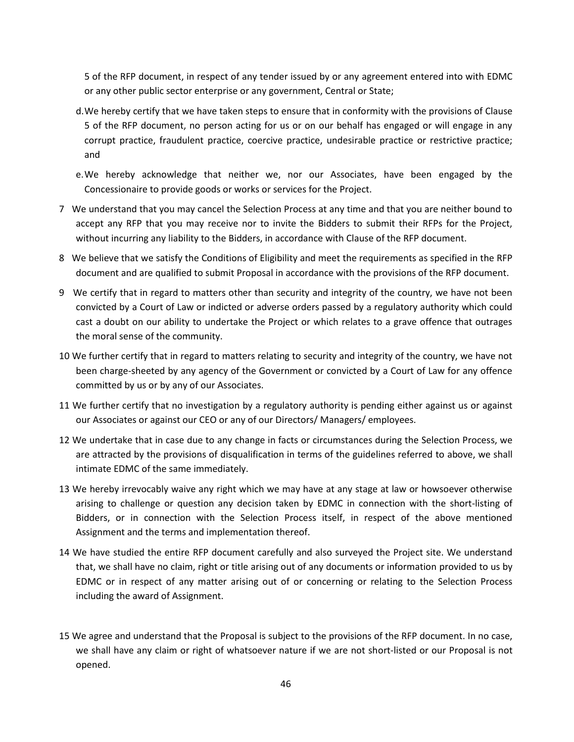5 of the RFP document, in respect of any tender issued by or any agreement entered into with EDMC or any other public sector enterprise or any government, Central or State;

d. We hereby certify that we have taken steps to ensure that in conformity with the provisions of Clause 5 of the RFP document, no person acting for us or on our behalf has engaged or will engage in any corrupt practice, fraudulent practice, coercive practice, undesirable practice or restrictive practice; and

e. We hereby acknowledge that neither we, nor our Associates, have been engaged by the Concessionaire to provide goods or works or services for the Project.

7 We understand that you may cancel the Selection Process at any time and that you are neither bound to accept any RFP that you may receive nor to invite the Bidders to submit their RFPs for the Project, without incurring any liability to the Bidders, in accordance with Clause of the RFP document.

8 We believe that we satisfy the Conditions of Eligibility and meet the requirements as specified in the RFP document and are qualified to submit Proposal in accordance with the provisions of the RFP document.

9 We certify that in regard to matters other than security and integrity of the country, we have not been convicted by a Court of Law or indicted or adverse orders passed by a regulatory authority which could cast a doubt on our ability to undertake the Project or which relates to a grave offence that outrages the moral sense of the community.

10 We further certify that in regard to matters relating to security and integrity of the country, we have not been charge-sheeted by any agency of the Government or convicted by a Court of Law for any offence committed by us or by any of our Associates.

11 We further certify that no investigation by a regulatory authority is pending either against us or against our Associates or against our CEO or any of our Directors/ Managers/ employees.

12 We undertake that in case due to any change in facts or circumstances during the Selection Process, we are attracted by the provisions of disqualification in terms of the guidelines referred to above, we shall intimate EDMC of the same immediately.

13 We hereby irrevocably waive any right which we may have at any stage at law or howsoever otherwise arising to challenge or question any decision taken by EDMC in connection with the short-listing of Bidders, or in connection with the Selection Process itself, in respect of the above mentioned Assignment and the terms and implementation thereof.

14 We have studied the entire RFP document carefully and also surveyed the Project site. We understand that, we shall have no claim, right or title arising out of any documents or information provided to us by EDMC or in respect of any matter arising out of or concerning or relating to the Selection Process including the award of Assignment.

15 We agree and understand that the Proposal is subject to the provisions of the RFP document. In no case, we shall have any claim or right of whatsoever nature if we are not short-listed or our Proposal is not opened.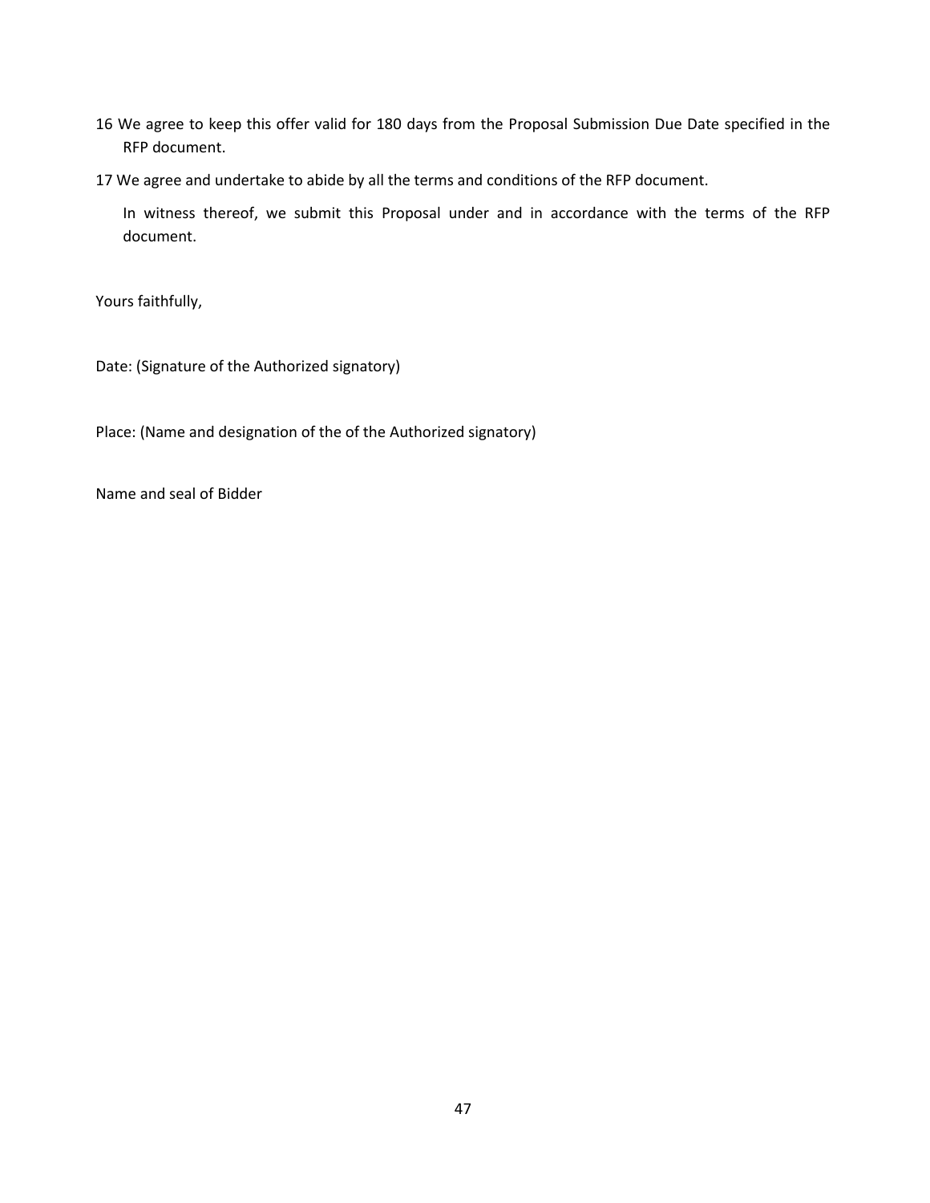16 We agree to keep this offer valid for 180 days from the Proposal Submission Due Date specified in the RFP document.

17 We agree and undertake to abide by all the terms and conditions of the RFP document.

In witness thereof, we submit this Proposal under and in accordance with the terms of the RFP document.

Yours faithfully,

Date: (Signature of the Authorized signatory)

Place: (Name and designation of the of the Authorized signatory)

Name and seal of Bidder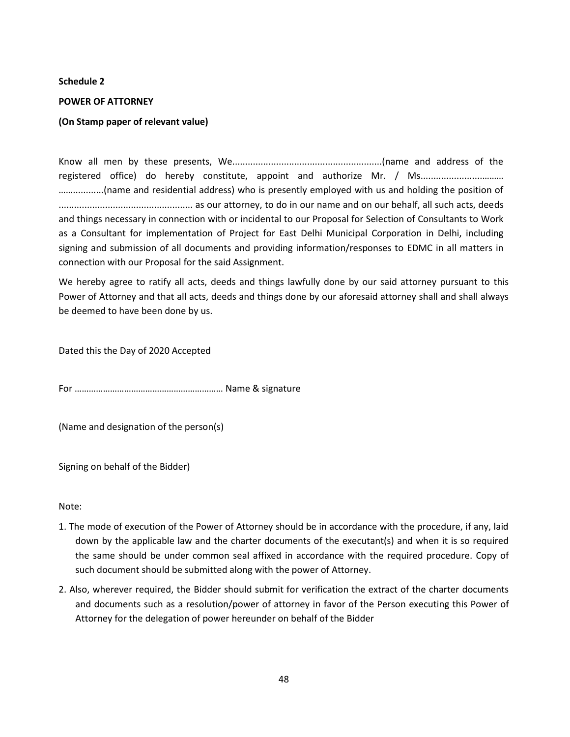**Schedule 2**

**POWER OF ATTORNEY**

**(On Stamp paper of relevant value)**

Know all men by these presents, We..........................................................(name and address of the registered office) do hereby constitute, appoint and authorize Mr. / Ms................................ ……............(name and residential address) who is presently employed with us and holding the position of .................................................... as our attorney, to do in our name and on our behalf, all such acts, deeds and things necessary in connection with or incidental to our Proposal for Selection of Consultants to Work as a Consultant for implementation of Project for East Delhi Municipal Corporation in Delhi, including signing and submission of all documents and providing information/responses to EDMC in all matters in connection with our Proposal for the said Assignment.

We hereby agree to ratify all acts, deeds and things lawfully done by our said attorney pursuant to this Power of Attorney and that all acts, deeds and things done by our aforesaid attorney shall and shall always be deemed to have been done by us.

Dated this the Day of 2020 Accepted

For ……………………………………………………. Name & signature

(Name and designation of the person(s)

Signing on behalf of the Bidder)

Note:

1. The mode of execution of the Power of Attorney should be in accordance with the procedure, if any, laid down by the applicable law and the charter documents of the executant(s) and when it is so required the same should be under common seal affixed in accordance with the required procedure. Copy of such document should be submitted along with the power of Attorney.
2. Also, wherever required, the Bidder should submit for verification the extract of the charter documents and documents such as a resolution/power of attorney in favor of the Person executing this Power of Attorney for the delegation of power hereunder on behalf of the Bidder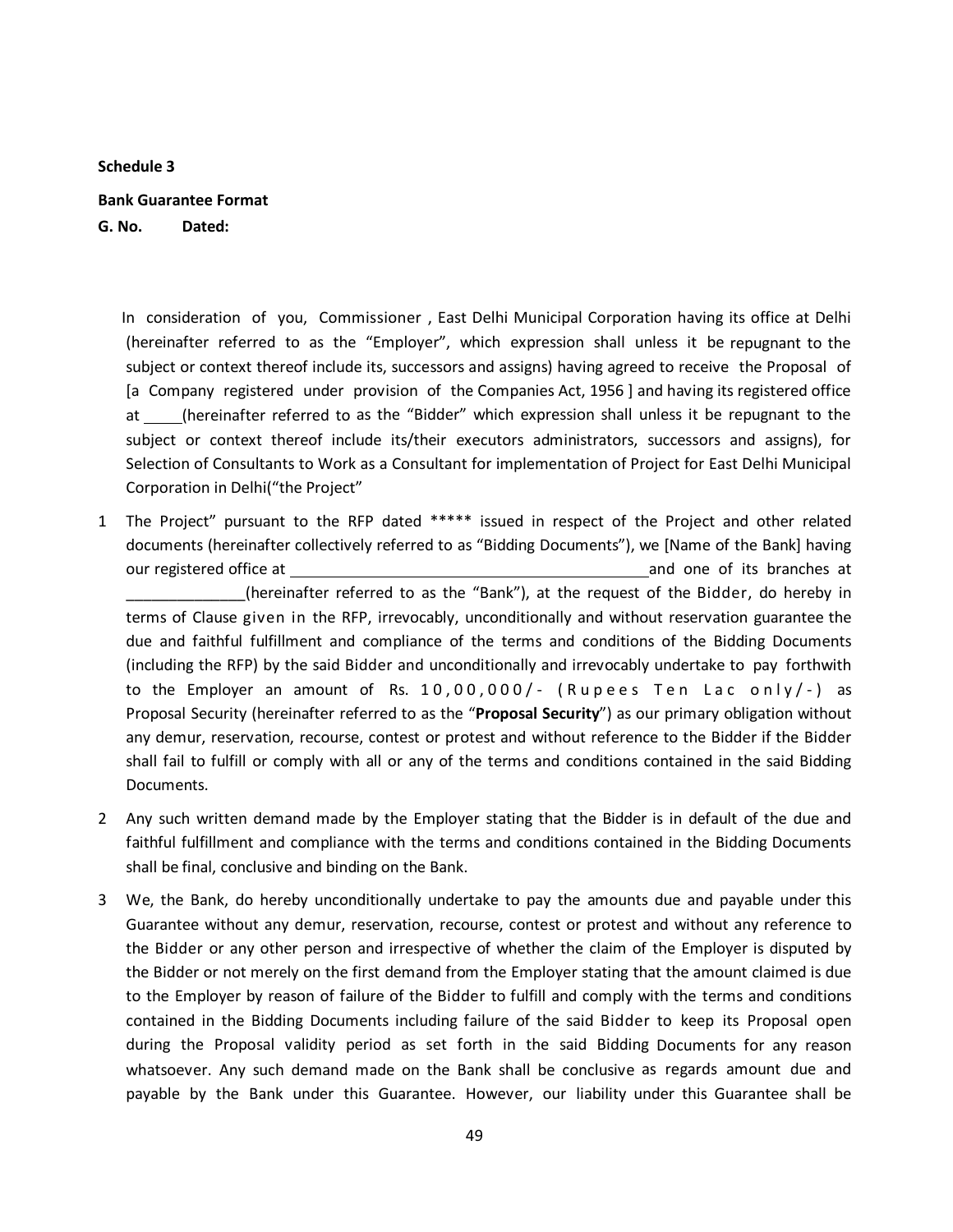**Schedule 3**

**Bank Guarantee Format**

**G. No. Dated:**

In consideration of you, Commissioner , East Delhi Municipal Corporation having its office at Delhi (hereinafter referred to as the "Employer", which expression shall unless it be repugnant to the subject or context thereof include its, successors and assigns) having agreed to receive the Proposal of [a Company registered under provision of the Companies Act, 1956 ] and having its registered office at _____(hereinafter referred to as the "Bidder" which expression shall unless it be repugnant to the subject or context thereof include its/their executors administrators, successors and assigns), for Selection of Consultants to Work as a Consultant for implementation of Project for East Delhi Municipal Corporation in Delhi("the Project"

1. The Project" pursuant to the RFP dated ***** issued in respect of the Project and other related documents (hereinafter collectively referred to as "Bidding Documents"), we [Name of the Bank] having our registered office at ____________________________________________ and one of its branches at ______________(hereinafter referred to as the "Bank"), at the request of the Bidder, do hereby in terms of Clause given in the RFP, irrevocably, unconditionally and without reservation guarantee the due and faithful fulfillment and compliance of the terms and conditions of the Bidding Documents (including the RFP) by the said Bidder and unconditionally and irrevocably undertake to pay forthwith to the Employer an amount of Rs. 10,00,000/- (Rupees Ten Lac only/-) as Proposal Security (hereinafter referred to as the "**Proposal Security**") as our primary obligation without any demur, reservation, recourse, contest or protest and without reference to the Bidder if the Bidder shall fail to fulfill or comply with all or any of the terms and conditions contained in the said Bidding Documents.

2. Any such written demand made by the Employer stating that the Bidder is in default of the due and faithful fulfillment and compliance with the terms and conditions contained in the Bidding Documents shall be final, conclusive and binding on the Bank.

3. We, the Bank, do hereby unconditionally undertake to pay the amounts due and payable under this Guarantee without any demur, reservation, recourse, contest or protest and without any reference to the Bidder or any other person and irrespective of whether the claim of the Employer is disputed by the Bidder or not merely on the first demand from the Employer stating that the amount claimed is due to the Employer by reason of failure of the Bidder to fulfill and comply with the terms and conditions contained in the Bidding Documents including failure of the said Bidder to keep its Proposal open during the Proposal validity period as set forth in the said Bidding Documents for any reason whatsoever. Any such demand made on the Bank shall be conclusive as regards amount due and payable by the Bank under this Guarantee. However, our liability under this Guarantee shall be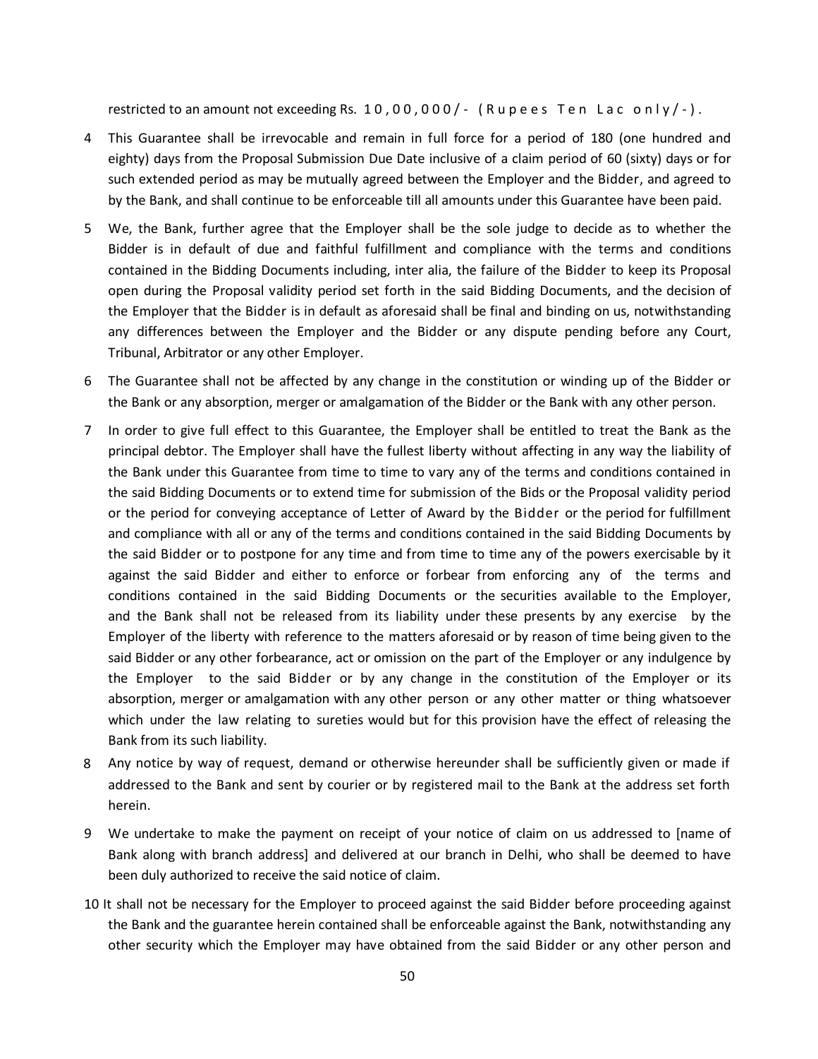restricted to an amount not exceeding Rs. 10,00,000/- (Rupees Ten Lac only/-).

4 This Guarantee shall be irrevocable and remain in full force for a period of 180 (one hundred and eighty) days from the Proposal Submission Due Date inclusive of a claim period of 60 (sixty) days or for such extended period as may be mutually agreed between the Employer and the Bidder, and agreed to by the Bank, and shall continue to be enforceable till all amounts under this Guarantee have been paid.

5 We, the Bank, further agree that the Employer shall be the sole judge to decide as to whether the Bidder is in default of due and faithful fulfillment and compliance with the terms and conditions contained in the Bidding Documents including, inter alia, the failure of the Bidder to keep its Proposal open during the Proposal validity period set forth in the said Bidding Documents, and the decision of the Employer that the Bidder is in default as aforesaid shall be final and binding on us, notwithstanding any differences between the Employer and the Bidder or any dispute pending before any Court, Tribunal, Arbitrator or any other Employer.

6 The Guarantee shall not be affected by any change in the constitution or winding up of the Bidder or the Bank or any absorption, merger or amalgamation of the Bidder or the Bank with any other person.

7 In order to give full effect to this Guarantee, the Employer shall be entitled to treat the Bank as the principal debtor. The Employer shall have the fullest liberty without affecting in any way the liability of the Bank under this Guarantee from time to time to vary any of the terms and conditions contained in the said Bidding Documents or to extend time for submission of the Bids or the Proposal validity period or the period for conveying acceptance of Letter of Award by the Bidder or the period for fulfillment and compliance with all or any of the terms and conditions contained in the said Bidding Documents by the said Bidder or to postpone for any time and from time to time any of the powers exercisable by it against the said Bidder and either to enforce or forbear from enforcing any of the terms and conditions contained in the said Bidding Documents or the securities available to the Employer, and the Bank shall not be released from its liability under these presents by any exercise by the Employer of the liberty with reference to the matters aforesaid or by reason of time being given to the said Bidder or any other forbearance, act or omission on the part of the Employer or any indulgence by the Employer to the said Bidder or by any change in the constitution of the Employer or its absorption, merger or amalgamation with any other person or any other matter or thing whatsoever which under the law relating to sureties would but for this provision have the effect of releasing the Bank from its such liability.

8 Any notice by way of request, demand or otherwise hereunder shall be sufficiently given or made if addressed to the Bank and sent by courier or by registered mail to the Bank at the address set forth herein.

9 We undertake to make the payment on receipt of your notice of claim on us addressed to [name of Bank along with branch address] and delivered at our branch in Delhi, who shall be deemed to have been duly authorized to receive the said notice of claim.

10 It shall not be necessary for the Employer to proceed against the said Bidder before proceeding against the Bank and the guarantee herein contained shall be enforceable against the Bank, notwithstanding any other security which the Employer may have obtained from the said Bidder or any other person and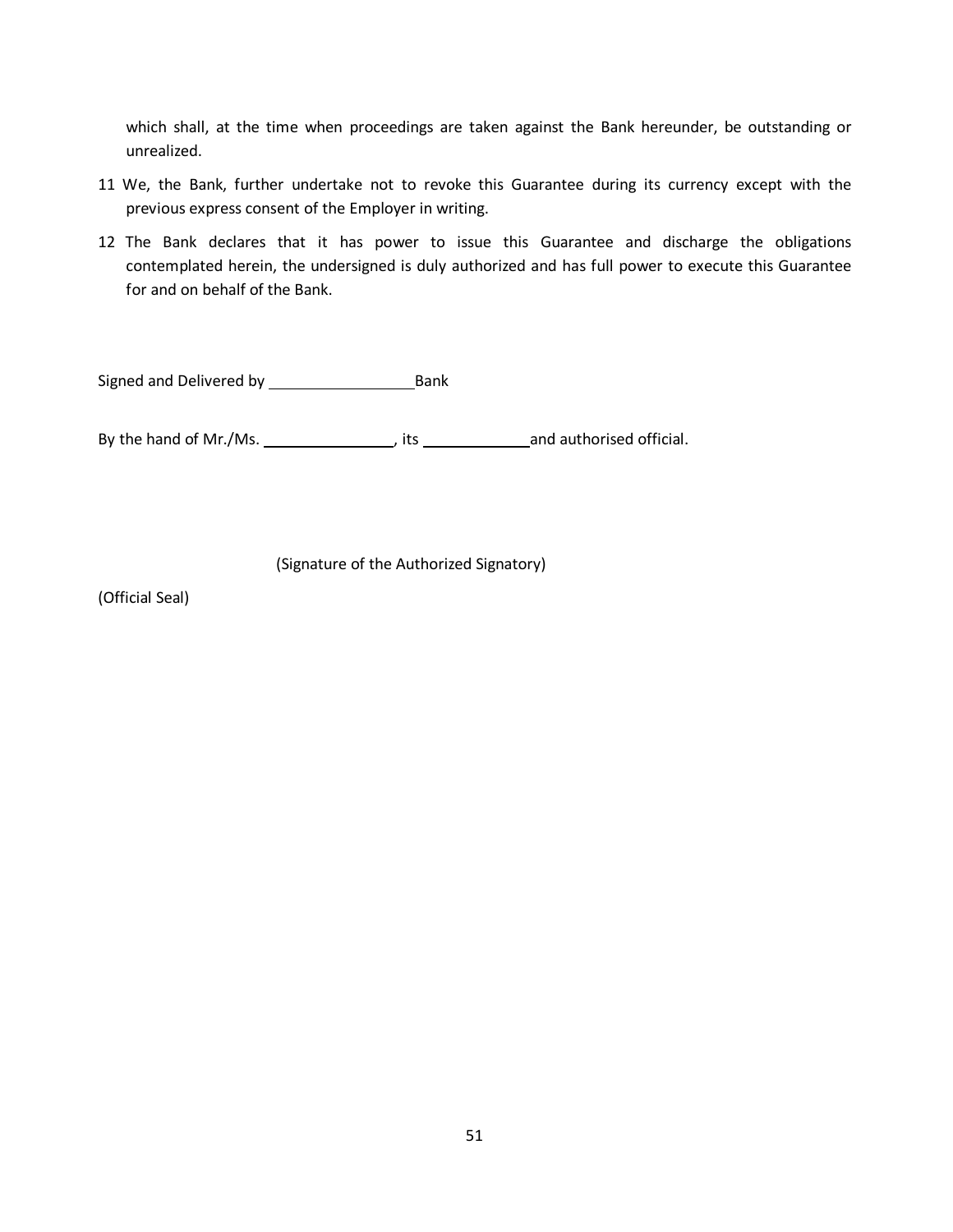which shall, at the time when proceedings are taken against the Bank hereunder, be outstanding or unrealized.

11 We, the Bank, further undertake not to revoke this Guarantee during its currency except with the previous express consent of the Employer in writing.

12 The Bank declares that it has power to issue this Guarantee and discharge the obligations contemplated herein, the undersigned is duly authorized and has full power to execute this Guarantee for and on behalf of the Bank.

Signed and Delivered by _________________ Bank

By the hand of Mr./Ms. _______________, its _____________ and authorised official.

(Signature of the Authorized Signatory)

(Official Seal)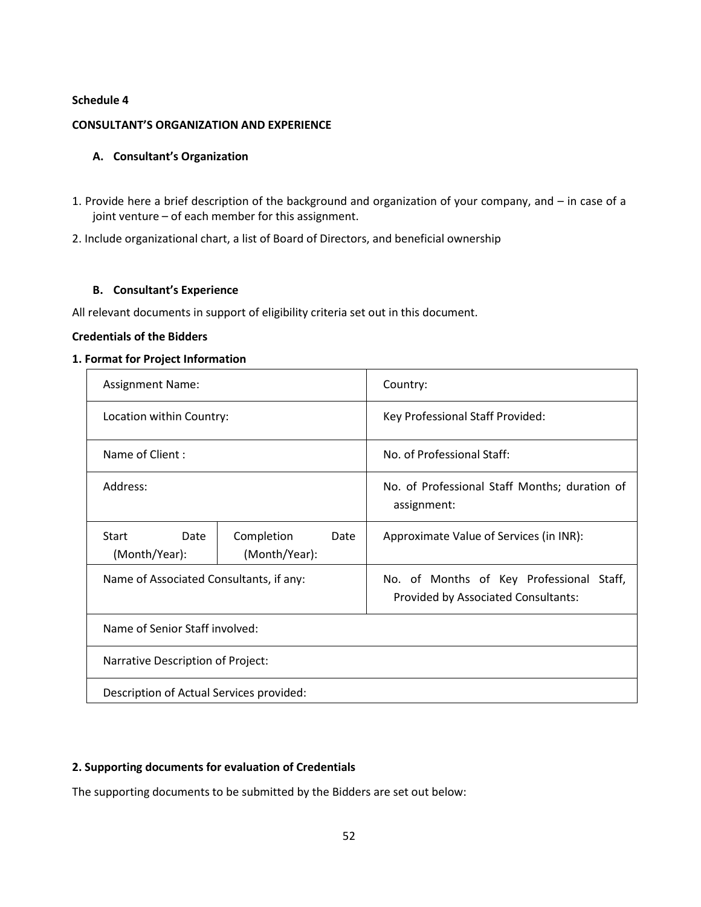**Schedule 4**

**CONSULTANT'S ORGANIZATION AND EXPERIENCE**

**A. Consultant's Organization**

1. Provide here a brief description of the background and organization of your company, and – in case of a joint venture – of each member for this assignment.
2. Include organizational chart, a list of Board of Directors, and beneficial ownership

**B. Consultant's Experience**

All relevant documents in support of eligibility criteria set out in this document.

**Credentials of the Bidders**

**1. Format for Project Information**

| Assignment Name: | | Country: |
|---|---|---|
| Location within Country: | | Key Professional Staff Provided: |
| Name of Client : | | No. of Professional Staff: |
| Address: | | No. of Professional Staff Months; duration of assignment: |
| Start Date (Month/Year): | Completion Date (Month/Year): | Approximate Value of Services (in INR): |
| Name of Associated Consultants, if any: | | No. of Months of Key Professional Staff, Provided by Associated Consultants: |
| Name of Senior Staff involved: | | |
| Narrative Description of Project: | | |
| Description of Actual Services provided: | | |

**2. Supporting documents for evaluation of Credentials**

The supporting documents to be submitted by the Bidders are set out below: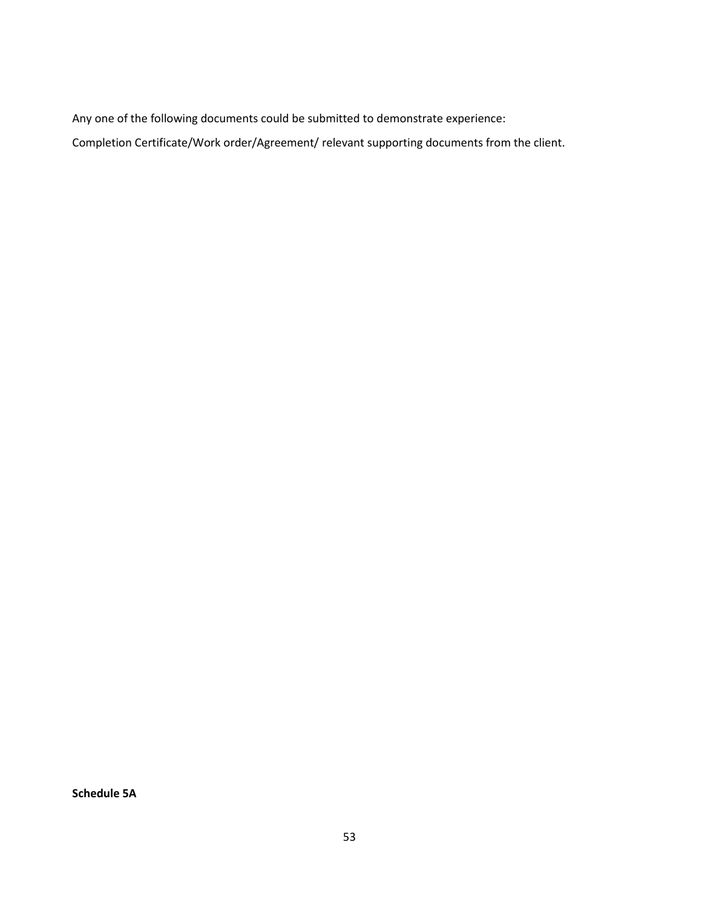Any one of the following documents could be submitted to demonstrate experience:

Completion Certificate/Work order/Agreement/ relevant supporting documents from the client.

**Schedule 5A**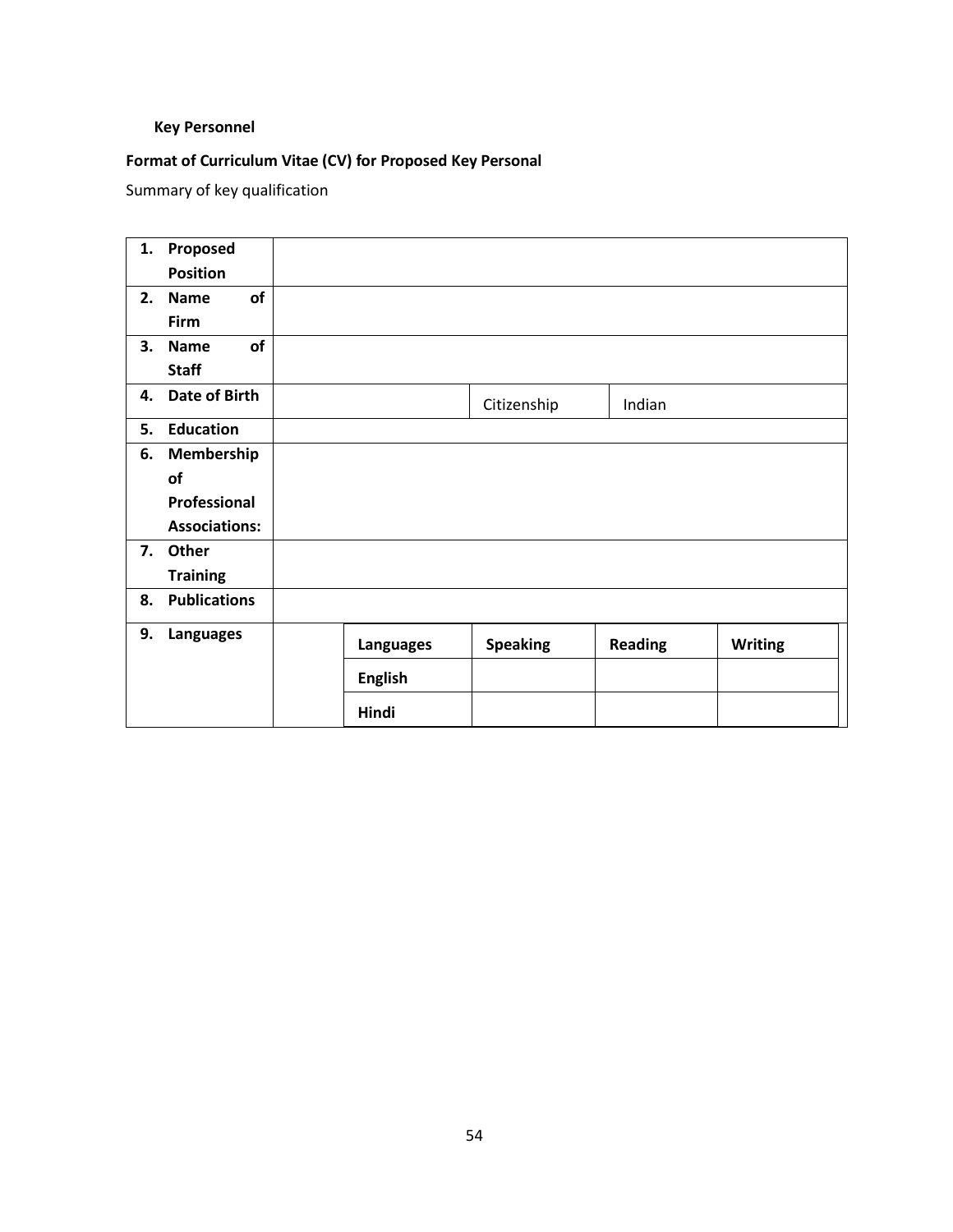**Key Personnel**

**Format of Curriculum Vitae (CV) for Proposed Key Personal**

Summary of key qualification

| | | | | | |
|---|---|---|---|---|---|
| **1. Proposed Position** | | | | | |
| **2. Name of Firm** | | | | | |
| **3. Name of Staff** | | | | | |
| **4. Date of Birth** | | | Citizenship | Indian | |
| **5. Education** | | | | | |
| **6. Membership of Professional Associations:** | | | | | |
| **7. Other Training** | | | | | |
| **8. Publications** | | | | | |
| **9. Languages** | | **Languages** | **Speaking** | **Reading** | **Writing** |
| | | **English** | | | |
| | | **Hindi** | | | |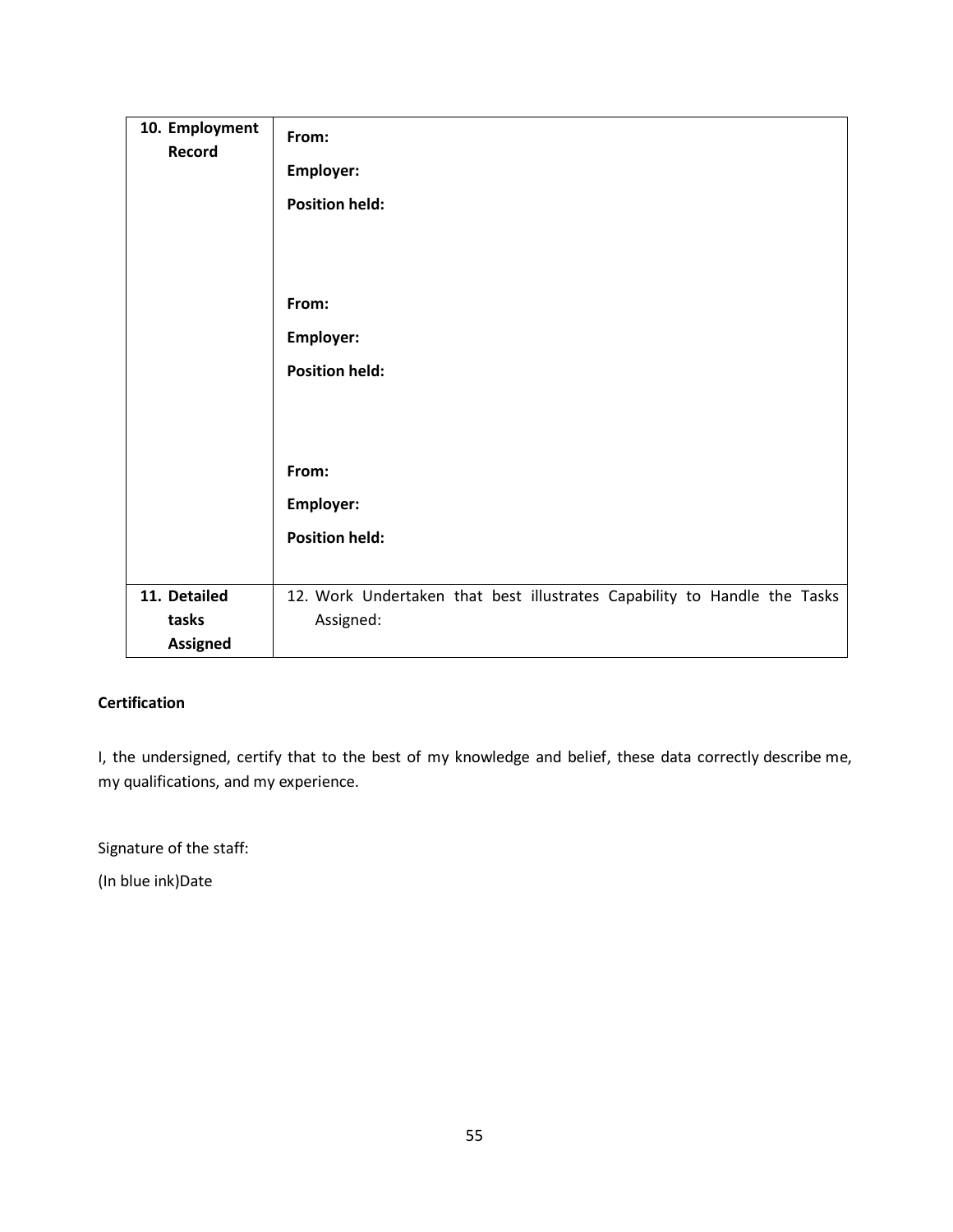| 10. Employment Record | **From:**<br>**Employer:**<br>**Position held:**<br><br><br>**From:**<br>**Employer:**<br>**Position held:**<br><br><br>**From:**<br>**Employer:**<br>**Position held:** |
|---|---|
| **11. Detailed tasks Assigned** | 12. Work Undertaken that best illustrates Capability to Handle the Tasks Assigned: |

**Certification**

I, the undersigned, certify that to the best of my knowledge and belief, these data correctly describe me, my qualifications, and my experience.

Signature of the staff:

(In blue ink)Date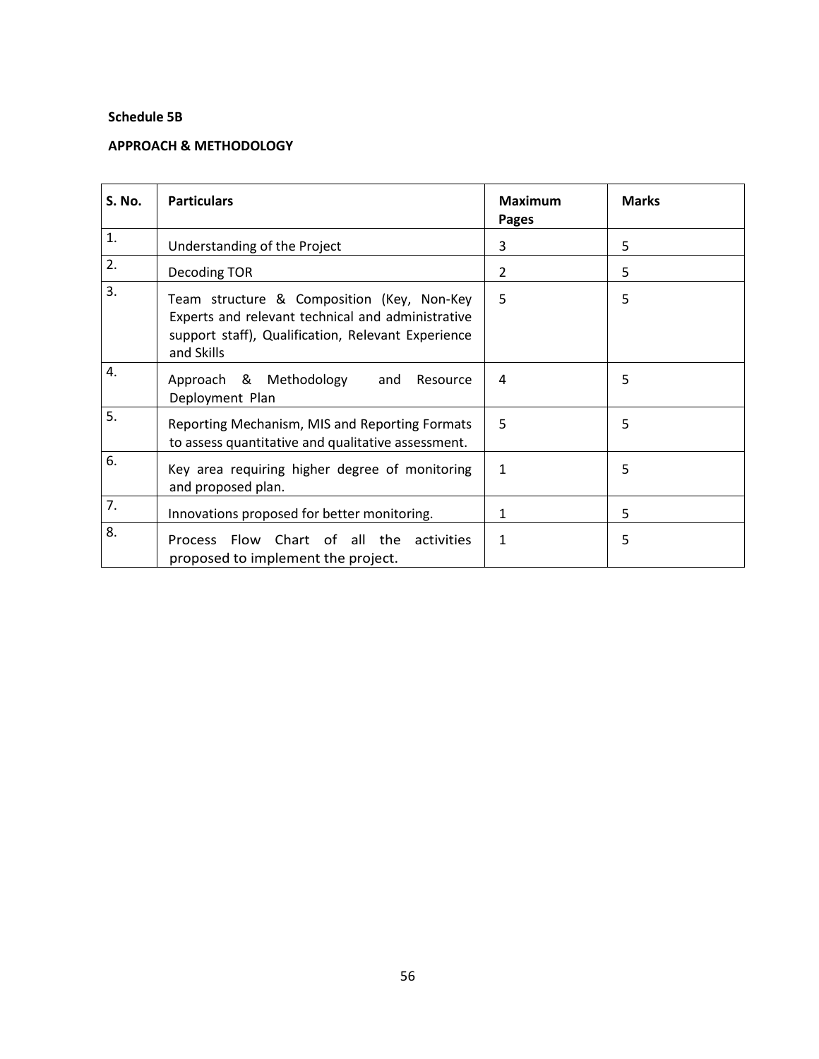**Schedule 5B**

**APPROACH & METHODOLOGY**

| S. No. | Particulars | Maximum Pages | Marks |
|---|---|---|---|
| 1. | Understanding of the Project | 3 | 5 |
| 2. | Decoding TOR | 2 | 5 |
| 3. | Team structure & Composition (Key, Non-Key Experts and relevant technical and administrative support staff), Qualification, Relevant Experience and Skills | 5 | 5 |
| 4. | Approach & Methodology and Resource Deployment Plan | 4 | 5 |
| 5. | Reporting Mechanism, MIS and Reporting Formats to assess quantitative and qualitative assessment. | 5 | 5 |
| 6. | Key area requiring higher degree of monitoring and proposed plan. | 1 | 5 |
| 7. | Innovations proposed for better monitoring. | 1 | 5 |
| 8. | Process Flow Chart of all the activities proposed to implement the project. | 1 | 5 |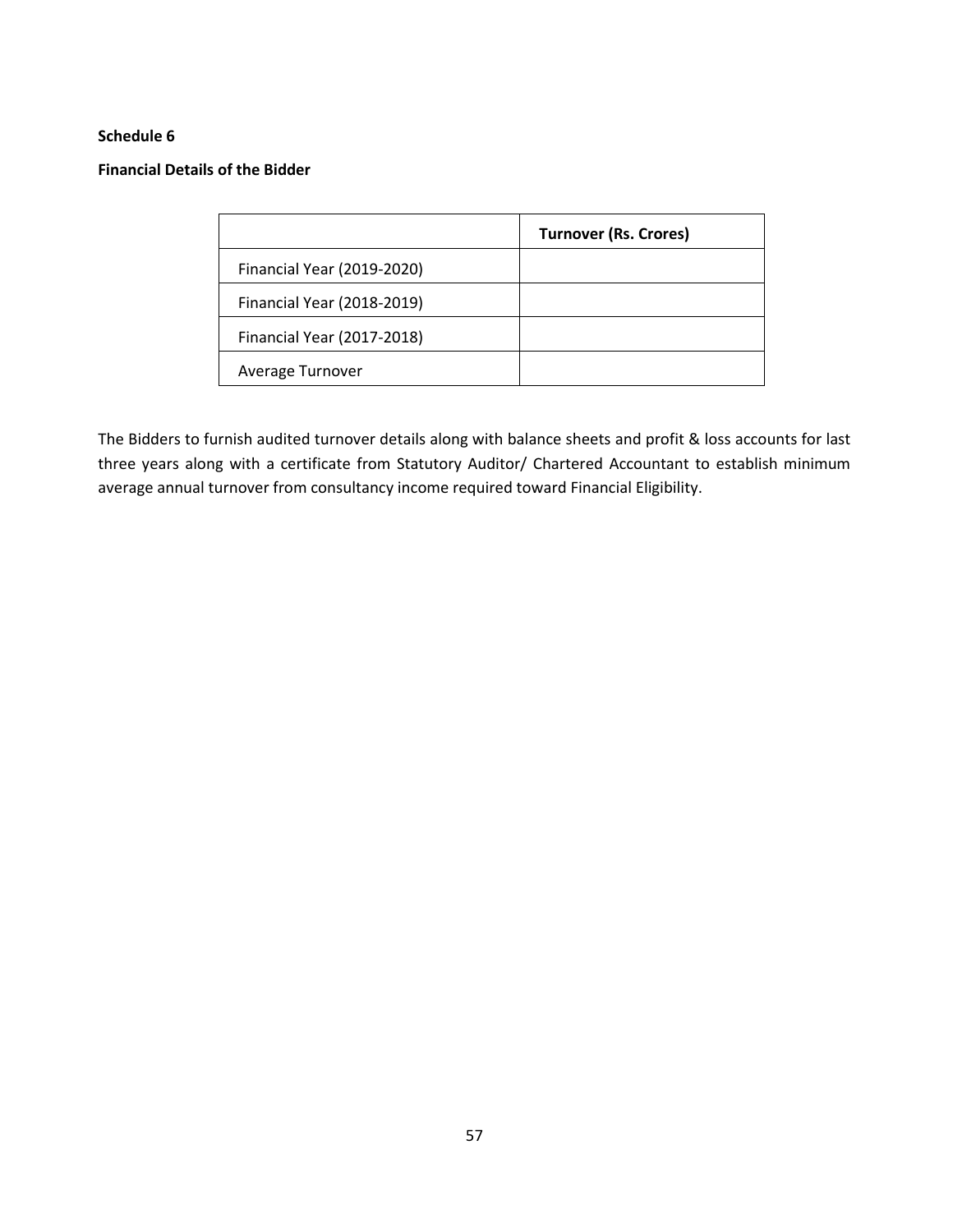**Schedule 6**

**Financial Details of the Bidder**

| | **Turnover (Rs. Crores)** |
|---|---|
| Financial Year (2019-2020) | |
| Financial Year (2018-2019) | |
| Financial Year (2017-2018) | |
| Average Turnover | |

The Bidders to furnish audited turnover details along with balance sheets and profit & loss accounts for last three years along with a certificate from Statutory Auditor/ Chartered Accountant to establish minimum average annual turnover from consultancy income required toward Financial Eligibility.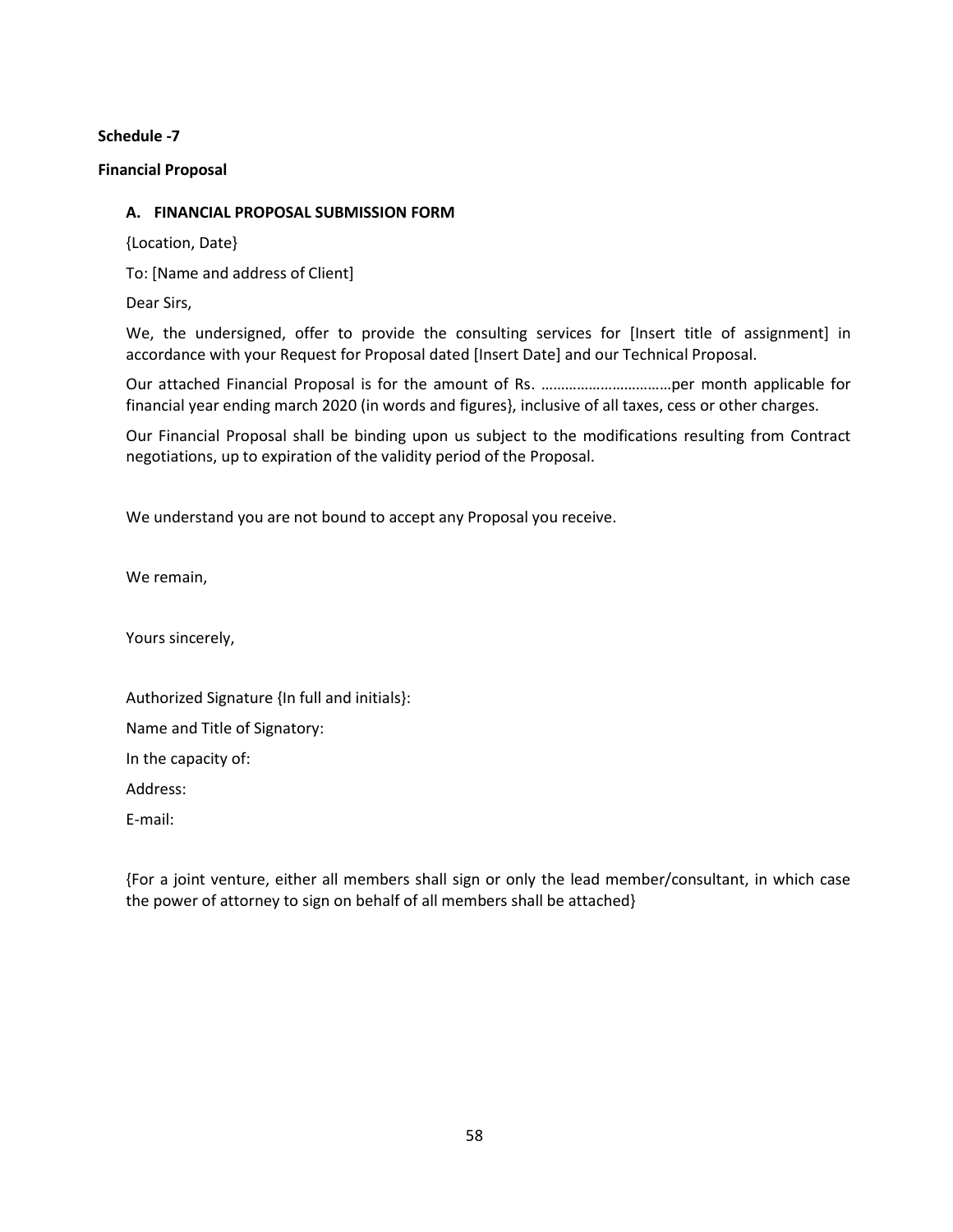**Schedule -7**

**Financial Proposal**

**A. FINANCIAL PROPOSAL SUBMISSION FORM**

{Location, Date}

To: [Name and address of Client]

Dear Sirs,

We, the undersigned, offer to provide the consulting services for [Insert title of assignment] in accordance with your Request for Proposal dated [Insert Date] and our Technical Proposal.

Our attached Financial Proposal is for the amount of Rs. ……………………………per month applicable for financial year ending march 2020 (in words and figures}, inclusive of all taxes, cess or other charges.

Our Financial Proposal shall be binding upon us subject to the modifications resulting from Contract negotiations, up to expiration of the validity period of the Proposal.

We understand you are not bound to accept any Proposal you receive.

We remain,

Yours sincerely,

Authorized Signature {In full and initials}:

Name and Title of Signatory:

In the capacity of:

Address:

E-mail:

{For a joint venture, either all members shall sign or only the lead member/consultant, in which case the power of attorney to sign on behalf of all members shall be attached}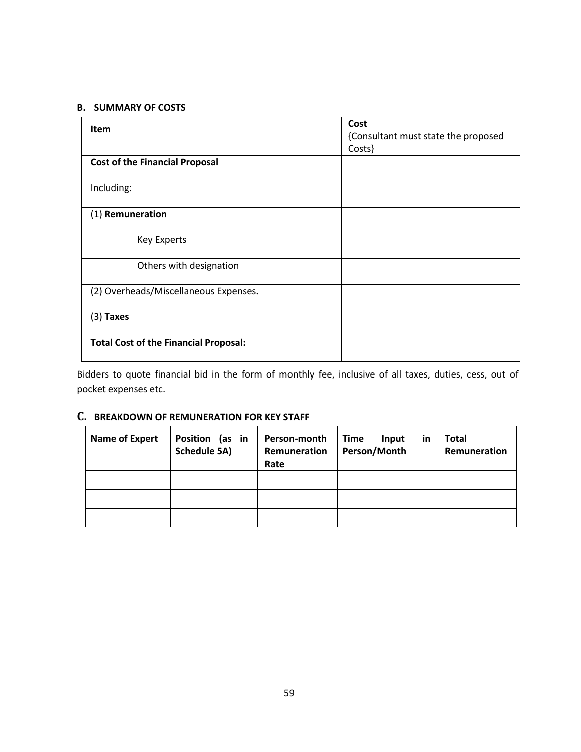**B. SUMMARY OF COSTS**

| **Item** | **Cost** {Consultant must state the proposed Costs} |
|---|---|
| **Cost of the Financial Proposal** | |
| Including: | |
| (1) **Remuneration** | |
| Key Experts | |
| Others with designation | |
| (2) Overheads/Miscellaneous Expenses**.** | |
| (3) **Taxes** | |
| **Total Cost of the Financial Proposal:** | |

Bidders to quote financial bid in the form of monthly fee, inclusive of all taxes, duties, cess, out of pocket expenses etc.

## C. BREAKDOWN OF REMUNERATION FOR KEY STAFF

| **Name of Expert** | **Position (as in Schedule 5A)** | **Person-month Remuneration Rate** | **Time Input in Person/Month** | **Total Remuneration** |
|---|---|---|---|---|
| | | | | |
| | | | | |
| | | | | |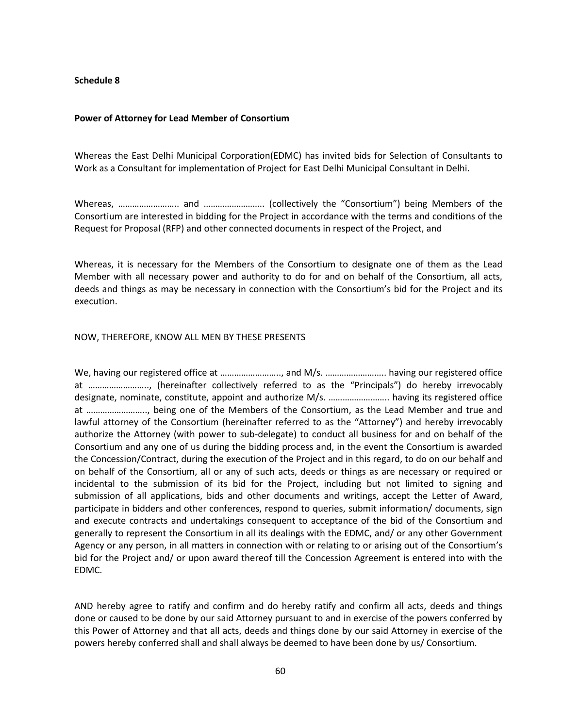**Schedule 8**

**Power of Attorney for Lead Member of Consortium**

Whereas the East Delhi Municipal Corporation(EDMC) has invited bids for Selection of Consultants to Work as a Consultant for implementation of Project for East Delhi Municipal Consultant in Delhi.

Whereas, …………………….. and …………………….. (collectively the "Consortium") being Members of the Consortium are interested in bidding for the Project in accordance with the terms and conditions of the Request for Proposal (RFP) and other connected documents in respect of the Project, and

Whereas, it is necessary for the Members of the Consortium to designate one of them as the Lead Member with all necessary power and authority to do for and on behalf of the Consortium, all acts, deeds and things as may be necessary in connection with the Consortium's bid for the Project and its execution.

NOW, THEREFORE, KNOW ALL MEN BY THESE PRESENTS

We, having our registered office at …………………….., and M/s. …………………….. having our registered office at …………………….., (hereinafter collectively referred to as the "Principals") do hereby irrevocably designate, nominate, constitute, appoint and authorize M/s. …………………….. having its registered office at …………………….., being one of the Members of the Consortium, as the Lead Member and true and lawful attorney of the Consortium (hereinafter referred to as the "Attorney") and hereby irrevocably authorize the Attorney (with power to sub-delegate) to conduct all business for and on behalf of the Consortium and any one of us during the bidding process and, in the event the Consortium is awarded the Concession/Contract, during the execution of the Project and in this regard, to do on our behalf and on behalf of the Consortium, all or any of such acts, deeds or things as are necessary or required or incidental to the submission of its bid for the Project, including but not limited to signing and submission of all applications, bids and other documents and writings, accept the Letter of Award, participate in bidders and other conferences, respond to queries, submit information/ documents, sign and execute contracts and undertakings consequent to acceptance of the bid of the Consortium and generally to represent the Consortium in all its dealings with the EDMC, and/ or any other Government Agency or any person, in all matters in connection with or relating to or arising out of the Consortium's bid for the Project and/ or upon award thereof till the Concession Agreement is entered into with the EDMC.

AND hereby agree to ratify and confirm and do hereby ratify and confirm all acts, deeds and things done or caused to be done by our said Attorney pursuant to and in exercise of the powers conferred by this Power of Attorney and that all acts, deeds and things done by our said Attorney in exercise of the powers hereby conferred shall and shall always be deemed to have been done by us/ Consortium.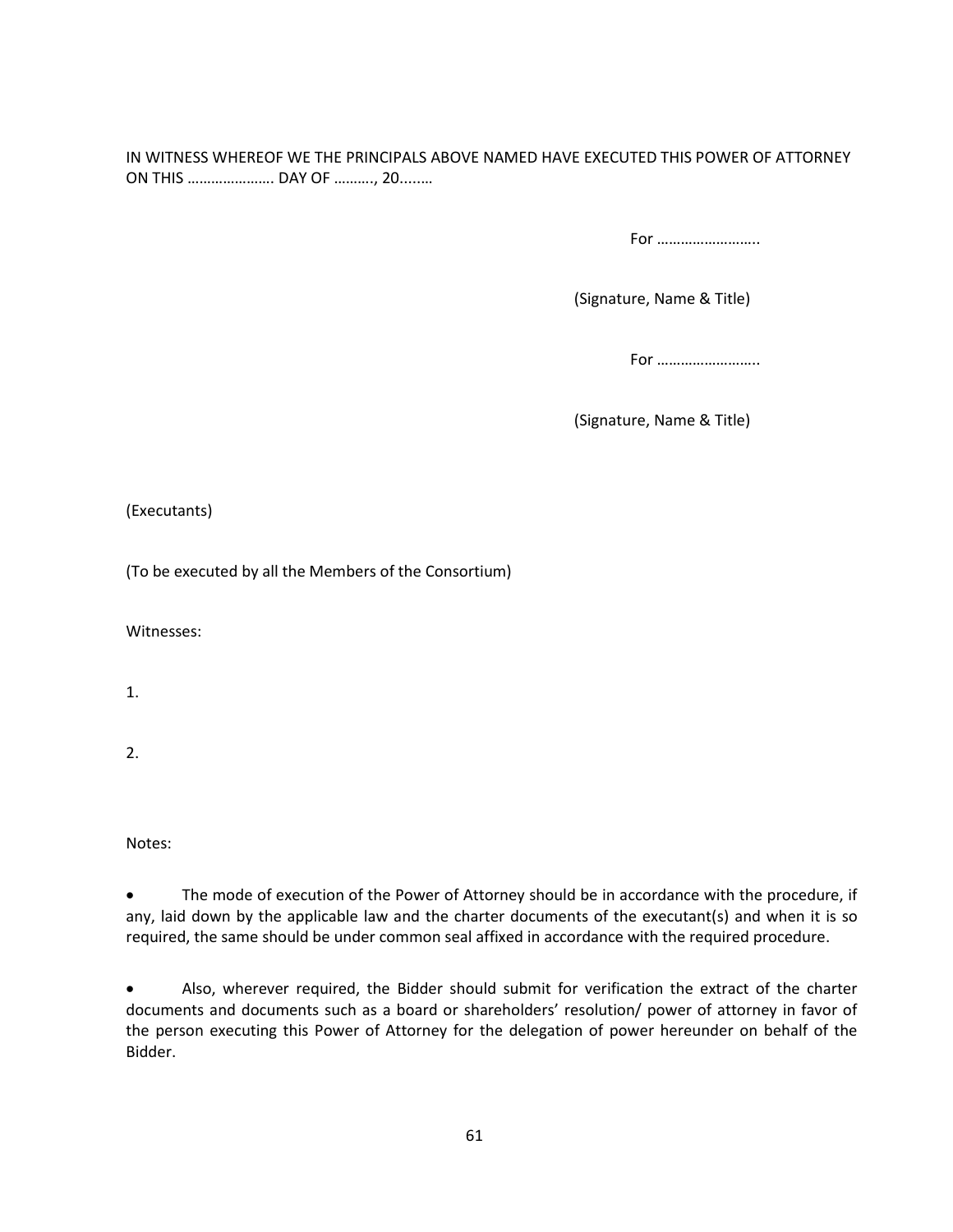IN WITNESS WHEREOF WE THE PRINCIPALS ABOVE NAMED HAVE EXECUTED THIS POWER OF ATTORNEY ON THIS …………………. DAY OF ………., 20........

For ……………………..

(Signature, Name & Title)

For ……………………..

(Signature, Name & Title)

(Executants)

(To be executed by all the Members of the Consortium)

Witnesses:

1.

2.

Notes:

- The mode of execution of the Power of Attorney should be in accordance with the procedure, if any, laid down by the applicable law and the charter documents of the executant(s) and when it is so required, the same should be under common seal affixed in accordance with the required procedure.

- Also, wherever required, the Bidder should submit for verification the extract of the charter documents and documents such as a board or shareholders' resolution/ power of attorney in favor of the person executing this Power of Attorney for the delegation of power hereunder on behalf of the Bidder.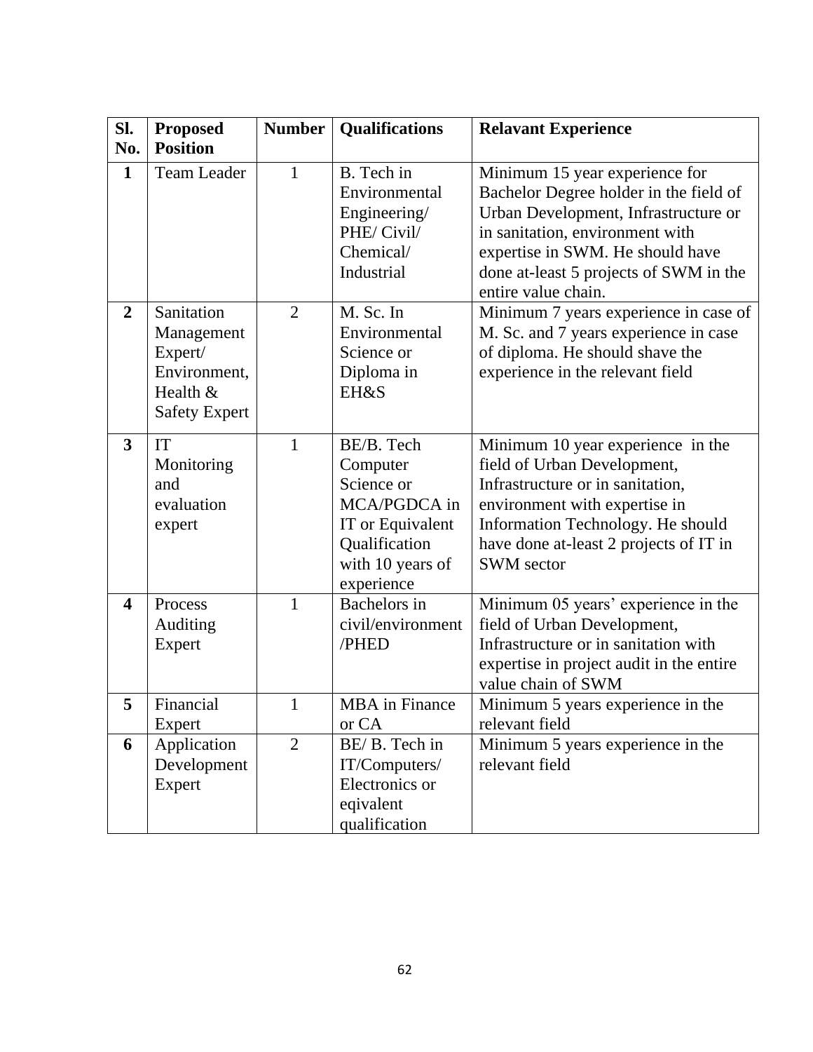| Sl. No. | Proposed Position | Number | Qualifications | Relavant Experience |
|---|---|---|---|---|
| 1 | Team Leader | 1 | B. Tech in Environmental Engineering/ PHE/ Civil/ Chemical/ Industrial | Minimum 15 year experience for Bachelor Degree holder in the field of Urban Development, Infrastructure or in sanitation, environment with expertise in SWM. He should have done at-least 5 projects of SWM in the entire value chain. |
| 2 | Sanitation Management Expert/ Environment, Health & Safety Expert | 2 | M. Sc. In Environmental Science or Diploma in EH&S | Minimum 7 years experience in case of M. Sc. and 7 years experience in case of diploma. He should shave the experience in the relevant field |
| 3 | IT Monitoring and evaluation expert | 1 | BE/B. Tech Computer Science or MCA/PGDCA in IT or Equivalent Qualification with 10 years of experience | Minimum 10 year experience in the field of Urban Development, Infrastructure or in sanitation, environment with expertise in Information Technology. He should have done at-least 2 projects of IT in SWM sector |
| 4 | Process Auditing Expert | 1 | Bachelors in civil/environment /PHED | Minimum 05 years' experience in the field of Urban Development, Infrastructure or in sanitation with expertise in project audit in the entire value chain of SWM |
| 5 | Financial Expert | 1 | MBA in Finance or CA | Minimum 5 years experience in the relevant field |
| 6 | Application Development Expert | 2 | BE/ B. Tech in IT/Computers/ Electronics or eqivalent qualification | Minimum 5 years experience in the relevant field |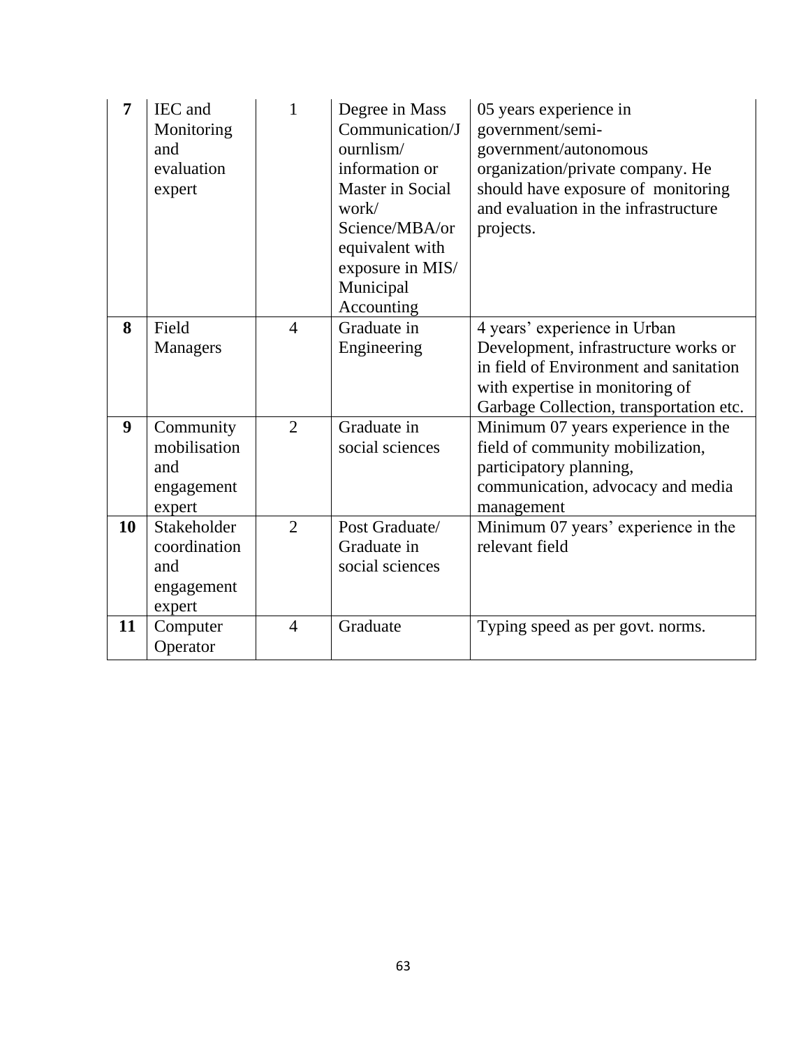| | | | | |
|---|---|---|---|---|
| **7** | IEC and Monitoring and evaluation expert | 1 | Degree in Mass Communication/Journlism/ information or Master in Social work/ Science/MBA/or equivalent with exposure in MIS/ Municipal Accounting | 05 years experience in government/semi-government/autonomous organization/private company. He should have exposure of monitoring and evaluation in the infrastructure projects. |
| **8** | Field Managers | 4 | Graduate in Engineering | 4 years' experience in Urban Development, infrastructure works or in field of Environment and sanitation with expertise in monitoring of Garbage Collection, transportation etc. |
| **9** | Community mobilisation and engagement expert | 2 | Graduate in social sciences | Minimum 07 years experience in the field of community mobilization, participatory planning, communication, advocacy and media management |
| **10** | Stakeholder coordination and engagement expert | 2 | Post Graduate/ Graduate in social sciences | Minimum 07 years' experience in the relevant field |
| **11** | Computer Operator | 4 | Graduate | Typing speed as per govt. norms. |